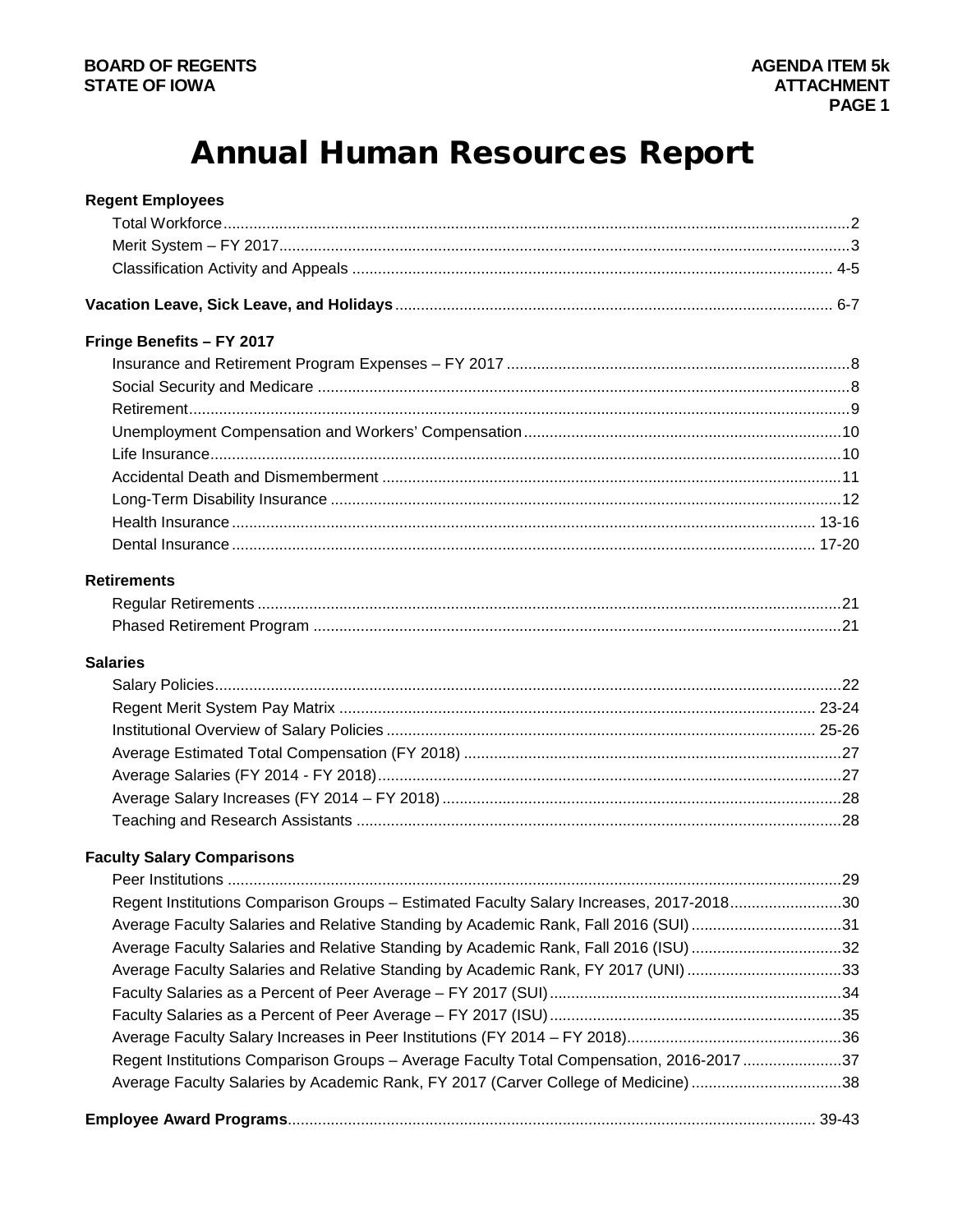BOARD OF REGENTS
STATE OF IOWA

AGENDA ITEM 5k
ATTACHMENT

# Annual Human Resources Report

**Regent Employees**

- Total Workforce ..... 2
- Merit System – FY 2017 ..... 3
- Classification Activity and Appeals ..... 4-5

**Vacation Leave, Sick Leave, and Holidays** ..... 6-7

**Fringe Benefits – FY 2017**

- Insurance and Retirement Program Expenses – FY 2017 ..... 8
- Social Security and Medicare ..... 8
- Retirement ..... 9
- Unemployment Compensation and Workers' Compensation ..... 10
- Life Insurance ..... 10
- Accidental Death and Dismemberment ..... 11
- Long-Term Disability Insurance ..... 12
- Health Insurance ..... 13-16
- Dental Insurance ..... 17-20

**Retirements**

- Regular Retirements ..... 21
- Phased Retirement Program ..... 21

**Salaries**

- Salary Policies ..... 22
- Regent Merit System Pay Matrix ..... 23-24
- Institutional Overview of Salary Policies ..... 25-26
- Average Estimated Total Compensation (FY 2018) ..... 27
- Average Salaries (FY 2014 - FY 2018) ..... 27
- Average Salary Increases (FY 2014 – FY 2018) ..... 28
- Teaching and Research Assistants ..... 28

**Faculty Salary Comparisons**

- Peer Institutions ..... 29
- Regent Institutions Comparison Groups – Estimated Faculty Salary Increases, 2017-2018 ..... 30
- Average Faculty Salaries and Relative Standing by Academic Rank, Fall 2016 (SUI) ..... 31
- Average Faculty Salaries and Relative Standing by Academic Rank, Fall 2016 (ISU) ..... 32
- Average Faculty Salaries and Relative Standing by Academic Rank, FY 2017 (UNI) ..... 33
- Faculty Salaries as a Percent of Peer Average – FY 2017 (SUI) ..... 34
- Faculty Salaries as a Percent of Peer Average – FY 2017 (ISU) ..... 35
- Average Faculty Salary Increases in Peer Institutions (FY 2014 – FY 2018) ..... 36
- Regent Institutions Comparison Groups – Average Faculty Total Compensation, 2016-2017 ..... 37
- Average Faculty Salaries by Academic Rank, FY 2017 (Carver College of Medicine) ..... 38

**Employee Award Programs** ..... 39-43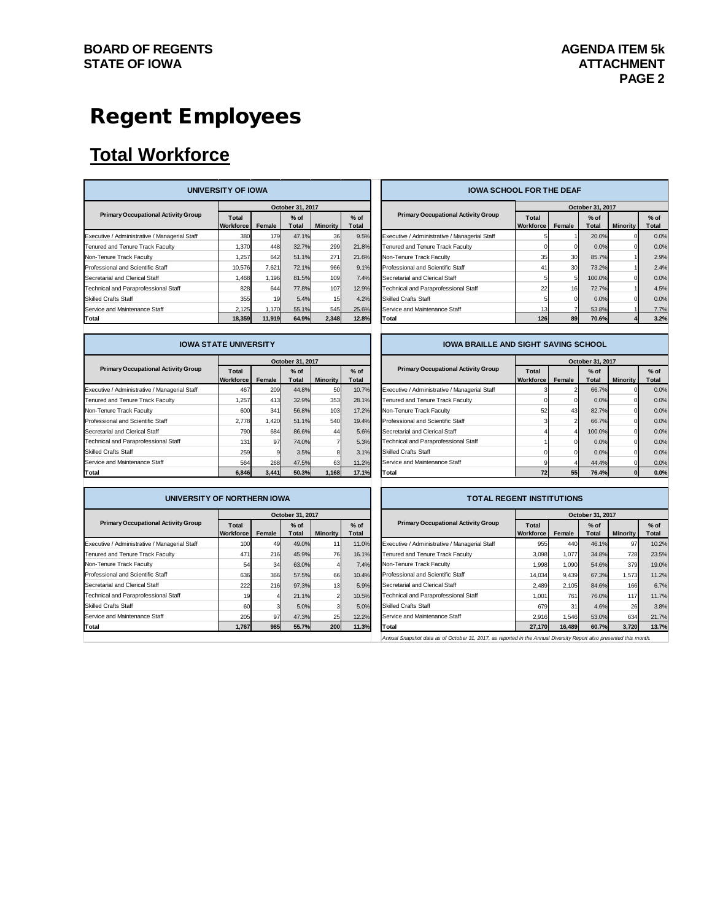# Regent Employees

## Total Workforce

**UNIVERSITY OF IOWA**

| Primary Occupational Activity Group | October 31, 2017 | | | | |
|---|---|---|---|---|---|
| | Total Workforce | Female | % of Total | Minority | % of Total |
| Executive / Administrative / Managerial Staff | 380 | 179 | 47.1% | 36 | 9.5% |
| Tenured and Tenure Track Faculty | 1,370 | 448 | 32.7% | 299 | 21.8% |
| Non-Tenure Track Faculty | 1,257 | 642 | 51.1% | 271 | 21.6% |
| Professional and Scientific Staff | 10,576 | 7,621 | 72.1% | 966 | 9.1% |
| Secretarial and Clerical Staff | 1,468 | 1,196 | 81.5% | 109 | 7.4% |
| Technical and Paraprofessional Staff | 828 | 644 | 77.8% | 107 | 12.9% |
| Skilled Crafts Staff | 355 | 19 | 5.4% | 15 | 4.2% |
| Service and Maintenance Staff | 2,125 | 1,170 | 55.1% | 545 | 25.6% |
| **Total** | **18,359** | **11,919** | **64.9%** | **2,348** | **12.8%** |

**IOWA STATE UNIVERSITY**

| Primary Occupational Activity Group | October 31, 2017 | | | | |
|---|---|---|---|---|---|
| | Total Workforce | Female | % of Total | Minority | % of Total |
| Executive / Administrative / Managerial Staff | 467 | 209 | 44.8% | 50 | 10.7% |
| Tenured and Tenure Track Faculty | 1,257 | 413 | 32.9% | 353 | 28.1% |
| Non-Tenure Track Faculty | 600 | 341 | 56.8% | 103 | 17.2% |
| Professional and Scientific Staff | 2,778 | 1,420 | 51.1% | 540 | 19.4% |
| Secretarial and Clerical Staff | 790 | 684 | 86.6% | 44 | 5.6% |
| Technical and Paraprofessional Staff | 131 | 97 | 74.0% | 7 | 5.3% |
| Skilled Crafts Staff | 259 | 9 | 3.5% | 8 | 3.1% |
| Service and Maintenance Staff | 564 | 268 | 47.5% | 63 | 11.2% |
| **Total** | **6,846** | **3,441** | **50.3%** | **1,168** | **17.1%** |

**UNIVERSITY OF NORTHERN IOWA**

| Primary Occupational Activity Group | October 31, 2017 | | | | |
|---|---|---|---|---|---|
| | Total Workforce | Female | % of Total | Minority | % of Total |
| Executive / Administrative / Managerial Staff | 100 | 49 | 49.0% | 11 | 11.0% |
| Tenured and Tenure Track Faculty | 471 | 216 | 45.9% | 76 | 16.1% |
| Non-Tenure Track Faculty | 54 | 34 | 63.0% | 4 | 7.4% |
| Professional and Scientific Staff | 636 | 366 | 57.5% | 66 | 10.4% |
| Secretarial and Clerical Staff | 222 | 216 | 97.3% | 13 | 5.9% |
| Technical and Paraprofessional Staff | 19 | 4 | 21.1% | 2 | 10.5% |
| Skilled Crafts Staff | 60 | 3 | 5.0% | 3 | 5.0% |
| Service and Maintenance Staff | 205 | 97 | 47.3% | 25 | 12.2% |
| **Total** | **1,767** | **985** | **55.7%** | **200** | **11.3%** |

**IOWA SCHOOL FOR THE DEAF**

| Primary Occupational Activity Group | October 31, 2017 | | | | |
|---|---|---|---|---|---|
| | Total Workforce | Female | % of Total | Minority | % of Total |
| Executive / Administrative / Managerial Staff | 5 | 1 | 20.0% | 0 | 0.0% |
| Tenured and Tenure Track Faculty | 0 | 0 | 0.0% | 0 | 0.0% |
| Non-Tenure Track Faculty | 35 | 30 | 85.7% | 1 | 2.9% |
| Professional and Scientific Staff | 41 | 30 | 73.2% | 1 | 2.4% |
| Secretarial and Clerical Staff | 5 | 5 | 100.0% | 0 | 0.0% |
| Technical and Paraprofessional Staff | 22 | 16 | 72.7% | 1 | 4.5% |
| Skilled Crafts Staff | 5 | 0 | 0.0% | 0 | 0.0% |
| Service and Maintenance Staff | 13 | 7 | 53.8% | 1 | 7.7% |
| **Total** | **126** | **89** | **70.6%** | **4** | **3.2%** |

**IOWA BRAILLE AND SIGHT SAVING SCHOOL**

| Primary Occupational Activity Group | October 31, 2017 | | | | |
|---|---|---|---|---|---|
| | Total Workforce | Female | % of Total | Minority | % of Total |
| Executive / Administrative / Managerial Staff | 3 | 2 | 66.7% | 0 | 0.0% |
| Tenured and Tenure Track Faculty | 0 | 0 | 0.0% | 0 | 0.0% |
| Non-Tenure Track Faculty | 52 | 43 | 82.7% | 0 | 0.0% |
| Professional and Scientific Staff | 3 | 2 | 66.7% | 0 | 0.0% |
| Secretarial and Clerical Staff | 4 | 4 | 100.0% | 0 | 0.0% |
| Technical and Paraprofessional Staff | 1 | 0 | 0.0% | 0 | 0.0% |
| Skilled Crafts Staff | 0 | 0 | 0.0% | 0 | 0.0% |
| Service and Maintenance Staff | 9 | 4 | 44.4% | 0 | 0.0% |
| **Total** | **72** | **55** | **76.4%** | **0** | **0.0%** |

**TOTAL REGENT INSTITUTIONS**

| Primary Occupational Activity Group | October 31, 2017 | | | | |
|---|---|---|---|---|---|
| | Total Workforce | Female | % of Total | Minority | % of Total |
| Executive / Administrative / Managerial Staff | 955 | 440 | 46.1% | 97 | 10.2% |
| Tenured and Tenure Track Faculty | 3,098 | 1,077 | 34.8% | 728 | 23.5% |
| Non-Tenure Track Faculty | 1,998 | 1,090 | 54.6% | 379 | 19.0% |
| Professional and Scientific Staff | 14,034 | 9,439 | 67.3% | 1,573 | 11.2% |
| Secretarial and Clerical Staff | 2,489 | 2,105 | 84.6% | 166 | 6.7% |
| Technical and Paraprofessional Staff | 1,001 | 761 | 76.0% | 117 | 11.7% |
| Skilled Crafts Staff | 679 | 31 | 4.6% | 26 | 3.8% |
| Service and Maintenance Staff | 2,916 | 1,546 | 53.0% | 634 | 21.7% |
| **Total** | **27,170** | **16,489** | **60.7%** | **3,720** | **13.7%** |

*Annual Snapshot data as of October 31, 2017, as reported in the Annual Diversity Report also presented this month.*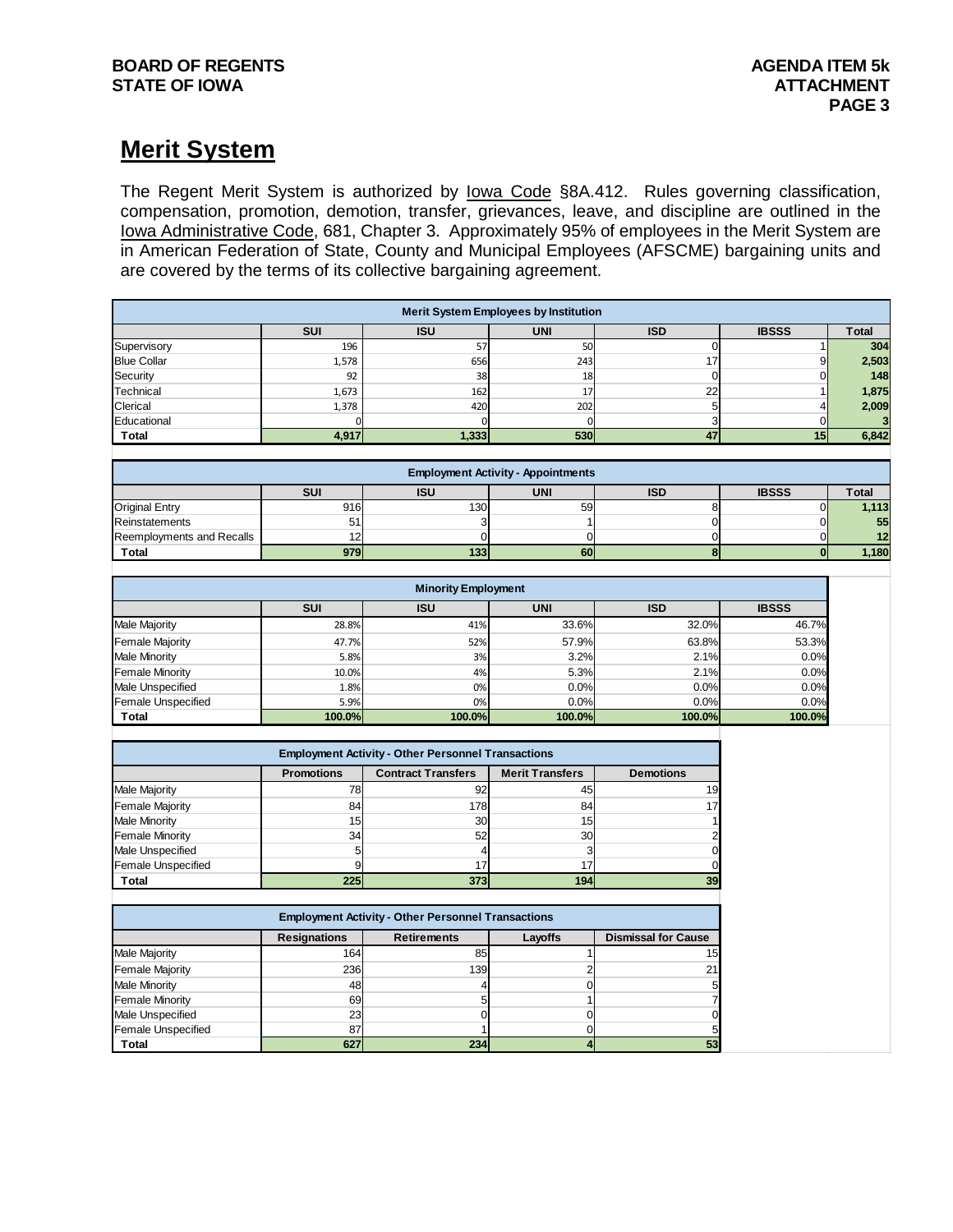## Merit System

The Regent Merit System is authorized by Iowa Code §8A.412. Rules governing classification, compensation, promotion, demotion, transfer, grievances, leave, and discipline are outlined in the Iowa Administrative Code, 681, Chapter 3. Approximately 95% of employees in the Merit System are in American Federation of State, County and Municipal Employees (AFSCME) bargaining units and are covered by the terms of its collective bargaining agreement.

| Merit System Employees by Institution | | | | | | |
|---|---|---|---|---|---|---|
| | SUI | ISU | UNI | ISD | IBSSS | Total |
| Supervisory | 196 | 57 | 50 | 0 | 1 | 304 |
| Blue Collar | 1,578 | 656 | 243 | 17 | 9 | 2,503 |
| Security | 92 | 38 | 18 | 0 | 0 | 148 |
| Technical | 1,673 | 162 | 17 | 22 | 1 | 1,875 |
| Clerical | 1,378 | 420 | 202 | 5 | 4 | 2,009 |
| Educational | 0 | 0 | 0 | 3 | 0 | 3 |
| **Total** | **4,917** | **1,333** | **530** | **47** | **15** | **6,842** |

| Employment Activity - Appointments | | | | | | |
|---|---|---|---|---|---|---|
| | SUI | ISU | UNI | ISD | IBSSS | Total |
| Original Entry | 916 | 130 | 59 | 8 | 0 | 1,113 |
| Reinstatements | 51 | 3 | 1 | 0 | 0 | 55 |
| Reemployments and Recalls | 12 | 0 | 0 | 0 | 0 | 12 |
| **Total** | **979** | **133** | **60** | **8** | **0** | **1,180** |

| Minority Employment | | | | | |
|---|---|---|---|---|---|
| | SUI | ISU | UNI | ISD | IBSSS |
| Male Majority | 28.8% | 41% | 33.6% | 32.0% | 46.7% |
| Female Majority | 47.7% | 52% | 57.9% | 63.8% | 53.3% |
| Male Minority | 5.8% | 3% | 3.2% | 2.1% | 0.0% |
| Female Minority | 10.0% | 4% | 5.3% | 2.1% | 0.0% |
| Male Unspecified | 1.8% | 0% | 0.0% | 0.0% | 0.0% |
| Female Unspecified | 5.9% | 0% | 0.0% | 0.0% | 0.0% |
| **Total** | **100.0%** | **100.0%** | **100.0%** | **100.0%** | **100.0%** |

| Employment Activity - Other Personnel Transactions | | | | |
|---|---|---|---|---|
| | Promotions | Contract Transfers | Merit Transfers | Demotions |
| Male Majority | 78 | 92 | 45 | 19 |
| Female Majority | 84 | 178 | 84 | 17 |
| Male Minority | 15 | 30 | 15 | 1 |
| Female Minority | 34 | 52 | 30 | 2 |
| Male Unspecified | 5 | 4 | 3 | 0 |
| Female Unspecified | 9 | 17 | 17 | 0 |
| **Total** | **225** | **373** | **194** | **39** |

| Employment Activity - Other Personnel Transactions | | | | |
|---|---|---|---|---|
| | Resignations | Retirements | Layoffs | Dismissal for Cause |
| Male Majority | 164 | 85 | 1 | 15 |
| Female Majority | 236 | 139 | 2 | 21 |
| Male Minority | 48 | 4 | 0 | 5 |
| Female Minority | 69 | 5 | 1 | 7 |
| Male Unspecified | 23 | 0 | 0 | 0 |
| Female Unspecified | 87 | 1 | 0 | 5 |
| **Total** | **627** | **234** | **4** | **53** |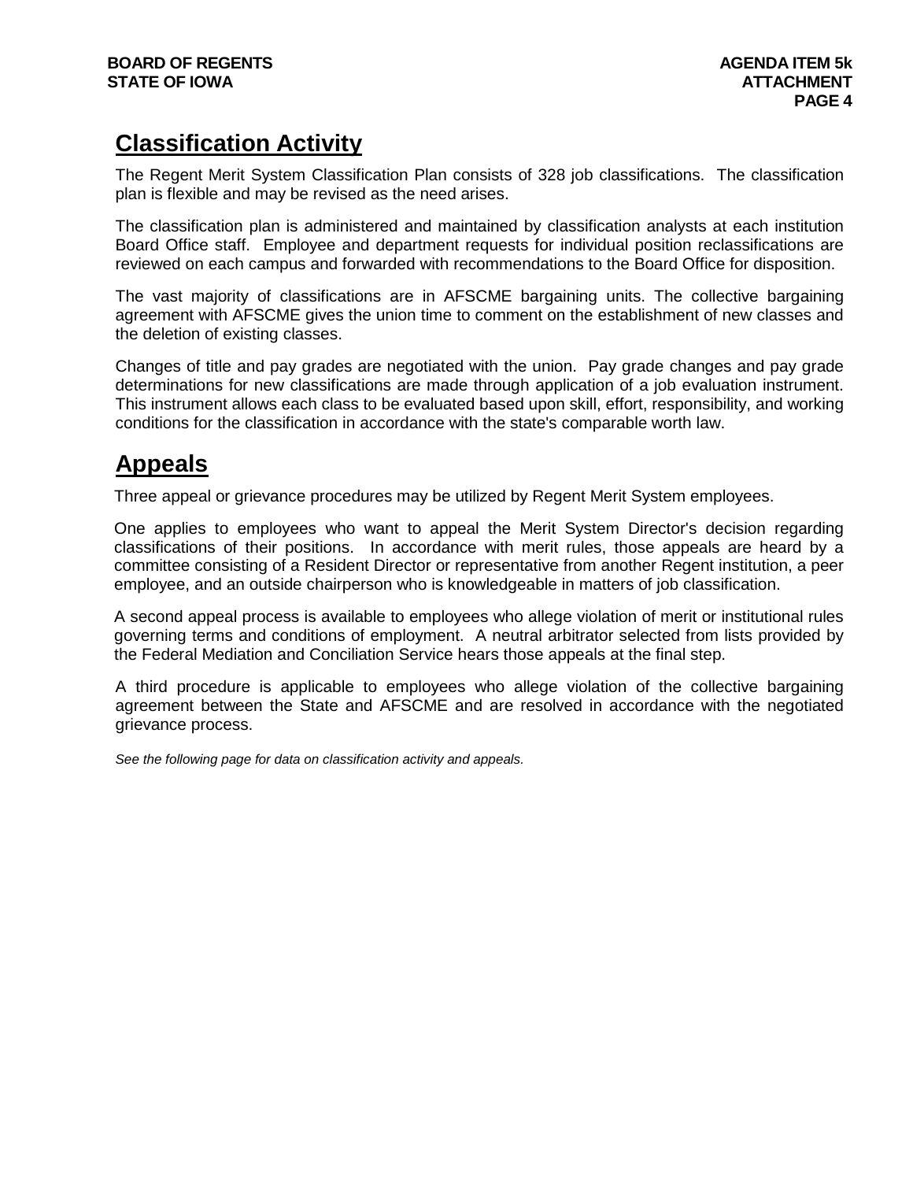## Classification Activity

The Regent Merit System Classification Plan consists of 328 job classifications. The classification plan is flexible and may be revised as the need arises.

The classification plan is administered and maintained by classification analysts at each institution Board Office staff. Employee and department requests for individual position reclassifications are reviewed on each campus and forwarded with recommendations to the Board Office for disposition.

The vast majority of classifications are in AFSCME bargaining units. The collective bargaining agreement with AFSCME gives the union time to comment on the establishment of new classes and the deletion of existing classes.

Changes of title and pay grades are negotiated with the union. Pay grade changes and pay grade determinations for new classifications are made through application of a job evaluation instrument. This instrument allows each class to be evaluated based upon skill, effort, responsibility, and working conditions for the classification in accordance with the state's comparable worth law.

## Appeals

Three appeal or grievance procedures may be utilized by Regent Merit System employees.

One applies to employees who want to appeal the Merit System Director's decision regarding classifications of their positions. In accordance with merit rules, those appeals are heard by a committee consisting of a Resident Director or representative from another Regent institution, a peer employee, and an outside chairperson who is knowledgeable in matters of job classification.

A second appeal process is available to employees who allege violation of merit or institutional rules governing terms and conditions of employment. A neutral arbitrator selected from lists provided by the Federal Mediation and Conciliation Service hears those appeals at the final step.

A third procedure is applicable to employees who allege violation of the collective bargaining agreement between the State and AFSCME and are resolved in accordance with the negotiated grievance process.

*See the following page for data on classification activity and appeals.*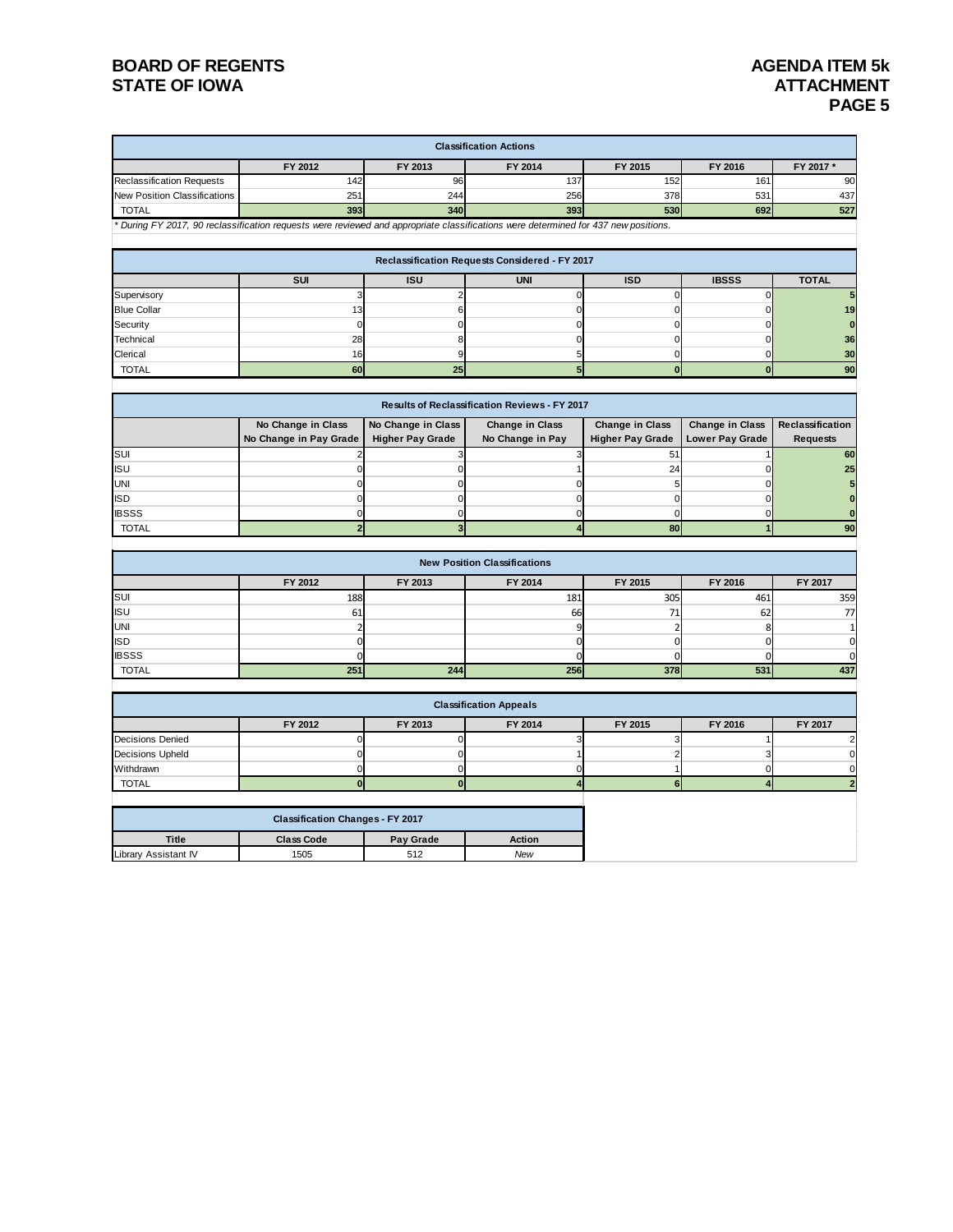# BOARD OF REGENTS
# STATE OF IOWA

**AGENDA ITEM 5k**
**ATTACHMENT**
**PAGE 5**

| Classification Actions | | | | | | |
|---|---|---|---|---|---|---|
| | FY 2012 | FY 2013 | FY 2014 | FY 2015 | FY 2016 | FY 2017 * |
| Reclassification Requests | 142 | 96 | 137 | 152 | 161 | 90 |
| New Position Classifications | 251 | 244 | 256 | 378 | 531 | 437 |
| TOTAL | **393** | **340** | **393** | **530** | **692** | **527** |

*\* During FY 2017, 90 reclassification requests were reviewed and appropriate classifications were determined for 437 new positions.*

| Reclassification Requests Considered - FY 2017 | | | | | | |
|---|---|---|---|---|---|---|
| | SUI | ISU | UNI | ISD | IBSSS | TOTAL |
| Supervisory | 3 | 2 | 0 | 0 | 0 | **5** |
| Blue Collar | 13 | 6 | 0 | 0 | 0 | **19** |
| Security | 0 | 0 | 0 | 0 | 0 | **0** |
| Technical | 28 | 8 | 0 | 0 | 0 | **36** |
| Clerical | 16 | 9 | 5 | 0 | 0 | **30** |
| TOTAL | **60** | **25** | **5** | **0** | **0** | **90** |

| Results of Reclassification Reviews - FY 2017 | | | | | | |
|---|---|---|---|---|---|---|
| | No Change in Class No Change in Pay Grade | No Change in Class Higher Pay Grade | Change in Class No Change in Pay | Change in Class Higher Pay Grade | Change in Class Lower Pay Grade | Reclassification Requests |
| SUI | 2 | 3 | 3 | 51 | 1 | **60** |
| ISU | 0 | 0 | 1 | 24 | 0 | **25** |
| UNI | 0 | 0 | 0 | 5 | 0 | **5** |
| ISD | 0 | 0 | 0 | 0 | 0 | **0** |
| IBSSS | 0 | 0 | 0 | 0 | 0 | **0** |
| TOTAL | **2** | **3** | **4** | **80** | **1** | **90** |

| New Position Classifications | | | | | | |
|---|---|---|---|---|---|---|
| | FY 2012 | FY 2013 | FY 2014 | FY 2015 | FY 2016 | FY 2017 |
| SUI | 188 | | 181 | 305 | 461 | 359 |
| ISU | 61 | | 66 | 71 | 62 | 77 |
| UNI | 2 | | 9 | 2 | 8 | 1 |
| ISD | 0 | | 0 | 0 | 0 | 0 |
| IBSSS | 0 | | 0 | 0 | 0 | 0 |
| TOTAL | **251** | **244** | **256** | **378** | **531** | **437** |

| Classification Appeals | | | | | | |
|---|---|---|---|---|---|---|
| | FY 2012 | FY 2013 | FY 2014 | FY 2015 | FY 2016 | FY 2017 |
| Decisions Denied | 0 | 0 | 3 | 3 | 1 | 2 |
| Decisions Upheld | 0 | 0 | 1 | 2 | 3 | 0 |
| Withdrawn | 0 | 0 | 0 | 1 | 0 | 0 |
| TOTAL | **0** | **0** | **4** | **6** | **4** | **2** |

| Classification Changes - FY 2017 | | | |
|---|---|---|---|
| Title | Class Code | Pay Grade | Action |
| Library Assistant IV | 1505 | 512 | *New* |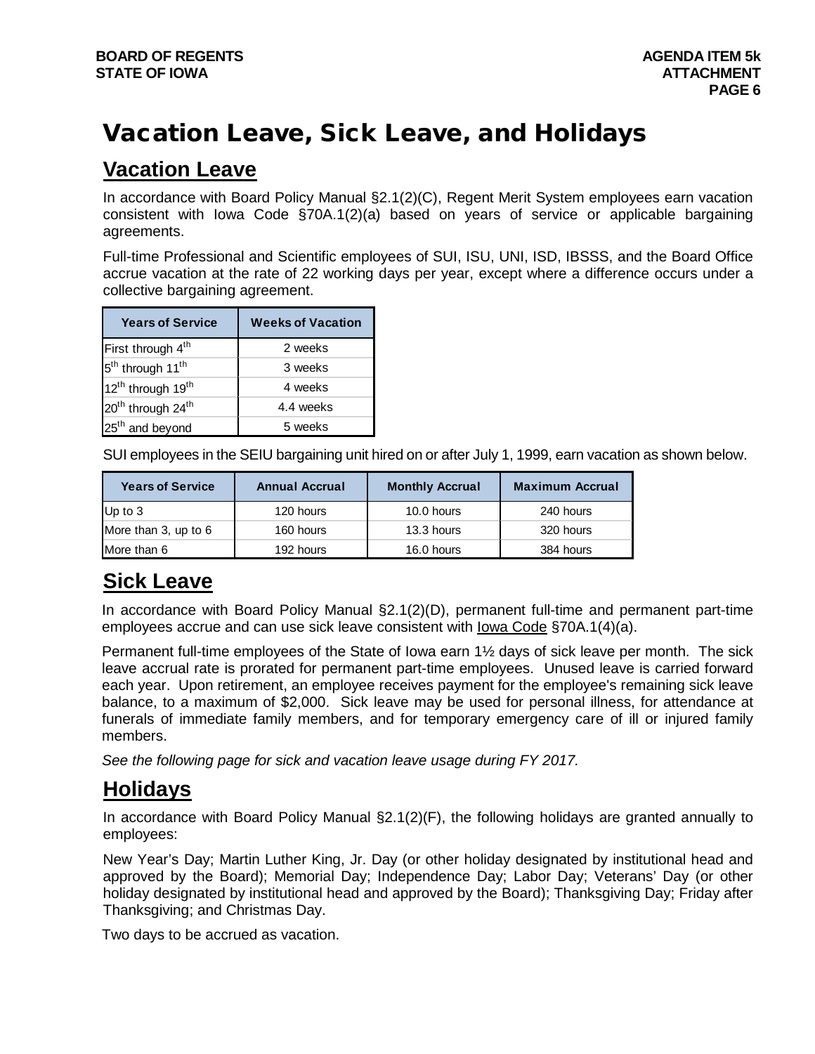# Vacation Leave, Sick Leave, and Holidays

## Vacation Leave

In accordance with Board Policy Manual §2.1(2)(C), Regent Merit System employees earn vacation consistent with Iowa Code §70A.1(2)(a) based on years of service or applicable bargaining agreements.

Full-time Professional and Scientific employees of SUI, ISU, UNI, ISD, IBSSS, and the Board Office accrue vacation at the rate of 22 working days per year, except where a difference occurs under a collective bargaining agreement.

| Years of Service | Weeks of Vacation |
|---|---|
| First through 4th | 2 weeks |
| 5th through 11th | 3 weeks |
| 12th through 19th | 4 weeks |
| 20th through 24th | 4.4 weeks |
| 25th and beyond | 5 weeks |

SUI employees in the SEIU bargaining unit hired on or after July 1, 1999, earn vacation as shown below.

| Years of Service | Annual Accrual | Monthly Accrual | Maximum Accrual |
|---|---|---|---|
| Up to 3 | 120 hours | 10.0 hours | 240 hours |
| More than 3, up to 6 | 160 hours | 13.3 hours | 320 hours |
| More than 6 | 192 hours | 16.0 hours | 384 hours |

## Sick Leave

In accordance with Board Policy Manual §2.1(2)(D), permanent full-time and permanent part-time employees accrue and can use sick leave consistent with Iowa Code §70A.1(4)(a).

Permanent full-time employees of the State of Iowa earn 1½ days of sick leave per month. The sick leave accrual rate is prorated for permanent part-time employees. Unused leave is carried forward each year. Upon retirement, an employee receives payment for the employee's remaining sick leave balance, to a maximum of $2,000. Sick leave may be used for personal illness, for attendance at funerals of immediate family members, and for temporary emergency care of ill or injured family members.

*See the following page for sick and vacation leave usage during FY 2017.*

## Holidays

In accordance with Board Policy Manual §2.1(2)(F), the following holidays are granted annually to employees:

New Year's Day; Martin Luther King, Jr. Day (or other holiday designated by institutional head and approved by the Board); Memorial Day; Independence Day; Labor Day; Veterans' Day (or other holiday designated by institutional head and approved by the Board); Thanksgiving Day; Friday after Thanksgiving; and Christmas Day.

Two days to be accrued as vacation.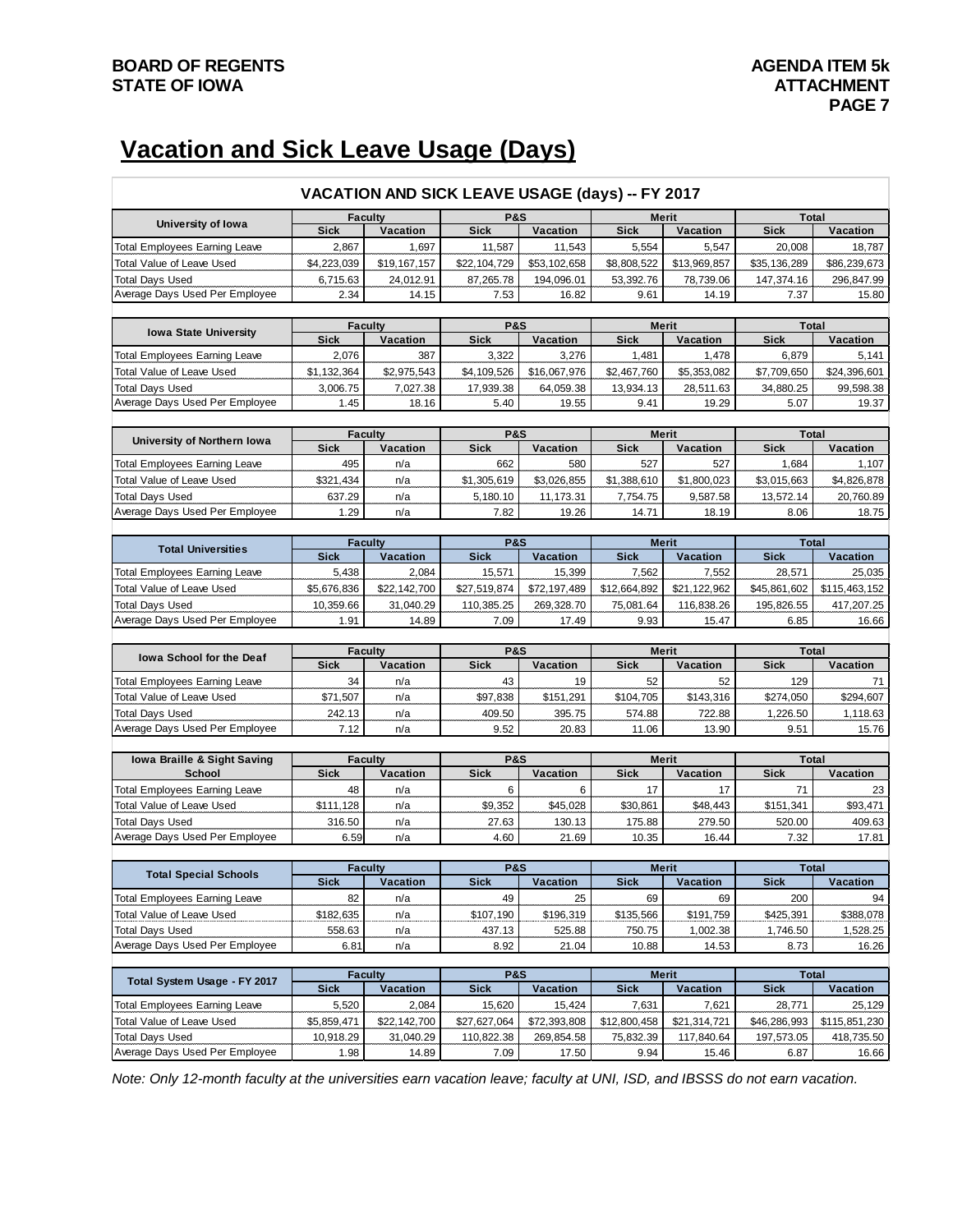# Vacation and Sick Leave Usage (Days)

## VACATION AND SICK LEAVE USAGE (days) -- FY 2017

| University of Iowa | Faculty | | P&S | | Merit | | Total | |
|---|---|---|---|---|---|---|---|---|
| | Sick | Vacation | Sick | Vacation | Sick | Vacation | Sick | Vacation |
| Total Employees Earning Leave | 2,867 | 1,697 | 11,587 | 11,543 | 5,554 | 5,547 | 20,008 | 18,787 |
| Total Value of Leave Used | $4,223,039 | $19,167,157 | $22,104,729 | $53,102,658 | $8,808,522 | $13,969,857 | $35,136,289 | $86,239,673 |
| Total Days Used | 6,715.63 | 24,012.91 | 87,265.78 | 194,096.01 | 53,392.76 | 78,739.06 | 147,374.16 | 296,847.99 |
| Average Days Used Per Employee | 2.34 | 14.15 | 7.53 | 16.82 | 9.61 | 14.19 | 7.37 | 15.80 |

| Iowa State University | Faculty | | P&S | | Merit | | Total | |
|---|---|---|---|---|---|---|---|---|
| | Sick | Vacation | Sick | Vacation | Sick | Vacation | Sick | Vacation |
| Total Employees Earning Leave | 2,076 | 387 | 3,322 | 3,276 | 1,481 | 1,478 | 6,879 | 5,141 |
| Total Value of Leave Used | $1,132,364 | $2,975,543 | $4,109,526 | $16,067,976 | $2,467,760 | $5,353,082 | $7,709,650 | $24,396,601 |
| Total Days Used | 3,006.75 | 7,027.38 | 17,939.38 | 64,059.38 | 13,934.13 | 28,511.63 | 34,880.25 | 99,598.38 |
| Average Days Used Per Employee | 1.45 | 18.16 | 5.40 | 19.55 | 9.41 | 19.29 | 5.07 | 19.37 |

| University of Northern Iowa | Faculty | | P&S | | Merit | | Total | |
|---|---|---|---|---|---|---|---|---|
| | Sick | Vacation | Sick | Vacation | Sick | Vacation | Sick | Vacation |
| Total Employees Earning Leave | 495 | n/a | 662 | 580 | 527 | 527 | 1,684 | 1,107 |
| Total Value of Leave Used | $321,434 | n/a | $1,305,619 | $3,026,855 | $1,388,610 | $1,800,023 | $3,015,663 | $4,826,878 |
| Total Days Used | 637.29 | n/a | 5,180.10 | 11,173.31 | 7,754.75 | 9,587.58 | 13,572.14 | 20,760.89 |
| Average Days Used Per Employee | 1.29 | n/a | 7.82 | 19.26 | 14.71 | 18.19 | 8.06 | 18.75 |

| Total Universities | Faculty | | P&S | | Merit | | Total | |
|---|---|---|---|---|---|---|---|---|
| | Sick | Vacation | Sick | Vacation | Sick | Vacation | Sick | Vacation |
| Total Employees Earning Leave | 5,438 | 2,084 | 15,571 | 15,399 | 7,562 | 7,552 | 28,571 | 25,035 |
| Total Value of Leave Used | $5,676,836 | $22,142,700 | $27,519,874 | $72,197,489 | $12,664,892 | $21,122,962 | $45,861,602 | $115,463,152 |
| Total Days Used | 10,359.66 | 31,040.29 | 110,385.25 | 269,328.70 | 75,081.64 | 116,838.26 | 195,826.55 | 417,207.25 |
| Average Days Used Per Employee | 1.91 | 14.89 | 7.09 | 17.49 | 9.93 | 15.47 | 6.85 | 16.66 |

| Iowa School for the Deaf | Faculty | | P&S | | Merit | | Total | |
|---|---|---|---|---|---|---|---|---|
| | Sick | Vacation | Sick | Vacation | Sick | Vacation | Sick | Vacation |
| Total Employees Earning Leave | 34 | n/a | 43 | 19 | 52 | 52 | 129 | 71 |
| Total Value of Leave Used | $71,507 | n/a | $97,838 | $151,291 | $104,705 | $143,316 | $274,050 | $294,607 |
| Total Days Used | 242.13 | n/a | 409.50 | 395.75 | 574.88 | 722.88 | 1,226.50 | 1,118.63 |
| Average Days Used Per Employee | 7.12 | n/a | 9.52 | 20.83 | 11.06 | 13.90 | 9.51 | 15.76 |

| Iowa Braille & Sight Saving School | Faculty | | P&S | | Merit | | Total | |
|---|---|---|---|---|---|---|---|---|
| | Sick | Vacation | Sick | Vacation | Sick | Vacation | Sick | Vacation |
| Total Employees Earning Leave | 48 | n/a | 6 | 6 | 17 | 17 | 71 | 23 |
| Total Value of Leave Used | $111,128 | n/a | $9,352 | $45,028 | $30,861 | $48,443 | $151,341 | $93,471 |
| Total Days Used | 316.50 | n/a | 27.63 | 130.13 | 175.88 | 279.50 | 520.00 | 409.63 |
| Average Days Used Per Employee | 6.59 | n/a | 4.60 | 21.69 | 10.35 | 16.44 | 7.32 | 17.81 |

| Total Special Schools | Faculty | | P&S | | Merit | | Total | |
|---|---|---|---|---|---|---|---|---|
| | Sick | Vacation | Sick | Vacation | Sick | Vacation | Sick | Vacation |
| Total Employees Earning Leave | 82 | n/a | 49 | 25 | 69 | 69 | 200 | 94 |
| Total Value of Leave Used | $182,635 | n/a | $107,190 | $196,319 | $135,566 | $191,759 | $425,391 | $388,078 |
| Total Days Used | 558.63 | n/a | 437.13 | 525.88 | 750.75 | 1,002.38 | 1,746.50 | 1,528.25 |
| Average Days Used Per Employee | 6.81 | n/a | 8.92 | 21.04 | 10.88 | 14.53 | 8.73 | 16.26 |

| Total System Usage - FY 2017 | Faculty | | P&S | | Merit | | Total | |
|---|---|---|---|---|---|---|---|---|
| | Sick | Vacation | Sick | Vacation | Sick | Vacation | Sick | Vacation |
| Total Employees Earning Leave | 5,520 | 2,084 | 15,620 | 15,424 | 7,631 | 7,621 | 28,771 | 25,129 |
| Total Value of Leave Used | $5,859,471 | $22,142,700 | $27,627,064 | $72,393,808 | $12,800,458 | $21,314,721 | $46,286,993 | $115,851,230 |
| Total Days Used | 10,918.29 | 31,040.29 | 110,822.38 | 269,854.58 | 75,832.39 | 117,840.64 | 197,573.05 | 418,735.50 |
| Average Days Used Per Employee | 1.98 | 14.89 | 7.09 | 17.50 | 9.94 | 15.46 | 6.87 | 16.66 |

*Note: Only 12-month faculty at the universities earn vacation leave; faculty at UNI, ISD, and IBSSS do not earn vacation.*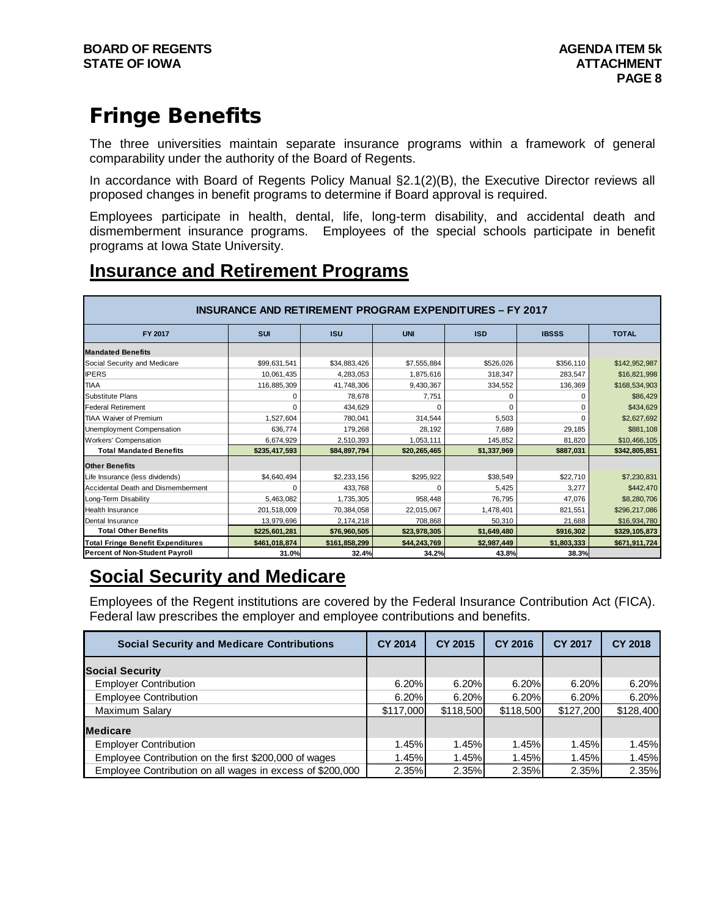# Fringe Benefits

The three universities maintain separate insurance programs within a framework of general comparability under the authority of the Board of Regents.

In accordance with Board of Regents Policy Manual §2.1(2)(B), the Executive Director reviews all proposed changes in benefit programs to determine if Board approval is required.

Employees participate in health, dental, life, long-term disability, and accidental death and dismemberment insurance programs. Employees of the special schools participate in benefit programs at Iowa State University.

## Insurance and Retirement Programs

**INSURANCE AND RETIREMENT PROGRAM EXPENDITURES – FY 2017**

| FY 2017 | SUI | ISU | UNI | ISD | IBSSS | TOTAL |
|---|---|---|---|---|---|---|
| **Mandated Benefits** | | | | | | |
| Social Security and Medicare | $99,631,541 | $34,883,426 | $7,555,884 | $526,026 | $356,110 | $142,952,987 |
| IPERS | 10,061,435 | 4,283,053 | 1,875,616 | 318,347 | 283,547 | $16,821,998 |
| TIAA | 116,885,309 | 41,748,306 | 9,430,367 | 334,552 | 136,369 | $168,534,903 |
| Substitute Plans | 0 | 78,678 | 7,751 | 0 | 0 | $86,429 |
| Federal Retirement | 0 | 434,629 | 0 | 0 | 0 | $434,629 |
| TIAA Waiver of Premium | 1,527,604 | 780,041 | 314,544 | 5,503 | 0 | $2,627,692 |
| Unemployment Compensation | 636,774 | 179,268 | 28,192 | 7,689 | 29,185 | $881,108 |
| Workers' Compensation | 6,674,929 | 2,510,393 | 1,053,111 | 145,852 | 81,820 | $10,466,105 |
| **Total Mandated Benefits** | **$235,417,593** | **$84,897,794** | **$20,265,465** | **$1,337,969** | **$887,031** | **$342,805,851** |
| **Other Benefits** | | | | | | |
| Life Insurance (less dividends) | $4,640,494 | $2,233,156 | $295,922 | $38,549 | $22,710 | $7,230,831 |
| Accidental Death and Dismemberment | 0 | 433,768 | 0 | 5,425 | 3,277 | $442,470 |
| Long-Term Disability | 5,463,082 | 1,735,305 | 958,448 | 76,795 | 47,076 | $8,280,706 |
| Health Insurance | 201,518,009 | 70,384,058 | 22,015,067 | 1,478,401 | 821,551 | $296,217,086 |
| Dental Insurance | 13,979,696 | 2,174,218 | 708,868 | 50,310 | 21,688 | $16,934,780 |
| **Total Other Benefits** | **$225,601,281** | **$76,960,505** | **$23,978,305** | **$1,649,480** | **$916,302** | **$329,105,873** |
| **Total Fringe Benefit Expenditures** | **$461,018,874** | **$161,858,299** | **$44,243,769** | **$2,987,449** | **$1,803,333** | **$671,911,724** |
| **Percent of Non-Student Payroll** | **31.0%** | **32.4%** | **34.2%** | **43.8%** | **38.3%** | |

## Social Security and Medicare

Employees of the Regent institutions are covered by the Federal Insurance Contribution Act (FICA). Federal law prescribes the employer and employee contributions and benefits.

| Social Security and Medicare Contributions | CY 2014 | CY 2015 | CY 2016 | CY 2017 | CY 2018 |
|---|---|---|---|---|---|
| **Social Security** | | | | | |
| Employer Contribution | 6.20% | 6.20% | 6.20% | 6.20% | 6.20% |
| Employee Contribution | 6.20% | 6.20% | 6.20% | 6.20% | 6.20% |
| Maximum Salary | $117,000 | $118,500 | $118,500 | $127,200 | $128,400 |
| **Medicare** | | | | | |
| Employer Contribution | 1.45% | 1.45% | 1.45% | 1.45% | 1.45% |
| Employee Contribution on the first $200,000 of wages | 1.45% | 1.45% | 1.45% | 1.45% | 1.45% |
| Employee Contribution on all wages in excess of $200,000 | 2.35% | 2.35% | 2.35% | 2.35% | 2.35% |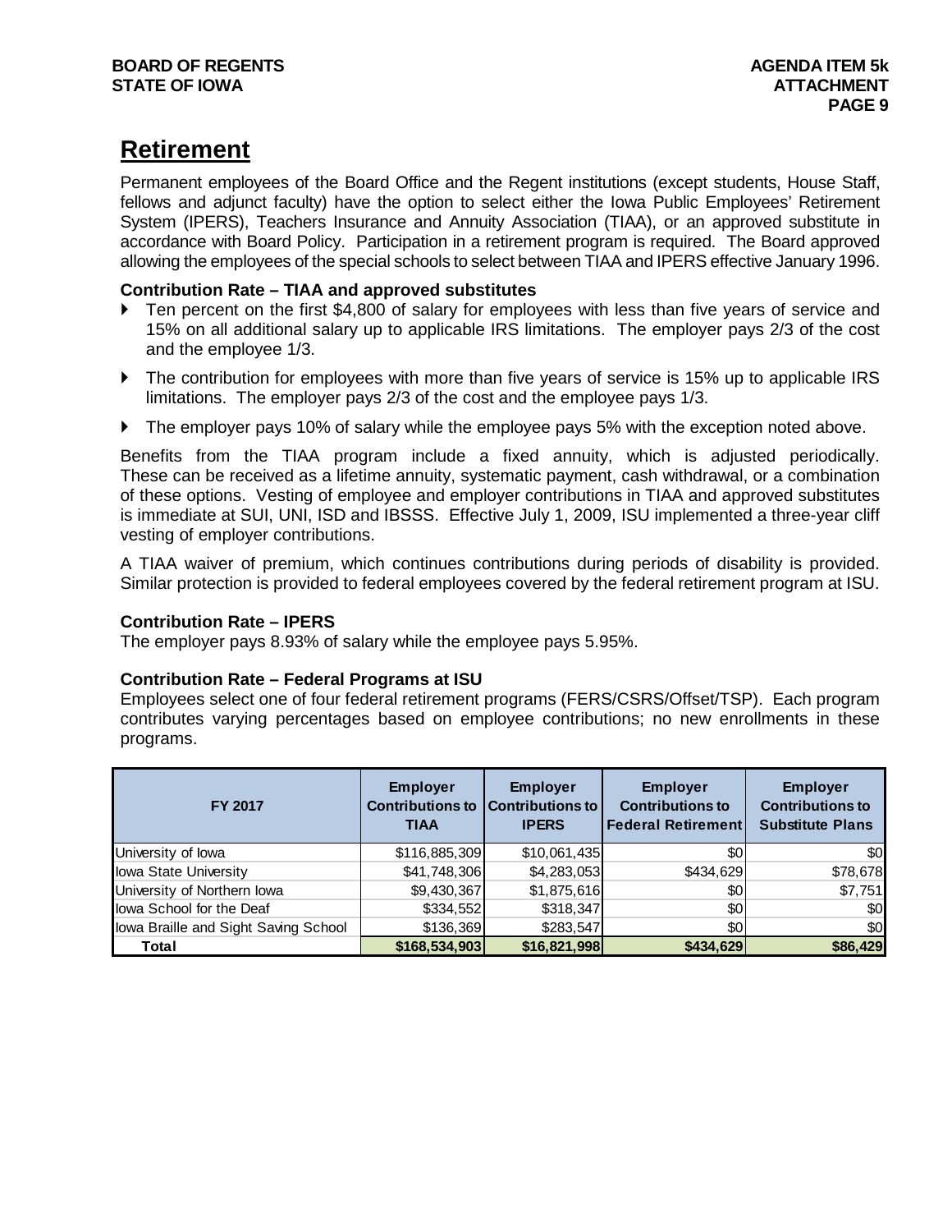## Retirement

Permanent employees of the Board Office and the Regent institutions (except students, House Staff, fellows and adjunct faculty) have the option to select either the Iowa Public Employees' Retirement System (IPERS), Teachers Insurance and Annuity Association (TIAA), or an approved substitute in accordance with Board Policy. Participation in a retirement program is required. The Board approved allowing the employees of the special schools to select between TIAA and IPERS effective January 1996.

**Contribution Rate – TIAA and approved substitutes**

- Ten percent on the first $4,800 of salary for employees with less than five years of service and 15% on all additional salary up to applicable IRS limitations. The employer pays 2/3 of the cost and the employee 1/3.
- The contribution for employees with more than five years of service is 15% up to applicable IRS limitations. The employer pays 2/3 of the cost and the employee pays 1/3.
- The employer pays 10% of salary while the employee pays 5% with the exception noted above.

Benefits from the TIAA program include a fixed annuity, which is adjusted periodically. These can be received as a lifetime annuity, systematic payment, cash withdrawal, or a combination of these options. Vesting of employee and employer contributions in TIAA and approved substitutes is immediate at SUI, UNI, ISD and IBSSS. Effective July 1, 2009, ISU implemented a three-year cliff vesting of employer contributions.

A TIAA waiver of premium, which continues contributions during periods of disability is provided. Similar protection is provided to federal employees covered by the federal retirement program at ISU.

**Contribution Rate – IPERS**

The employer pays 8.93% of salary while the employee pays 5.95%.

**Contribution Rate – Federal Programs at ISU**

Employees select one of four federal retirement programs (FERS/CSRS/Offset/TSP). Each program contributes varying percentages based on employee contributions; no new enrollments in these programs.

| FY 2017 | Employer Contributions to TIAA | Employer Contributions to IPERS | Employer Contributions to Federal Retirement | Employer Contributions to Substitute Plans |
|---|---|---|---|---|
| University of Iowa | $116,885,309 | $10,061,435 | $0 | $0 |
| Iowa State University | $41,748,306 | $4,283,053 | $434,629 | $78,678 |
| University of Northern Iowa | $9,430,367 | $1,875,616 | $0 | $7,751 |
| Iowa School for the Deaf | $334,552 | $318,347 | $0 | $0 |
| Iowa Braille and Sight Saving School | $136,369 | $283,547 | $0 | $0 |
| **Total** | **$168,534,903** | **$16,821,998** | **$434,629** | **$86,429** |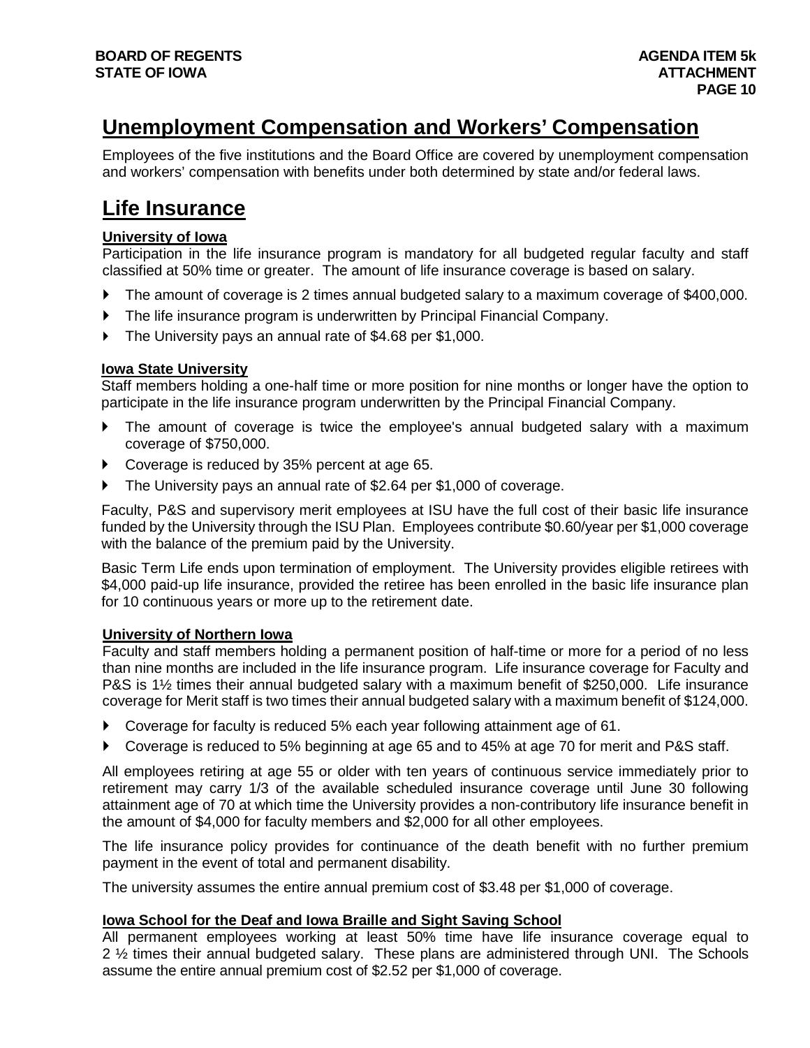## Unemployment Compensation and Workers' Compensation

Employees of the five institutions and the Board Office are covered by unemployment compensation and workers' compensation with benefits under both determined by state and/or federal laws.

## Life Insurance

### University of Iowa

Participation in the life insurance program is mandatory for all budgeted regular faculty and staff classified at 50% time or greater. The amount of life insurance coverage is based on salary.

- The amount of coverage is 2 times annual budgeted salary to a maximum coverage of $400,000.
- The life insurance program is underwritten by Principal Financial Company.
- The University pays an annual rate of $4.68 per $1,000.

### Iowa State University

Staff members holding a one-half time or more position for nine months or longer have the option to participate in the life insurance program underwritten by the Principal Financial Company.

- The amount of coverage is twice the employee's annual budgeted salary with a maximum coverage of $750,000.
- Coverage is reduced by 35% percent at age 65.
- The University pays an annual rate of $2.64 per $1,000 of coverage.

Faculty, P&S and supervisory merit employees at ISU have the full cost of their basic life insurance funded by the University through the ISU Plan. Employees contribute $0.60/year per $1,000 coverage with the balance of the premium paid by the University.

Basic Term Life ends upon termination of employment. The University provides eligible retirees with $4,000 paid-up life insurance, provided the retiree has been enrolled in the basic life insurance plan for 10 continuous years or more up to the retirement date.

### University of Northern Iowa

Faculty and staff members holding a permanent position of half-time or more for a period of no less than nine months are included in the life insurance program. Life insurance coverage for Faculty and P&S is 1½ times their annual budgeted salary with a maximum benefit of $250,000. Life insurance coverage for Merit staff is two times their annual budgeted salary with a maximum benefit of $124,000.

- Coverage for faculty is reduced 5% each year following attainment age of 61.
- Coverage is reduced to 5% beginning at age 65 and to 45% at age 70 for merit and P&S staff.

All employees retiring at age 55 or older with ten years of continuous service immediately prior to retirement may carry 1/3 of the available scheduled insurance coverage until June 30 following attainment age of 70 at which time the University provides a non-contributory life insurance benefit in the amount of $4,000 for faculty members and $2,000 for all other employees.

The life insurance policy provides for continuance of the death benefit with no further premium payment in the event of total and permanent disability.

The university assumes the entire annual premium cost of $3.48 per $1,000 of coverage.

### Iowa School for the Deaf and Iowa Braille and Sight Saving School

All permanent employees working at least 50% time have life insurance coverage equal to 2 ½ times their annual budgeted salary. These plans are administered through UNI. The Schools assume the entire annual premium cost of $2.52 per $1,000 of coverage.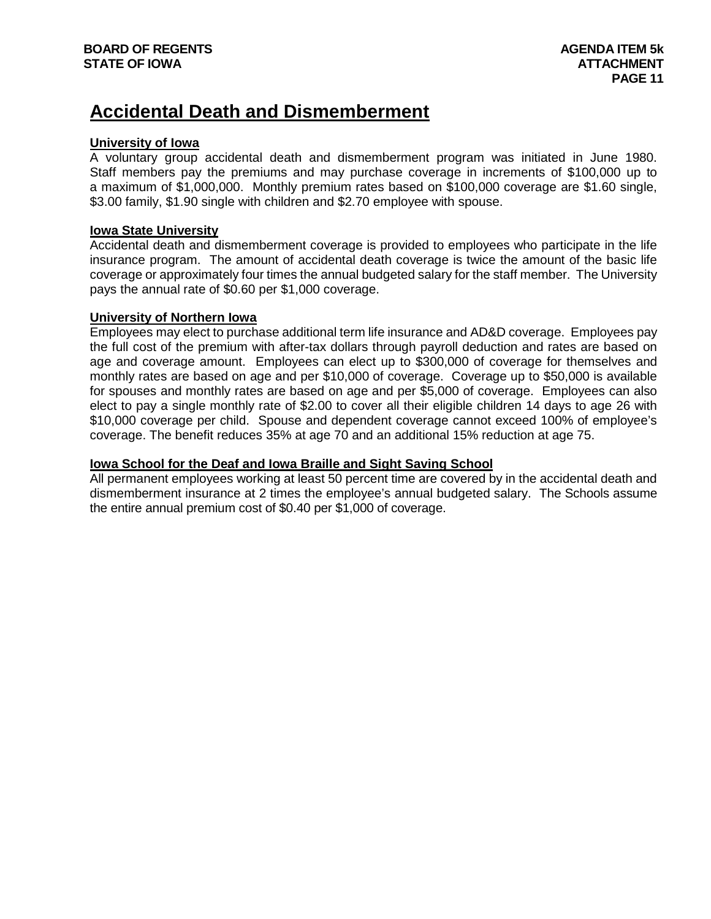# Accidental Death and Dismemberment

**University of Iowa**

A voluntary group accidental death and dismemberment program was initiated in June 1980. Staff members pay the premiums and may purchase coverage in increments of $100,000 up to a maximum of $1,000,000. Monthly premium rates based on $100,000 coverage are $1.60 single, $3.00 family, $1.90 single with children and $2.70 employee with spouse.

**Iowa State University**

Accidental death and dismemberment coverage is provided to employees who participate in the life insurance program. The amount of accidental death coverage is twice the amount of the basic life coverage or approximately four times the annual budgeted salary for the staff member. The University pays the annual rate of $0.60 per $1,000 coverage.

**University of Northern Iowa**

Employees may elect to purchase additional term life insurance and AD&D coverage. Employees pay the full cost of the premium with after-tax dollars through payroll deduction and rates are based on age and coverage amount. Employees can elect up to $300,000 of coverage for themselves and monthly rates are based on age and per $10,000 of coverage. Coverage up to $50,000 is available for spouses and monthly rates are based on age and per $5,000 of coverage. Employees can also elect to pay a single monthly rate of $2.00 to cover all their eligible children 14 days to age 26 with $10,000 coverage per child. Spouse and dependent coverage cannot exceed 100% of employee's coverage. The benefit reduces 35% at age 70 and an additional 15% reduction at age 75.

**Iowa School for the Deaf and Iowa Braille and Sight Saving School**

All permanent employees working at least 50 percent time are covered by in the accidental death and dismemberment insurance at 2 times the employee's annual budgeted salary. The Schools assume the entire annual premium cost of $0.40 per $1,000 of coverage.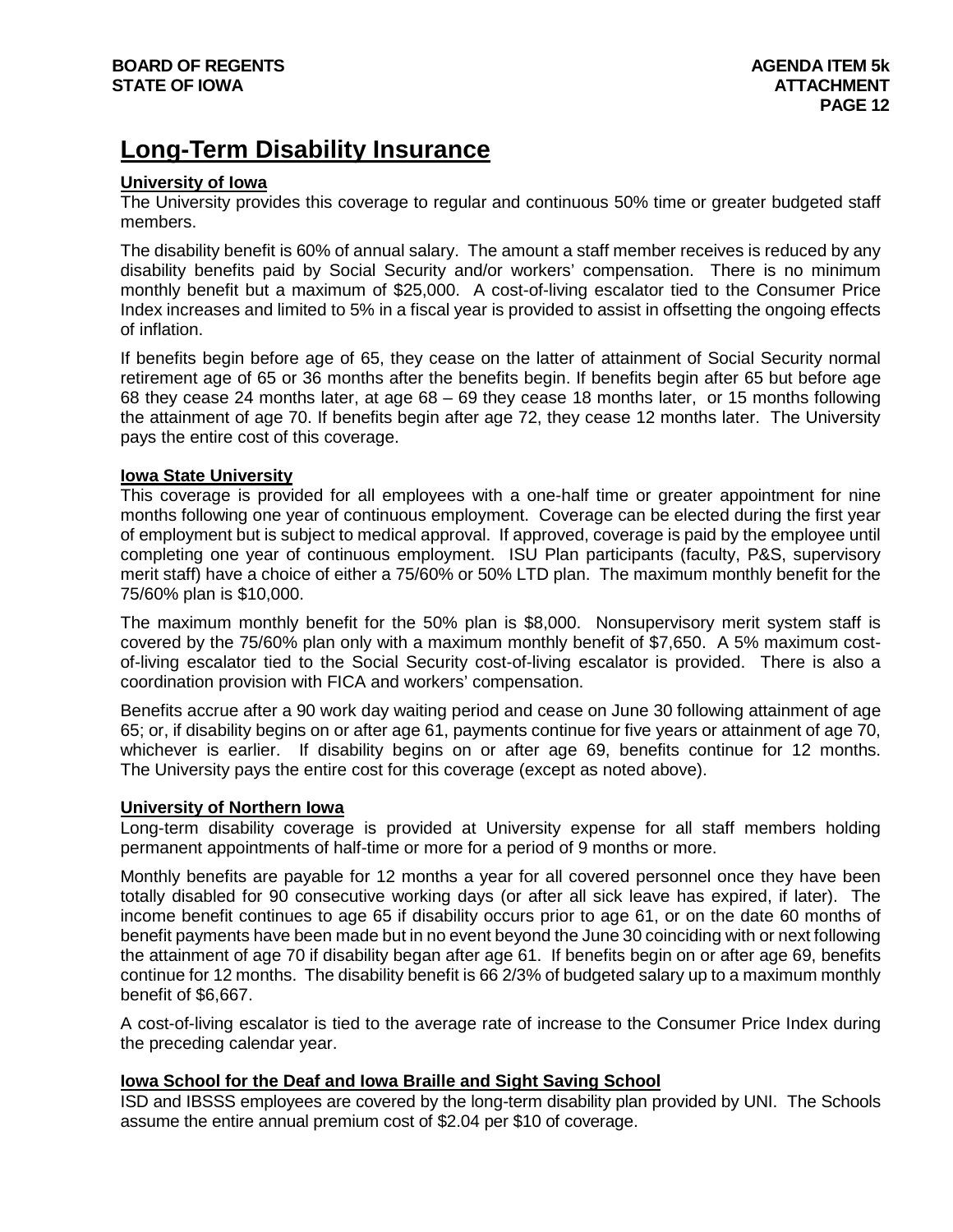# Long-Term Disability Insurance

**University of Iowa**

The University provides this coverage to regular and continuous 50% time or greater budgeted staff members.

The disability benefit is 60% of annual salary. The amount a staff member receives is reduced by any disability benefits paid by Social Security and/or workers' compensation. There is no minimum monthly benefit but a maximum of $25,000. A cost-of-living escalator tied to the Consumer Price Index increases and limited to 5% in a fiscal year is provided to assist in offsetting the ongoing effects of inflation.

If benefits begin before age of 65, they cease on the latter of attainment of Social Security normal retirement age of 65 or 36 months after the benefits begin. If benefits begin after 65 but before age 68 they cease 24 months later, at age 68 – 69 they cease 18 months later, or 15 months following the attainment of age 70. If benefits begin after age 72, they cease 12 months later. The University pays the entire cost of this coverage.

**Iowa State University**

This coverage is provided for all employees with a one-half time or greater appointment for nine months following one year of continuous employment. Coverage can be elected during the first year of employment but is subject to medical approval. If approved, coverage is paid by the employee until completing one year of continuous employment. ISU Plan participants (faculty, P&S, supervisory merit staff) have a choice of either a 75/60% or 50% LTD plan. The maximum monthly benefit for the 75/60% plan is $10,000.

The maximum monthly benefit for the 50% plan is $8,000. Nonsupervisory merit system staff is covered by the 75/60% plan only with a maximum monthly benefit of $7,650. A 5% maximum cost-of-living escalator tied to the Social Security cost-of-living escalator is provided. There is also a coordination provision with FICA and workers' compensation.

Benefits accrue after a 90 work day waiting period and cease on June 30 following attainment of age 65; or, if disability begins on or after age 61, payments continue for five years or attainment of age 70, whichever is earlier. If disability begins on or after age 69, benefits continue for 12 months. The University pays the entire cost for this coverage (except as noted above).

**University of Northern Iowa**

Long-term disability coverage is provided at University expense for all staff members holding permanent appointments of half-time or more for a period of 9 months or more.

Monthly benefits are payable for 12 months a year for all covered personnel once they have been totally disabled for 90 consecutive working days (or after all sick leave has expired, if later). The income benefit continues to age 65 if disability occurs prior to age 61, or on the date 60 months of benefit payments have been made but in no event beyond the June 30 coinciding with or next following the attainment of age 70 if disability began after age 61. If benefits begin on or after age 69, benefits continue for 12 months. The disability benefit is 66 2/3% of budgeted salary up to a maximum monthly benefit of $6,667.

A cost-of-living escalator is tied to the average rate of increase to the Consumer Price Index during the preceding calendar year.

**Iowa School for the Deaf and Iowa Braille and Sight Saving School**

ISD and IBSSS employees are covered by the long-term disability plan provided by UNI. The Schools assume the entire annual premium cost of $2.04 per $10 of coverage.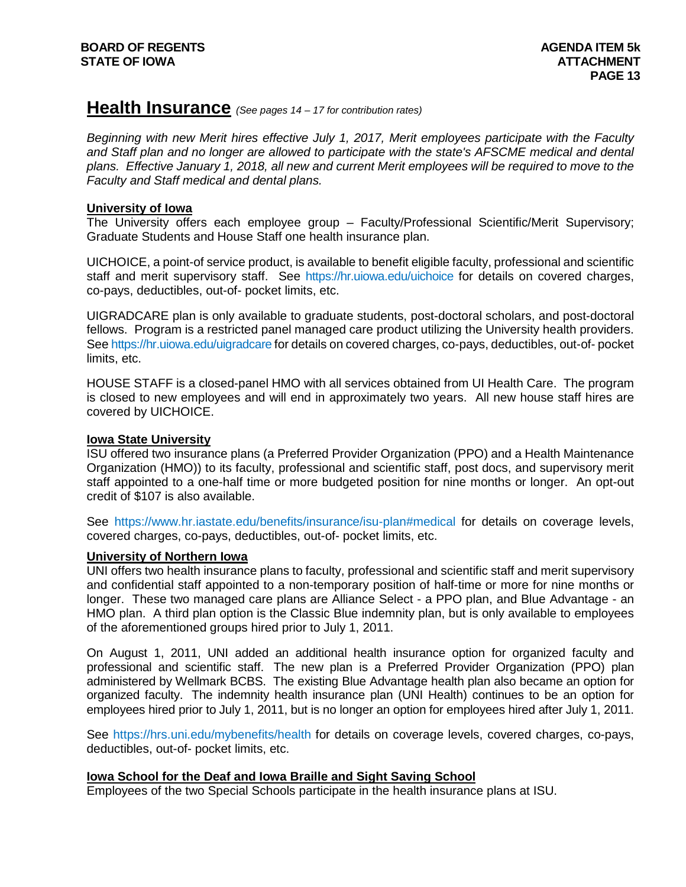# Health Insurance *(See pages 14 – 17 for contribution rates)*

*Beginning with new Merit hires effective July 1, 2017, Merit employees participate with the Faculty and Staff plan and no longer are allowed to participate with the state's AFSCME medical and dental plans. Effective January 1, 2018, all new and current Merit employees will be required to move to the Faculty and Staff medical and dental plans.*

**University of Iowa**

The University offers each employee group – Faculty/Professional Scientific/Merit Supervisory; Graduate Students and House Staff one health insurance plan.

UICHOICE, a point-of service product, is available to benefit eligible faculty, professional and scientific staff and merit supervisory staff. See https://hr.uiowa.edu/uichoice for details on covered charges, co-pays, deductibles, out-of- pocket limits, etc.

UIGRADCARE plan is only available to graduate students, post-doctoral scholars, and post-doctoral fellows. Program is a restricted panel managed care product utilizing the University health providers. See https://hr.uiowa.edu/uigradcare for details on covered charges, co-pays, deductibles, out-of- pocket limits, etc.

HOUSE STAFF is a closed-panel HMO with all services obtained from UI Health Care. The program is closed to new employees and will end in approximately two years. All new house staff hires are covered by UICHOICE.

**Iowa State University**

ISU offered two insurance plans (a Preferred Provider Organization (PPO) and a Health Maintenance Organization (HMO)) to its faculty, professional and scientific staff, post docs, and supervisory merit staff appointed to a one-half time or more budgeted position for nine months or longer. An opt-out credit of $107 is also available.

See https://www.hr.iastate.edu/benefits/insurance/isu-plan#medical for details on coverage levels, covered charges, co-pays, deductibles, out-of- pocket limits, etc.

**University of Northern Iowa**

UNI offers two health insurance plans to faculty, professional and scientific staff and merit supervisory and confidential staff appointed to a non-temporary position of half-time or more for nine months or longer. These two managed care plans are Alliance Select - a PPO plan, and Blue Advantage - an HMO plan. A third plan option is the Classic Blue indemnity plan, but is only available to employees of the aforementioned groups hired prior to July 1, 2011.

On August 1, 2011, UNI added an additional health insurance option for organized faculty and professional and scientific staff. The new plan is a Preferred Provider Organization (PPO) plan administered by Wellmark BCBS. The existing Blue Advantage health plan also became an option for organized faculty. The indemnity health insurance plan (UNI Health) continues to be an option for employees hired prior to July 1, 2011, but is no longer an option for employees hired after July 1, 2011.

See https://hrs.uni.edu/mybenefits/health for details on coverage levels, covered charges, co-pays, deductibles, out-of- pocket limits, etc.

**Iowa School for the Deaf and Iowa Braille and Sight Saving School**

Employees of the two Special Schools participate in the health insurance plans at ISU.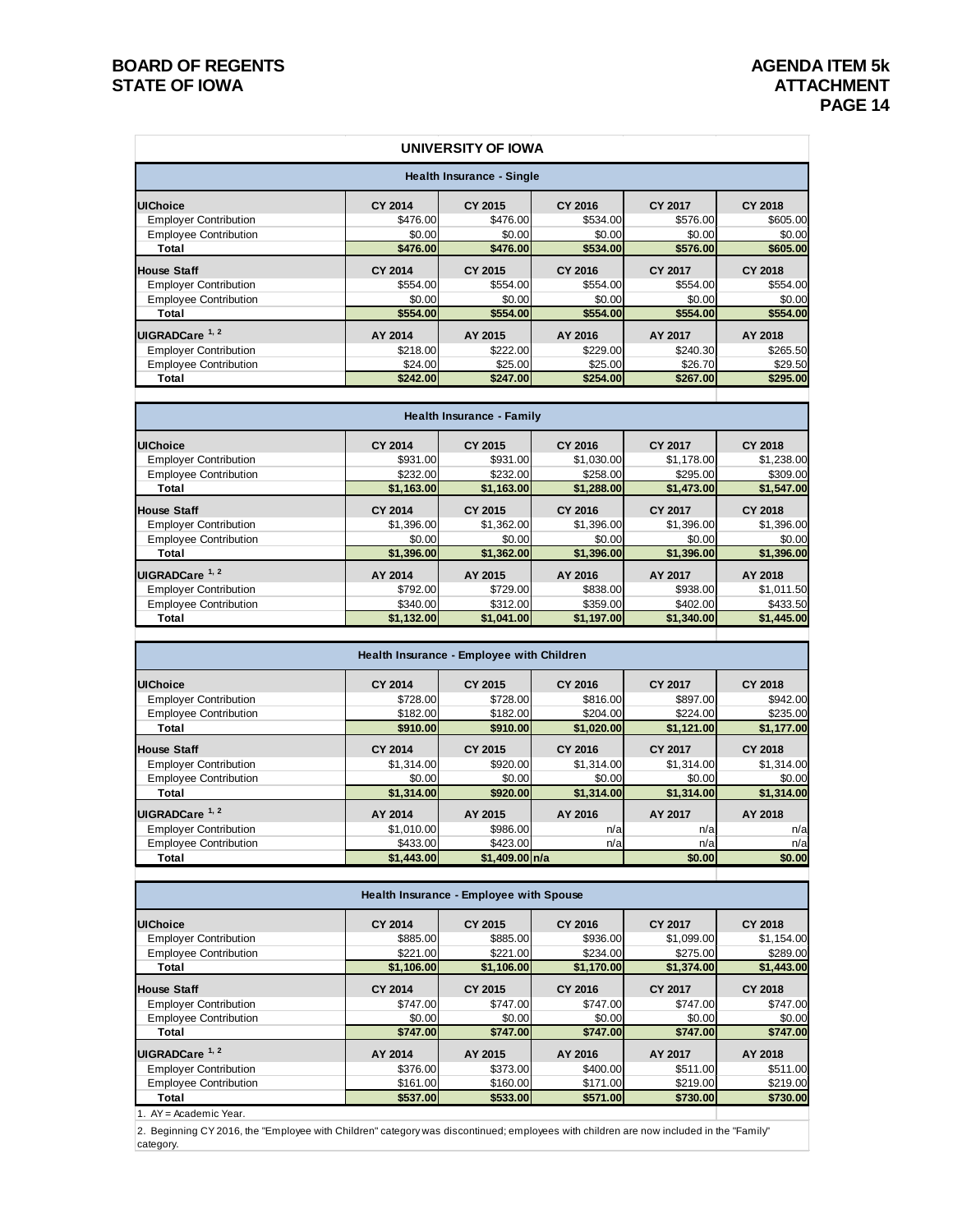## UNIVERSITY OF IOWA

### Health Insurance - Single

| UIChoice | CY 2014 | CY 2015 | CY 2016 | CY 2017 | CY 2018 |
|---|---|---|---|---|---|
| Employer Contribution | $476.00 | $476.00 | $534.00 | $576.00 | $605.00 |
| Employee Contribution | $0.00 | $0.00 | $0.00 | $0.00 | $0.00 |
| **Total** | **$476.00** | **$476.00** | **$534.00** | **$576.00** | **$605.00** |
| **House Staff** | **CY 2014** | **CY 2015** | **CY 2016** | **CY 2017** | **CY 2018** |
| Employer Contribution | $554.00 | $554.00 | $554.00 | $554.00 | $554.00 |
| Employee Contribution | $0.00 | $0.00 | $0.00 | $0.00 | $0.00 |
| **Total** | **$554.00** | **$554.00** | **$554.00** | **$554.00** | **$554.00** |
| **UIGRADCare [1, 2]** | **AY 2014** | **AY 2015** | **AY 2016** | **AY 2017** | **AY 2018** |
| Employer Contribution | $218.00 | $222.00 | $229.00 | $240.30 | $265.50 |
| Employee Contribution | $24.00 | $25.00 | $25.00 | $26.70 | $29.50 |
| **Total** | **$242.00** | **$247.00** | **$254.00** | **$267.00** | **$295.00** |

### Health Insurance - Family

| UIChoice | CY 2014 | CY 2015 | CY 2016 | CY 2017 | CY 2018 |
|---|---|---|---|---|---|
| Employer Contribution | $931.00 | $931.00 | $1,030.00 | $1,178.00 | $1,238.00 |
| Employee Contribution | $232.00 | $232.00 | $258.00 | $295.00 | $309.00 |
| **Total** | **$1,163.00** | **$1,163.00** | **$1,288.00** | **$1,473.00** | **$1,547.00** |
| **House Staff** | **CY 2014** | **CY 2015** | **CY 2016** | **CY 2017** | **CY 2018** |
| Employer Contribution | $1,396.00 | $1,362.00 | $1,396.00 | $1,396.00 | $1,396.00 |
| Employee Contribution | $0.00 | $0.00 | $0.00 | $0.00 | $0.00 |
| **Total** | **$1,396.00** | **$1,362.00** | **$1,396.00** | **$1,396.00** | **$1,396.00** |
| **UIGRADCare [1, 2]** | **AY 2014** | **AY 2015** | **AY 2016** | **AY 2017** | **AY 2018** |
| Employer Contribution | $792.00 | $729.00 | $838.00 | $938.00 | $1,011.50 |
| Employee Contribution | $340.00 | $312.00 | $359.00 | $402.00 | $433.50 |
| **Total** | **$1,132.00** | **$1,041.00** | **$1,197.00** | **$1,340.00** | **$1,445.00** |

### Health Insurance - Employee with Children

| UIChoice | CY 2014 | CY 2015 | CY 2016 | CY 2017 | CY 2018 |
|---|---|---|---|---|---|
| Employer Contribution | $728.00 | $728.00 | $816.00 | $897.00 | $942.00 |
| Employee Contribution | $182.00 | $182.00 | $204.00 | $224.00 | $235.00 |
| **Total** | **$910.00** | **$910.00** | **$1,020.00** | **$1,121.00** | **$1,177.00** |
| **House Staff** | **CY 2014** | **CY 2015** | **CY 2016** | **CY 2017** | **CY 2018** |
| Employer Contribution | $1,314.00 | $920.00 | $1,314.00 | $1,314.00 | $1,314.00 |
| Employee Contribution | $0.00 | $0.00 | $0.00 | $0.00 | $0.00 |
| **Total** | **$1,314.00** | **$920.00** | **$1,314.00** | **$1,314.00** | **$1,314.00** |
| **UIGRADCare [1, 2]** | **AY 2014** | **AY 2015** | **AY 2016** | **AY 2017** | **AY 2018** |
| Employer Contribution | $1,010.00 | $986.00 | n/a | n/a | n/a |
| Employee Contribution | $433.00 | $423.00 | n/a | n/a | n/a |
| **Total** | **$1,443.00** | **$1,409.00** | **n/a** | **$0.00** | **$0.00** |

### Health Insurance - Employee with Spouse

| UIChoice | CY 2014 | CY 2015 | CY 2016 | CY 2017 | CY 2018 |
|---|---|---|---|---|---|
| Employer Contribution | $885.00 | $885.00 | $936.00 | $1,099.00 | $1,154.00 |
| Employee Contribution | $221.00 | $221.00 | $234.00 | $275.00 | $289.00 |
| **Total** | **$1,106.00** | **$1,106.00** | **$1,170.00** | **$1,374.00** | **$1,443.00** |
| **House Staff** | **CY 2014** | **CY 2015** | **CY 2016** | **CY 2017** | **CY 2018** |
| Employer Contribution | $747.00 | $747.00 | $747.00 | $747.00 | $747.00 |
| Employee Contribution | $0.00 | $0.00 | $0.00 | $0.00 | $0.00 |
| **Total** | **$747.00** | **$747.00** | **$747.00** | **$747.00** | **$747.00** |
| **UIGRADCare [1, 2]** | **AY 2014** | **AY 2015** | **AY 2016** | **AY 2017** | **AY 2018** |
| Employer Contribution | $376.00 | $373.00 | $400.00 | $511.00 | $511.00 |
| Employee Contribution | $161.00 | $160.00 | $171.00 | $219.00 | $219.00 |
| **Total** | **$537.00** | **$533.00** | **$571.00** | **$730.00** | **$730.00** |

1. AY = Academic Year.

2. Beginning CY 2016, the "Employee with Children" category was discontinued; employees with children are now included in the "Family" category.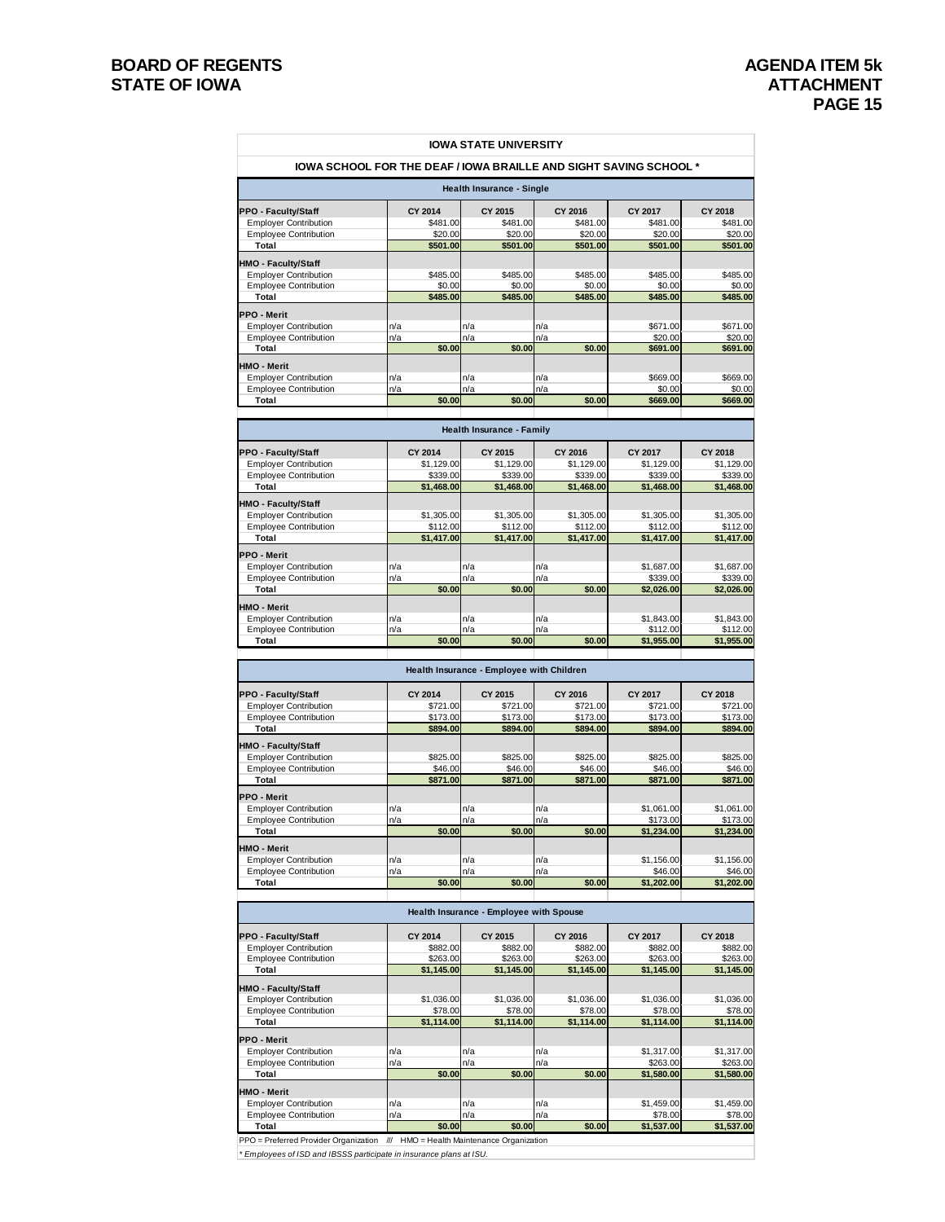## IOWA STATE UNIVERSITY

### IOWA SCHOOL FOR THE DEAF / IOWA BRAILLE AND SIGHT SAVING SCHOOL *

**Health Insurance - Single**

| PPO - Faculty/Staff | CY 2014 | CY 2015 | CY 2016 | CY 2017 | CY 2018 |
|---|---|---|---|---|---|
| Employer Contribution | $481.00 | $481.00 | $481.00 | $481.00 | $481.00 |
| Employee Contribution | $20.00 | $20.00 | $20.00 | $20.00 | $20.00 |
| **Total** | **$501.00** | **$501.00** | **$501.00** | **$501.00** | **$501.00** |
| **HMO - Faculty/Staff** | | | | | |
| Employer Contribution | $485.00 | $485.00 | $485.00 | $485.00 | $485.00 |
| Employee Contribution | $0.00 | $0.00 | $0.00 | $0.00 | $0.00 |
| **Total** | **$485.00** | **$485.00** | **$485.00** | **$485.00** | **$485.00** |
| **PPO - Merit** | | | | | |
| Employer Contribution | n/a | n/a | n/a | $671.00 | $671.00 |
| Employee Contribution | n/a | n/a | n/a | $20.00 | $20.00 |
| **Total** | **$0.00** | **$0.00** | **$0.00** | **$691.00** | **$691.00** |
| **HMO - Merit** | | | | | |
| Employer Contribution | n/a | n/a | n/a | $669.00 | $669.00 |
| Employee Contribution | n/a | n/a | n/a | $0.00 | $0.00 |
| **Total** | **$0.00** | **$0.00** | **$0.00** | **$669.00** | **$669.00** |

**Health Insurance - Family**

| PPO - Faculty/Staff | CY 2014 | CY 2015 | CY 2016 | CY 2017 | CY 2018 |
|---|---|---|---|---|---|
| Employer Contribution | $1,129.00 | $1,129.00 | $1,129.00 | $1,129.00 | $1,129.00 |
| Employee Contribution | $339.00 | $339.00 | $339.00 | $339.00 | $339.00 |
| **Total** | **$1,468.00** | **$1,468.00** | **$1,468.00** | **$1,468.00** | **$1,468.00** |
| **HMO - Faculty/Staff** | | | | | |
| Employer Contribution | $1,305.00 | $1,305.00 | $1,305.00 | $1,305.00 | $1,305.00 |
| Employee Contribution | $112.00 | $112.00 | $112.00 | $112.00 | $112.00 |
| **Total** | **$1,417.00** | **$1,417.00** | **$1,417.00** | **$1,417.00** | **$1,417.00** |
| **PPO - Merit** | | | | | |
| Employer Contribution | n/a | n/a | n/a | $1,687.00 | $1,687.00 |
| Employee Contribution | n/a | n/a | n/a | $339.00 | $339.00 |
| **Total** | **$0.00** | **$0.00** | **$0.00** | **$2,026.00** | **$2,026.00** |
| **HMO - Merit** | | | | | |
| Employer Contribution | n/a | n/a | n/a | $1,843.00 | $1,843.00 |
| Employee Contribution | n/a | n/a | n/a | $112.00 | $112.00 |
| **Total** | **$0.00** | **$0.00** | **$0.00** | **$1,955.00** | **$1,955.00** |

**Health Insurance - Employee with Children**

| PPO - Faculty/Staff | CY 2014 | CY 2015 | CY 2016 | CY 2017 | CY 2018 |
|---|---|---|---|---|---|
| Employer Contribution | $721.00 | $721.00 | $721.00 | $721.00 | $721.00 |
| Employee Contribution | $173.00 | $173.00 | $173.00 | $173.00 | $173.00 |
| **Total** | **$894.00** | **$894.00** | **$894.00** | **$894.00** | **$894.00** |
| **HMO - Faculty/Staff** | | | | | |
| Employer Contribution | $825.00 | $825.00 | $825.00 | $825.00 | $825.00 |
| Employee Contribution | $46.00 | $46.00 | $46.00 | $46.00 | $46.00 |
| **Total** | **$871.00** | **$871.00** | **$871.00** | **$871.00** | **$871.00** |
| **PPO - Merit** | | | | | |
| Employer Contribution | n/a | n/a | n/a | $1,061.00 | $1,061.00 |
| Employee Contribution | n/a | n/a | n/a | $173.00 | $173.00 |
| **Total** | **$0.00** | **$0.00** | **$0.00** | **$1,234.00** | **$1,234.00** |
| **HMO - Merit** | | | | | |
| Employer Contribution | n/a | n/a | n/a | $1,156.00 | $1,156.00 |
| Employee Contribution | n/a | n/a | n/a | $46.00 | $46.00 |
| **Total** | **$0.00** | **$0.00** | **$0.00** | **$1,202.00** | **$1,202.00** |

**Health Insurance - Employee with Spouse**

| PPO - Faculty/Staff | CY 2014 | CY 2015 | CY 2016 | CY 2017 | CY 2018 |
|---|---|---|---|---|---|
| Employer Contribution | $882.00 | $882.00 | $882.00 | $882.00 | $882.00 |
| Employee Contribution | $263.00 | $263.00 | $263.00 | $263.00 | $263.00 |
| **Total** | **$1,145.00** | **$1,145.00** | **$1,145.00** | **$1,145.00** | **$1,145.00** |
| **HMO - Faculty/Staff** | | | | | |
| Employer Contribution | $1,036.00 | $1,036.00 | $1,036.00 | $1,036.00 | $1,036.00 |
| Employee Contribution | $78.00 | $78.00 | $78.00 | $78.00 | $78.00 |
| **Total** | **$1,114.00** | **$1,114.00** | **$1,114.00** | **$1,114.00** | **$1,114.00** |
| **PPO - Merit** | | | | | |
| Employer Contribution | n/a | n/a | n/a | $1,317.00 | $1,317.00 |
| Employee Contribution | n/a | n/a | n/a | $263.00 | $263.00 |
| **Total** | **$0.00** | **$0.00** | **$0.00** | **$1,580.00** | **$1,580.00** |
| **HMO - Merit** | | | | | |
| Employer Contribution | n/a | n/a | n/a | $1,459.00 | $1,459.00 |
| Employee Contribution | n/a | n/a | n/a | $78.00 | $78.00 |
| **Total** | **$0.00** | **$0.00** | **$0.00** | **$1,537.00** | **$1,537.00** |

PPO = Preferred Provider Organization /// HMO = Health Maintenance Organization

*Employees of ISD and IBSSS participate in insurance plans at ISU.*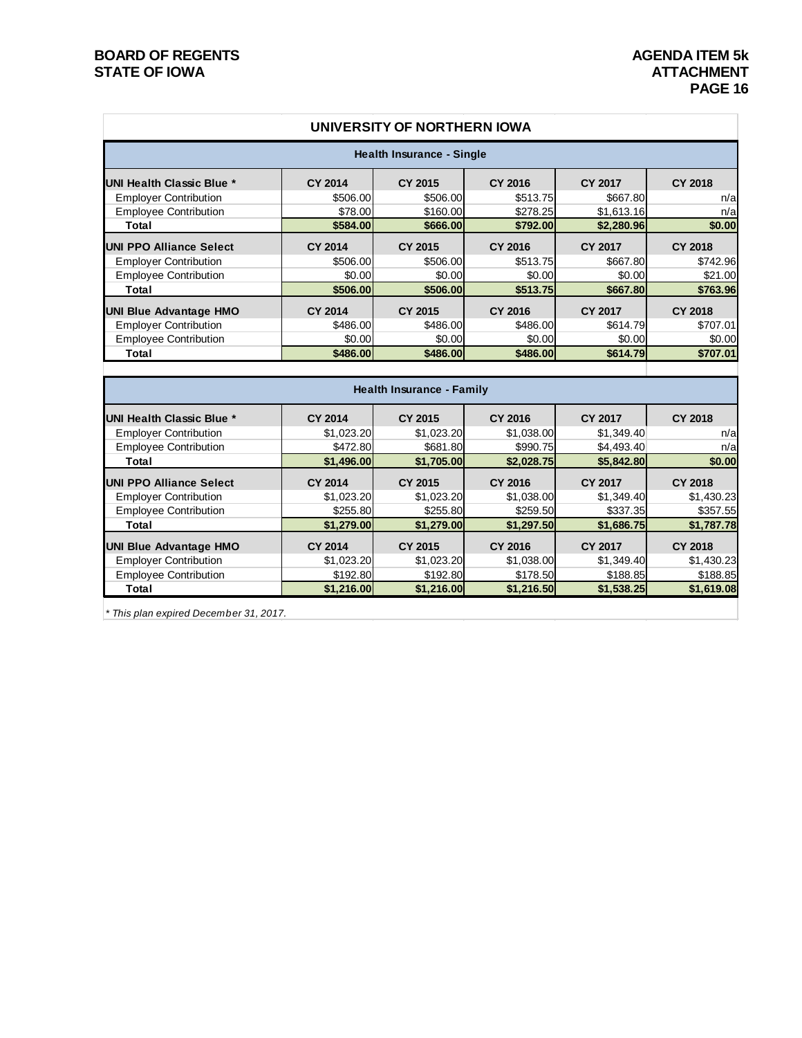## UNIVERSITY OF NORTHERN IOWA

### Health Insurance - Single

| UNI Health Classic Blue * | CY 2014 | CY 2015 | CY 2016 | CY 2017 | CY 2018 |
|---|---|---|---|---|---|
| Employer Contribution | $506.00 | $506.00 | $513.75 | $667.80 | n/a |
| Employee Contribution | $78.00 | $160.00 | $278.25 | $1,613.16 | n/a |
| **Total** | **$584.00** | **$666.00** | **$792.00** | **$2,280.96** | **$0.00** |
| **UNI PPO Alliance Select** | **CY 2014** | **CY 2015** | **CY 2016** | **CY 2017** | **CY 2018** |
| Employer Contribution | $506.00 | $506.00 | $513.75 | $667.80 | $742.96 |
| Employee Contribution | $0.00 | $0.00 | $0.00 | $0.00 | $21.00 |
| **Total** | **$506.00** | **$506.00** | **$513.75** | **$667.80** | **$763.96** |
| **UNI Blue Advantage HMO** | **CY 2014** | **CY 2015** | **CY 2016** | **CY 2017** | **CY 2018** |
| Employer Contribution | $486.00 | $486.00 | $486.00 | $614.79 | $707.01 |
| Employee Contribution | $0.00 | $0.00 | $0.00 | $0.00 | $0.00 |
| **Total** | **$486.00** | **$486.00** | **$486.00** | **$614.79** | **$707.01** |

### Health Insurance - Family

| UNI Health Classic Blue * | CY 2014 | CY 2015 | CY 2016 | CY 2017 | CY 2018 |
|---|---|---|---|---|---|
| Employer Contribution | $1,023.20 | $1,023.20 | $1,038.00 | $1,349.40 | n/a |
| Employee Contribution | $472.80 | $681.80 | $990.75 | $4,493.40 | n/a |
| **Total** | **$1,496.00** | **$1,705.00** | **$2,028.75** | **$5,842.80** | **$0.00** |
| **UNI PPO Alliance Select** | **CY 2014** | **CY 2015** | **CY 2016** | **CY 2017** | **CY 2018** |
| Employer Contribution | $1,023.20 | $1,023.20 | $1,038.00 | $1,349.40 | $1,430.23 |
| Employee Contribution | $255.80 | $255.80 | $259.50 | $337.35 | $357.55 |
| **Total** | **$1,279.00** | **$1,279.00** | **$1,297.50** | **$1,686.75** | **$1,787.78** |
| **UNI Blue Advantage HMO** | **CY 2014** | **CY 2015** | **CY 2016** | **CY 2017** | **CY 2018** |
| Employer Contribution | $1,023.20 | $1,023.20 | $1,038.00 | $1,349.40 | $1,430.23 |
| Employee Contribution | $192.80 | $192.80 | $178.50 | $188.85 | $188.85 |
| **Total** | **$1,216.00** | **$1,216.00** | **$1,216.50** | **$1,538.25** | **$1,619.08** |

*\* This plan expired December 31, 2017.*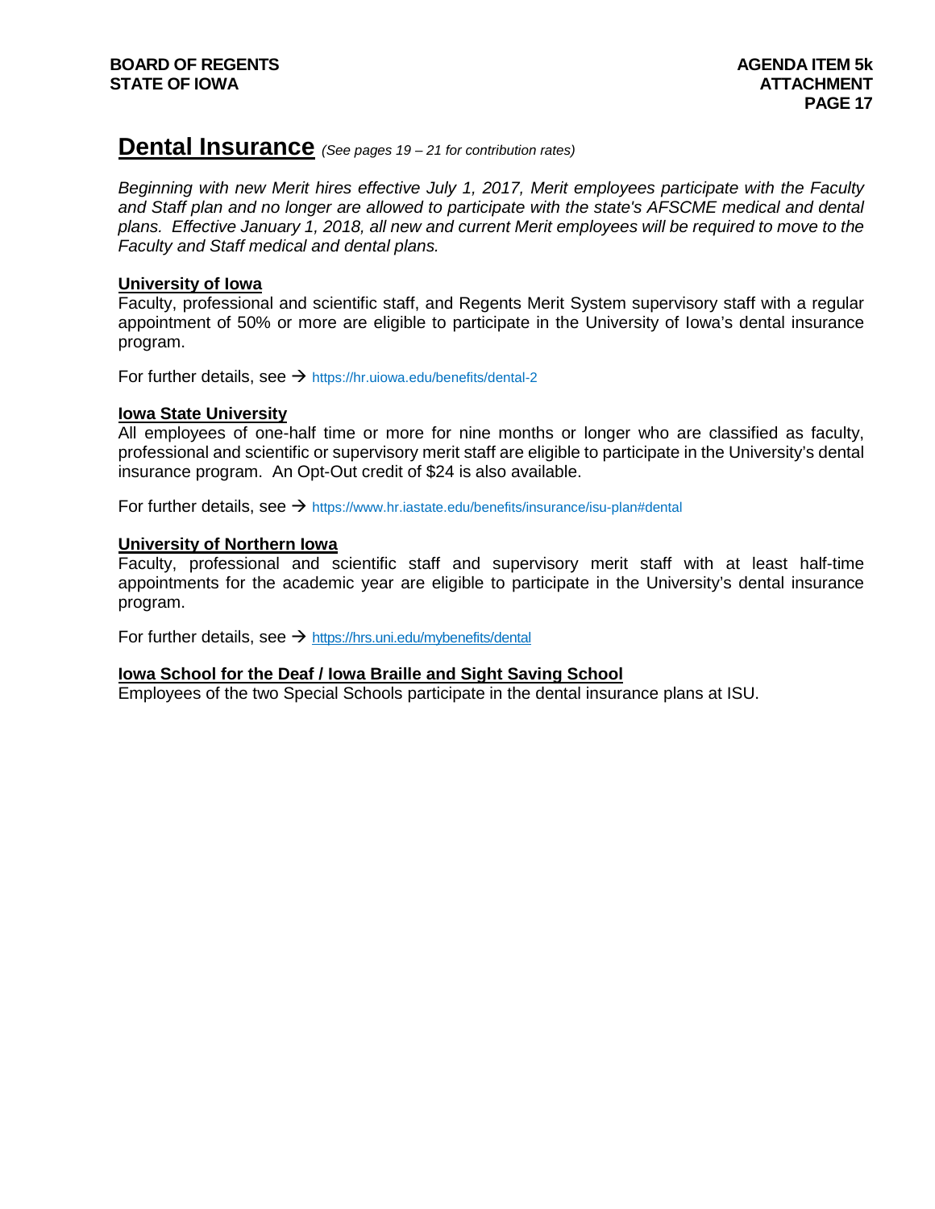# Dental Insurance *(See pages 19 – 21 for contribution rates)*

*Beginning with new Merit hires effective July 1, 2017, Merit employees participate with the Faculty and Staff plan and no longer are allowed to participate with the state's AFSCME medical and dental plans. Effective January 1, 2018, all new and current Merit employees will be required to move to the Faculty and Staff medical and dental plans.*

## University of Iowa

Faculty, professional and scientific staff, and Regents Merit System supervisory staff with a regular appointment of 50% or more are eligible to participate in the University of Iowa's dental insurance program.

For further details, see → https://hr.uiowa.edu/benefits/dental-2

## Iowa State University

All employees of one-half time or more for nine months or longer who are classified as faculty, professional and scientific or supervisory merit staff are eligible to participate in the University's dental insurance program. An Opt-Out credit of $24 is also available.

For further details, see → https://www.hr.iastate.edu/benefits/insurance/isu-plan#dental

## University of Northern Iowa

Faculty, professional and scientific staff and supervisory merit staff with at least half-time appointments for the academic year are eligible to participate in the University's dental insurance program.

For further details, see → https://hrs.uni.edu/mybenefits/dental

## Iowa School for the Deaf / Iowa Braille and Sight Saving School

Employees of the two Special Schools participate in the dental insurance plans at ISU.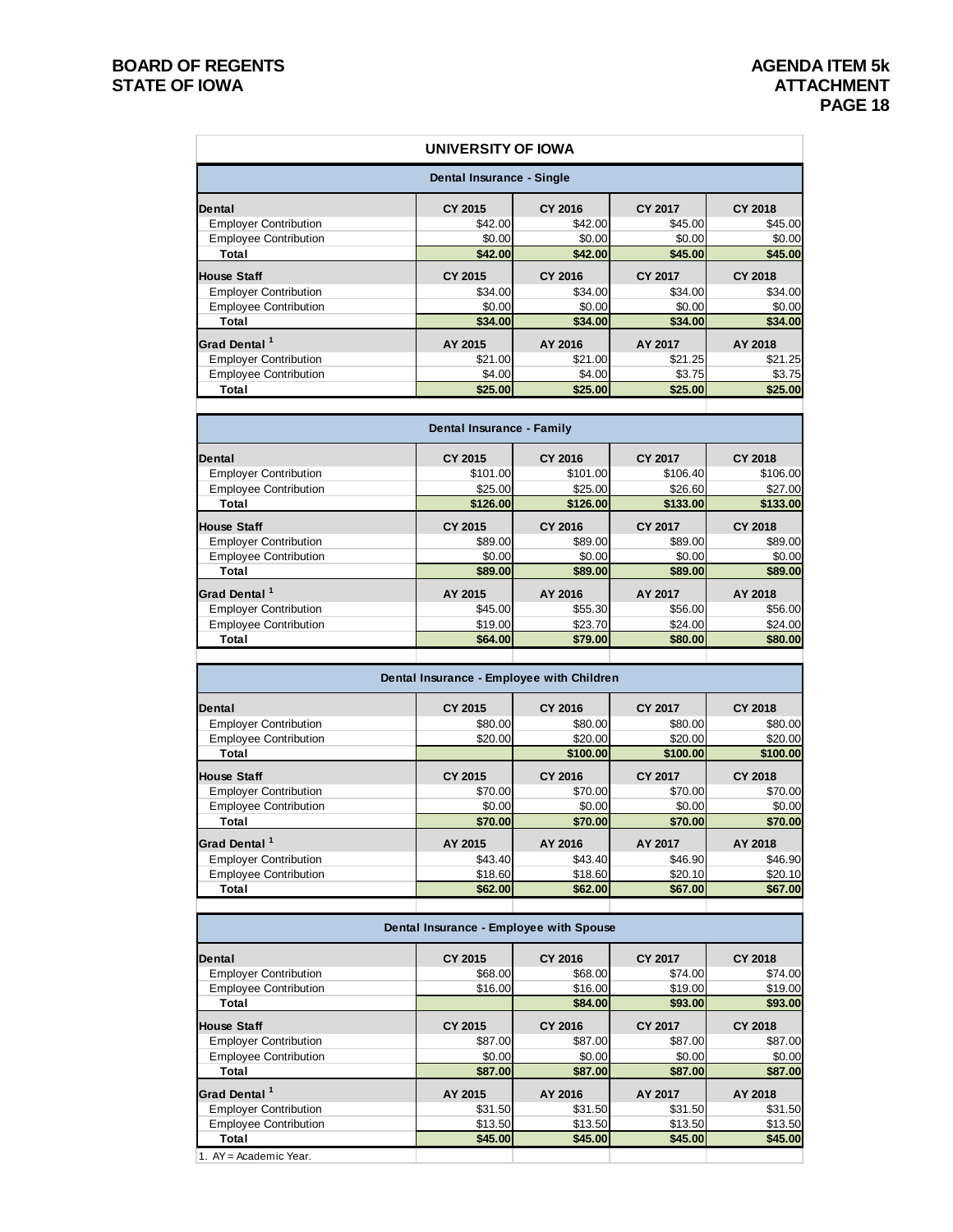## UNIVERSITY OF IOWA

### Dental Insurance - Single

| Dental | CY 2015 | CY 2016 | CY 2017 | CY 2018 |
|---|---|---|---|---|
| Employer Contribution | $42.00 | $42.00 | $45.00 | $45.00 |
| Employee Contribution | $0.00 | $0.00 | $0.00 | $0.00 |
| **Total** | **$42.00** | **$42.00** | **$45.00** | **$45.00** |
| **House Staff** | **CY 2015** | **CY 2016** | **CY 2017** | **CY 2018** |
| Employer Contribution | $34.00 | $34.00 | $34.00 | $34.00 |
| Employee Contribution | $0.00 | $0.00 | $0.00 | $0.00 |
| **Total** | **$34.00** | **$34.00** | **$34.00** | **$34.00** |
| **Grad Dental [1]** | **AY 2015** | **AY 2016** | **AY 2017** | **AY 2018** |
| Employer Contribution | $21.00 | $21.00 | $21.25 | $21.25 |
| Employee Contribution | $4.00 | $4.00 | $3.75 | $3.75 |
| **Total** | **$25.00** | **$25.00** | **$25.00** | **$25.00** |

### Dental Insurance - Family

| Dental | CY 2015 | CY 2016 | CY 2017 | CY 2018 |
|---|---|---|---|---|
| Employer Contribution | $101.00 | $101.00 | $106.40 | $106.00 |
| Employee Contribution | $25.00 | $25.00 | $26.60 | $27.00 |
| **Total** | **$126.00** | **$126.00** | **$133.00** | **$133.00** |
| **House Staff** | **CY 2015** | **CY 2016** | **CY 2017** | **CY 2018** |
| Employer Contribution | $89.00 | $89.00 | $89.00 | $89.00 |
| Employee Contribution | $0.00 | $0.00 | $0.00 | $0.00 |
| **Total** | **$89.00** | **$89.00** | **$89.00** | **$89.00** |
| **Grad Dental [1]** | **AY 2015** | **AY 2016** | **AY 2017** | **AY 2018** |
| Employer Contribution | $45.00 | $55.30 | $56.00 | $56.00 |
| Employee Contribution | $19.00 | $23.70 | $24.00 | $24.00 |
| **Total** | **$64.00** | **$79.00** | **$80.00** | **$80.00** |

### Dental Insurance - Employee with Children

| Dental | CY 2015 | CY 2016 | CY 2017 | CY 2018 |
|---|---|---|---|---|
| Employer Contribution | $80.00 | $80.00 | $80.00 | $80.00 |
| Employee Contribution | $20.00 | $20.00 | $20.00 | $20.00 |
| **Total** | | **$100.00** | **$100.00** | **$100.00** |
| **House Staff** | **CY 2015** | **CY 2016** | **CY 2017** | **CY 2018** |
| Employer Contribution | $70.00 | $70.00 | $70.00 | $70.00 |
| Employee Contribution | $0.00 | $0.00 | $0.00 | $0.00 |
| **Total** | **$70.00** | **$70.00** | **$70.00** | **$70.00** |
| **Grad Dental [1]** | **AY 2015** | **AY 2016** | **AY 2017** | **AY 2018** |
| Employer Contribution | $43.40 | $43.40 | $46.90 | $46.90 |
| Employee Contribution | $18.60 | $18.60 | $20.10 | $20.10 |
| **Total** | **$62.00** | **$62.00** | **$67.00** | **$67.00** |

### Dental Insurance - Employee with Spouse

| Dental | CY 2015 | CY 2016 | CY 2017 | CY 2018 |
|---|---|---|---|---|
| Employer Contribution | $68.00 | $68.00 | $74.00 | $74.00 |
| Employee Contribution | $16.00 | $16.00 | $19.00 | $19.00 |
| **Total** | | **$84.00** | **$93.00** | **$93.00** |
| **House Staff** | **CY 2015** | **CY 2016** | **CY 2017** | **CY 2018** |
| Employer Contribution | $87.00 | $87.00 | $87.00 | $87.00 |
| Employee Contribution | $0.00 | $0.00 | $0.00 | $0.00 |
| **Total** | **$87.00** | **$87.00** | **$87.00** | **$87.00** |
| **Grad Dental [1]** | **AY 2015** | **AY 2016** | **AY 2017** | **AY 2018** |
| Employer Contribution | $31.50 | $31.50 | $31.50 | $31.50 |
| Employee Contribution | $13.50 | $13.50 | $13.50 | $13.50 |
| **Total** | **$45.00** | **$45.00** | **$45.00** | **$45.00** |

1. AY = Academic Year.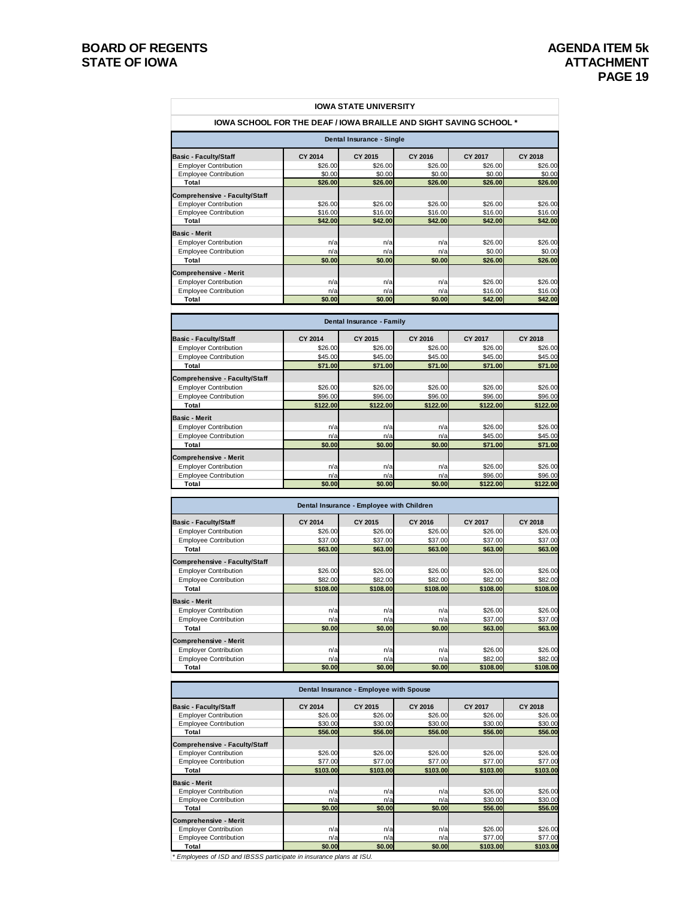**IOWA STATE UNIVERSITY**

**IOWA SCHOOL FOR THE DEAF / IOWA BRAILLE AND SIGHT SAVING SCHOOL ***

**Dental Insurance - Single**

| | CY 2014 | CY 2015 | CY 2016 | CY 2017 | CY 2018 |
|---|---|---|---|---|---|
| **Basic - Faculty/Staff** | | | | | |
| Employer Contribution | $26.00 | $26.00 | $26.00 | $26.00 | $26.00 |
| Employee Contribution | $0.00 | $0.00 | $0.00 | $0.00 | $0.00 |
| **Total** | **$26.00** | **$26.00** | **$26.00** | **$26.00** | **$26.00** |
| **Comprehensive - Faculty/Staff** | | | | | |
| Employer Contribution | $26.00 | $26.00 | $26.00 | $26.00 | $26.00 |
| Employee Contribution | $16.00 | $16.00 | $16.00 | $16.00 | $16.00 |
| **Total** | **$42.00** | **$42.00** | **$42.00** | **$42.00** | **$42.00** |
| **Basic - Merit** | | | | | |
| Employer Contribution | n/a | n/a | n/a | $26.00 | $26.00 |
| Employee Contribution | n/a | n/a | n/a | $0.00 | $0.00 |
| **Total** | **$0.00** | **$0.00** | **$0.00** | **$26.00** | **$26.00** |
| **Comprehensive - Merit** | | | | | |
| Employer Contribution | n/a | n/a | n/a | $26.00 | $26.00 |
| Employee Contribution | n/a | n/a | n/a | $16.00 | $16.00 |
| **Total** | **$0.00** | **$0.00** | **$0.00** | **$42.00** | **$42.00** |

**Dental Insurance - Family**

| | CY 2014 | CY 2015 | CY 2016 | CY 2017 | CY 2018 |
|---|---|---|---|---|---|
| **Basic - Faculty/Staff** | | | | | |
| Employer Contribution | $26.00 | $26.00 | $26.00 | $26.00 | $26.00 |
| Employee Contribution | $45.00 | $45.00 | $45.00 | $45.00 | $45.00 |
| **Total** | **$71.00** | **$71.00** | **$71.00** | **$71.00** | **$71.00** |
| **Comprehensive - Faculty/Staff** | | | | | |
| Employer Contribution | $26.00 | $26.00 | $26.00 | $26.00 | $26.00 |
| Employee Contribution | $96.00 | $96.00 | $96.00 | $96.00 | $96.00 |
| **Total** | **$122.00** | **$122.00** | **$122.00** | **$122.00** | **$122.00** |
| **Basic - Merit** | | | | | |
| Employer Contribution | n/a | n/a | n/a | $26.00 | $26.00 |
| Employee Contribution | n/a | n/a | n/a | $45.00 | $45.00 |
| **Total** | **$0.00** | **$0.00** | **$0.00** | **$71.00** | **$71.00** |
| **Comprehensive - Merit** | | | | | |
| Employer Contribution | n/a | n/a | n/a | $26.00 | $26.00 |
| Employee Contribution | n/a | n/a | n/a | $96.00 | $96.00 |
| **Total** | **$0.00** | **$0.00** | **$0.00** | **$122.00** | **$122.00** |

**Dental Insurance - Employee with Children**

| | CY 2014 | CY 2015 | CY 2016 | CY 2017 | CY 2018 |
|---|---|---|---|---|---|
| **Basic - Faculty/Staff** | | | | | |
| Employer Contribution | $26.00 | $26.00 | $26.00 | $26.00 | $26.00 |
| Employee Contribution | $37.00 | $37.00 | $37.00 | $37.00 | $37.00 |
| **Total** | **$63.00** | **$63.00** | **$63.00** | **$63.00** | **$63.00** |
| **Comprehensive - Faculty/Staff** | | | | | |
| Employer Contribution | $26.00 | $26.00 | $26.00 | $26.00 | $26.00 |
| Employee Contribution | $82.00 | $82.00 | $82.00 | $82.00 | $82.00 |
| **Total** | **$108.00** | **$108.00** | **$108.00** | **$108.00** | **$108.00** |
| **Basic - Merit** | | | | | |
| Employer Contribution | n/a | n/a | n/a | $26.00 | $26.00 |
| Employee Contribution | n/a | n/a | n/a | $37.00 | $37.00 |
| **Total** | **$0.00** | **$0.00** | **$0.00** | **$63.00** | **$63.00** |
| **Comprehensive - Merit** | | | | | |
| Employer Contribution | n/a | n/a | n/a | $26.00 | $26.00 |
| Employee Contribution | n/a | n/a | n/a | $82.00 | $82.00 |
| **Total** | **$0.00** | **$0.00** | **$0.00** | **$108.00** | **$108.00** |

**Dental Insurance - Employee with Spouse**

| | CY 2014 | CY 2015 | CY 2016 | CY 2017 | CY 2018 |
|---|---|---|---|---|---|
| **Basic - Faculty/Staff** | | | | | |
| Employer Contribution | $26.00 | $26.00 | $26.00 | $26.00 | $26.00 |
| Employee Contribution | $30.00 | $30.00 | $30.00 | $30.00 | $30.00 |
| **Total** | **$56.00** | **$56.00** | **$56.00** | **$56.00** | **$56.00** |
| **Comprehensive - Faculty/Staff** | | | | | |
| Employer Contribution | $26.00 | $26.00 | $26.00 | $26.00 | $26.00 |
| Employee Contribution | $77.00 | $77.00 | $77.00 | $77.00 | $77.00 |
| **Total** | **$103.00** | **$103.00** | **$103.00** | **$103.00** | **$103.00** |
| **Basic - Merit** | | | | | |
| Employer Contribution | n/a | n/a | n/a | $26.00 | $26.00 |
| Employee Contribution | n/a | n/a | n/a | $30.00 | $30.00 |
| **Total** | **$0.00** | **$0.00** | **$0.00** | **$56.00** | **$56.00** |
| **Comprehensive - Merit** | | | | | |
| Employer Contribution | n/a | n/a | n/a | $26.00 | $26.00 |
| Employee Contribution | n/a | n/a | n/a | $77.00 | $77.00 |
| **Total** | **$0.00** | **$0.00** | **$0.00** | **$103.00** | **$103.00** |

*\* Employees of ISD and IBSSS participate in insurance plans at ISU.*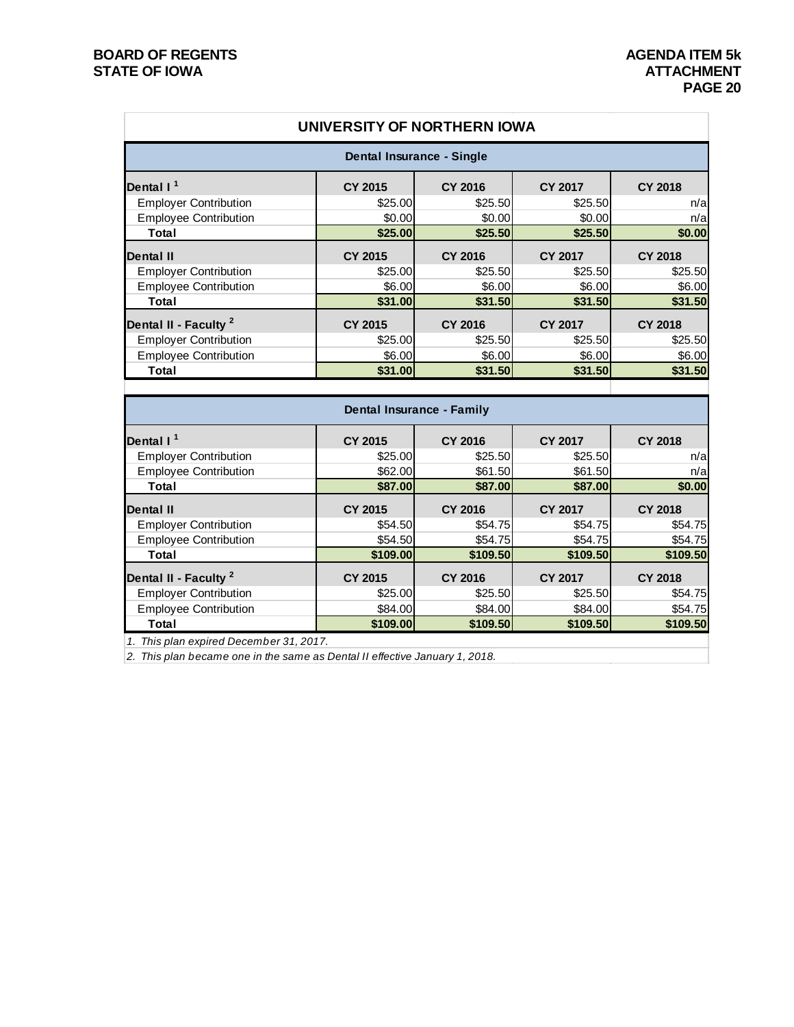## UNIVERSITY OF NORTHERN IOWA

### Dental Insurance - Single

| Dental I [1] | CY 2015 | CY 2016 | CY 2017 | CY 2018 |
|---|---|---|---|---|
| Employer Contribution | $25.00 | $25.50 | $25.50 | n/a |
| Employee Contribution | $0.00 | $0.00 | $0.00 | n/a |
| **Total** | **$25.00** | **$25.50** | **$25.50** | **$0.00** |
| **Dental II** | **CY 2015** | **CY 2016** | **CY 2017** | **CY 2018** |
| Employer Contribution | $25.00 | $25.50 | $25.50 | $25.50 |
| Employee Contribution | $6.00 | $6.00 | $6.00 | $6.00 |
| **Total** | **$31.00** | **$31.50** | **$31.50** | **$31.50** |
| **Dental II - Faculty [2]** | **CY 2015** | **CY 2016** | **CY 2017** | **CY 2018** |
| Employer Contribution | $25.00 | $25.50 | $25.50 | $25.50 |
| Employee Contribution | $6.00 | $6.00 | $6.00 | $6.00 |
| **Total** | **$31.00** | **$31.50** | **$31.50** | **$31.50** |

### Dental Insurance - Family

| Dental I [1] | CY 2015 | CY 2016 | CY 2017 | CY 2018 |
|---|---|---|---|---|
| Employer Contribution | $25.00 | $25.50 | $25.50 | n/a |
| Employee Contribution | $62.00 | $61.50 | $61.50 | n/a |
| **Total** | **$87.00** | **$87.00** | **$87.00** | **$0.00** |
| **Dental II** | **CY 2015** | **CY 2016** | **CY 2017** | **CY 2018** |
| Employer Contribution | $54.50 | $54.75 | $54.75 | $54.75 |
| Employee Contribution | $54.50 | $54.75 | $54.75 | $54.75 |
| **Total** | **$109.00** | **$109.50** | **$109.50** | **$109.50** |
| **Dental II - Faculty [2]** | **CY 2015** | **CY 2016** | **CY 2017** | **CY 2018** |
| Employer Contribution | $25.00 | $25.50 | $25.50 | $54.75 |
| Employee Contribution | $84.00 | $84.00 | $84.00 | $54.75 |
| **Total** | **$109.00** | **$109.50** | **$109.50** | **$109.50** |

*1. This plan expired December 31, 2017.*

*2. This plan became one in the same as Dental II effective January 1, 2018.*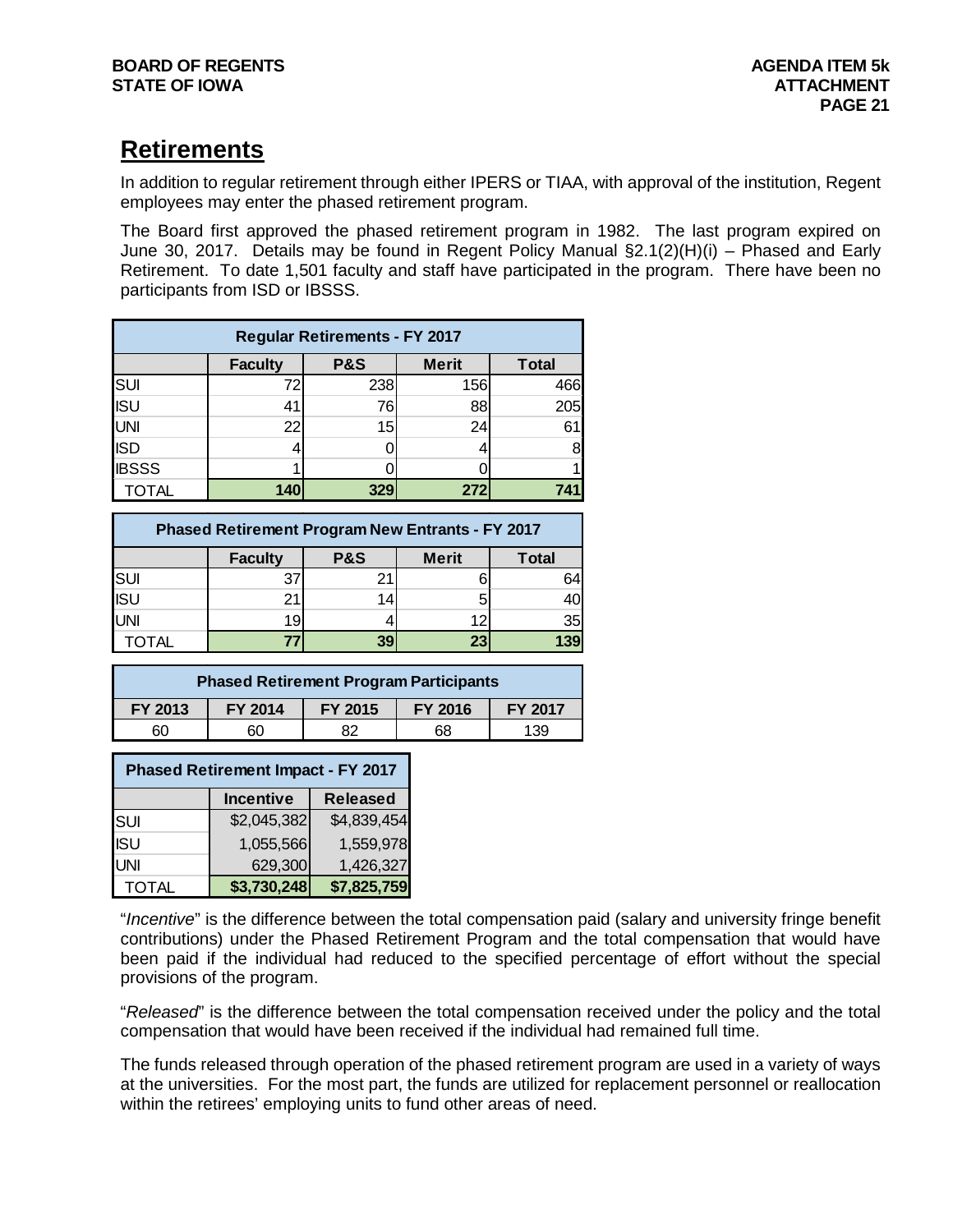## Retirements

In addition to regular retirement through either IPERS or TIAA, with approval of the institution, Regent employees may enter the phased retirement program.

The Board first approved the phased retirement program in 1982. The last program expired on June 30, 2017. Details may be found in Regent Policy Manual §2.1(2)(H)(i) – Phased and Early Retirement. To date 1,501 faculty and staff have participated in the program. There have been no participants from ISD or IBSSS.

| Regular Retirements - FY 2017 | | | | |
|---|---|---|---|---|
| | Faculty | P&S | Merit | Total |
| SUI | 72 | 238 | 156 | 466 |
| ISU | 41 | 76 | 88 | 205 |
| UNI | 22 | 15 | 24 | 61 |
| ISD | 4 | 0 | 4 | 8 |
| IBSSS | 1 | 0 | 0 | 1 |
| TOTAL | 140 | 329 | 272 | 741 |

| Phased Retirement Program New Entrants - FY 2017 | | | | |
|---|---|---|---|---|
| | Faculty | P&S | Merit | Total |
| SUI | 37 | 21 | 6 | 64 |
| ISU | 21 | 14 | 5 | 40 |
| UNI | 19 | 4 | 12 | 35 |
| TOTAL | 77 | 39 | 23 | 139 |

| Phased Retirement Program Participants | | | | |
|---|---|---|---|---|
| FY 2013 | FY 2014 | FY 2015 | FY 2016 | FY 2017 |
| 60 | 60 | 82 | 68 | 139 |

| Phased Retirement Impact - FY 2017 | | |
|---|---|---|
| | Incentive | Released |
| SUI | $2,045,382 | $4,839,454 |
| ISU | 1,055,566 | 1,559,978 |
| UNI | 629,300 | 1,426,327 |
| TOTAL | $3,730,248 | $7,825,759 |

"*Incentive*" is the difference between the total compensation paid (salary and university fringe benefit contributions) under the Phased Retirement Program and the total compensation that would have been paid if the individual had reduced to the specified percentage of effort without the special provisions of the program.

"*Released*" is the difference between the total compensation received under the policy and the total compensation that would have been received if the individual had remained full time.

The funds released through operation of the phased retirement program are used in a variety of ways at the universities. For the most part, the funds are utilized for replacement personnel or reallocation within the retirees' employing units to fund other areas of need.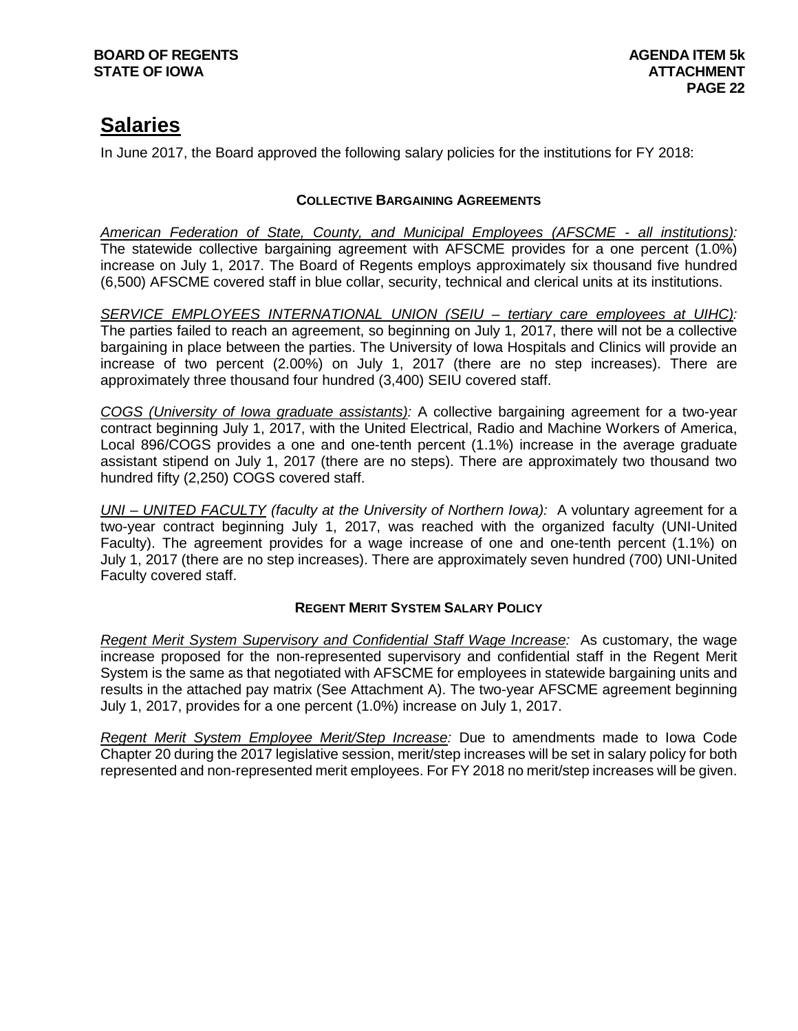# Salaries

In June 2017, the Board approved the following salary policies for the institutions for FY 2018:

### COLLECTIVE BARGAINING AGREEMENTS

*American Federation of State, County, and Municipal Employees (AFSCME - all institutions):* The statewide collective bargaining agreement with AFSCME provides for a one percent (1.0%) increase on July 1, 2017. The Board of Regents employs approximately six thousand five hundred (6,500) AFSCME covered staff in blue collar, security, technical and clerical units at its institutions.

*SERVICE EMPLOYEES INTERNATIONAL UNION (SEIU – tertiary care employees at UIHC):* The parties failed to reach an agreement, so beginning on July 1, 2017, there will not be a collective bargaining in place between the parties. The University of Iowa Hospitals and Clinics will provide an increase of two percent (2.00%) on July 1, 2017 (there are no step increases). There are approximately three thousand four hundred (3,400) SEIU covered staff.

*COGS (University of Iowa graduate assistants):* A collective bargaining agreement for a two-year contract beginning July 1, 2017, with the United Electrical, Radio and Machine Workers of America, Local 896/COGS provides a one and one-tenth percent (1.1%) increase in the average graduate assistant stipend on July 1, 2017 (there are no steps). There are approximately two thousand two hundred fifty (2,250) COGS covered staff.

*UNI – UNITED FACULTY (faculty at the University of Northern Iowa):* A voluntary agreement for a two-year contract beginning July 1, 2017, was reached with the organized faculty (UNI-United Faculty). The agreement provides for a wage increase of one and one-tenth percent (1.1%) on July 1, 2017 (there are no step increases). There are approximately seven hundred (700) UNI-United Faculty covered staff.

### REGENT MERIT SYSTEM SALARY POLICY

*Regent Merit System Supervisory and Confidential Staff Wage Increase:* As customary, the wage increase proposed for the non-represented supervisory and confidential staff in the Regent Merit System is the same as that negotiated with AFSCME for employees in statewide bargaining units and results in the attached pay matrix (See Attachment A). The two-year AFSCME agreement beginning July 1, 2017, provides for a one percent (1.0%) increase on July 1, 2017.

*Regent Merit System Employee Merit/Step Increase:* Due to amendments made to Iowa Code Chapter 20 during the 2017 legislative session, merit/step increases will be set in salary policy for both represented and non-represented merit employees. For FY 2018 no merit/step increases will be given.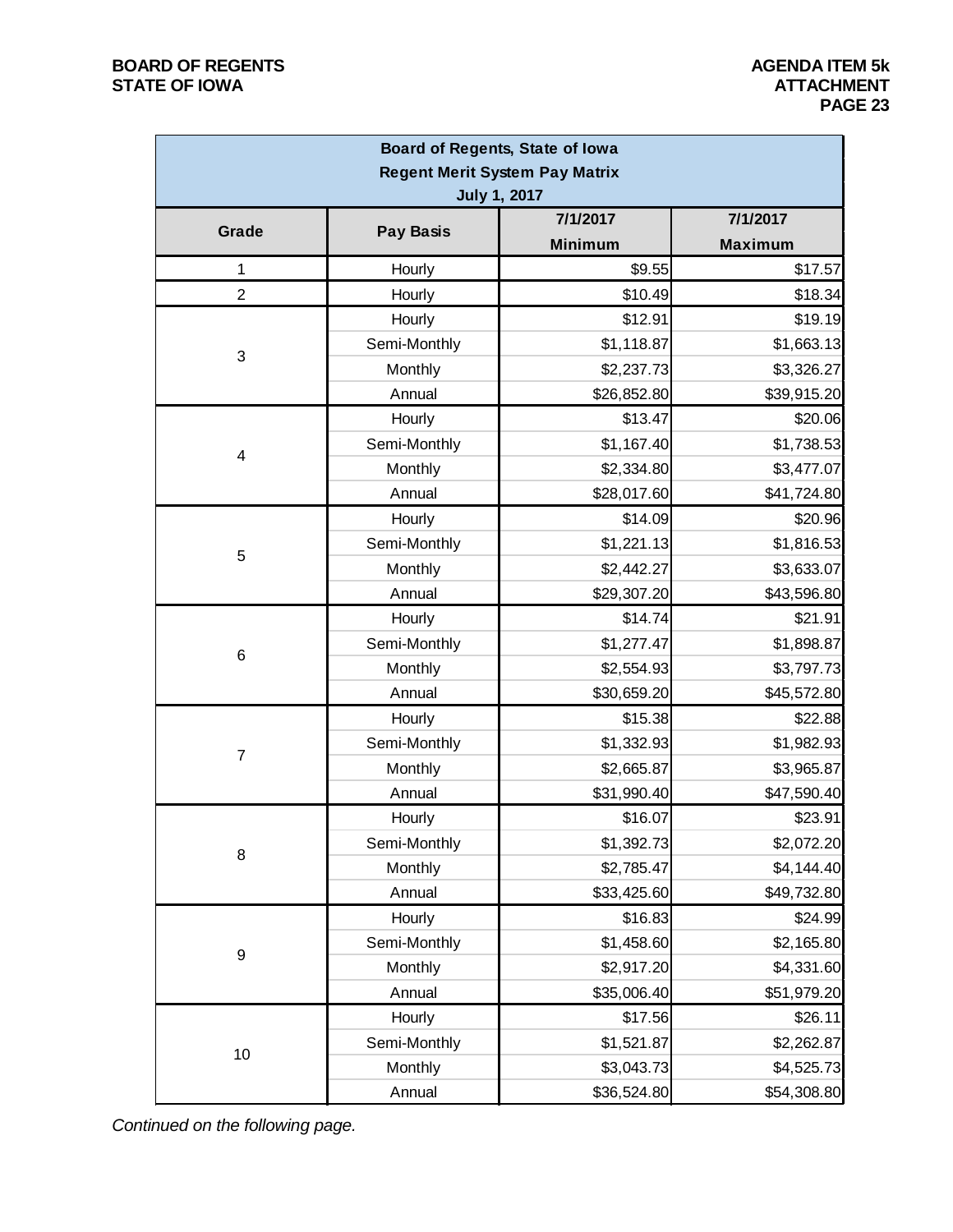| Board of Regents, State of Iowa<br>Regent Merit System Pay Matrix<br>July 1, 2017 | | | |
|---|---|---|---|
| **Grade** | **Pay Basis** | **7/1/2017<br>Minimum** | **7/1/2017<br>Maximum** |
| 1 | Hourly | $9.55 | $17.57 |
| 2 | Hourly | $10.49 | $18.34 |
| 3 | Hourly | $12.91 | $19.19 |
| | Semi-Monthly | $1,118.87 | $1,663.13 |
| | Monthly | $2,237.73 | $3,326.27 |
| | Annual | $26,852.80 | $39,915.20 |
| 4 | Hourly | $13.47 | $20.06 |
| | Semi-Monthly | $1,167.40 | $1,738.53 |
| | Monthly | $2,334.80 | $3,477.07 |
| | Annual | $28,017.60 | $41,724.80 |
| 5 | Hourly | $14.09 | $20.96 |
| | Semi-Monthly | $1,221.13 | $1,816.53 |
| | Monthly | $2,442.27 | $3,633.07 |
| | Annual | $29,307.20 | $43,596.80 |
| 6 | Hourly | $14.74 | $21.91 |
| | Semi-Monthly | $1,277.47 | $1,898.87 |
| | Monthly | $2,554.93 | $3,797.73 |
| | Annual | $30,659.20 | $45,572.80 |
| 7 | Hourly | $15.38 | $22.88 |
| | Semi-Monthly | $1,332.93 | $1,982.93 |
| | Monthly | $2,665.87 | $3,965.87 |
| | Annual | $31,990.40 | $47,590.40 |
| 8 | Hourly | $16.07 | $23.91 |
| | Semi-Monthly | $1,392.73 | $2,072.20 |
| | Monthly | $2,785.47 | $4,144.40 |
| | Annual | $33,425.60 | $49,732.80 |
| 9 | Hourly | $16.83 | $24.99 |
| | Semi-Monthly | $1,458.60 | $2,165.80 |
| | Monthly | $2,917.20 | $4,331.60 |
| | Annual | $35,006.40 | $51,979.20 |
| 10 | Hourly | $17.56 | $26.11 |
| | Semi-Monthly | $1,521.87 | $2,262.87 |
| | Monthly | $3,043.73 | $4,525.73 |
| | Annual | $36,524.80 | $54,308.80 |

*Continued on the following page.*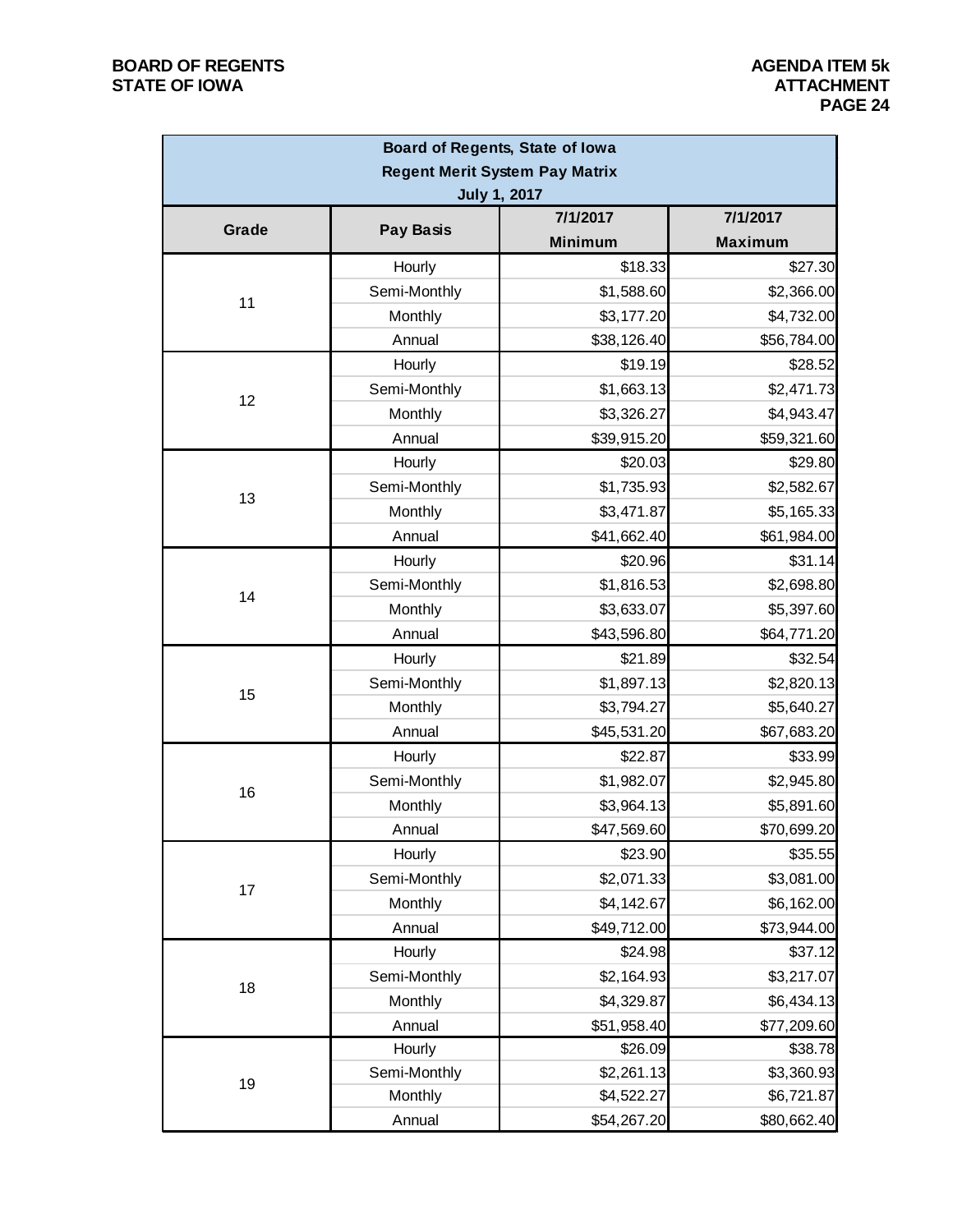| Board of Regents, State of Iowa<br>Regent Merit System Pay Matrix<br>July 1, 2017 | | | |
|---|---|---|---|
| Grade | Pay Basis | 7/1/2017<br>Minimum | 7/1/2017<br>Maximum |
| 11 | Hourly | $18.33 | $27.30 |
| | Semi-Monthly | $1,588.60 | $2,366.00 |
| | Monthly | $3,177.20 | $4,732.00 |
| | Annual | $38,126.40 | $56,784.00 |
| 12 | Hourly | $19.19 | $28.52 |
| | Semi-Monthly | $1,663.13 | $2,471.73 |
| | Monthly | $3,326.27 | $4,943.47 |
| | Annual | $39,915.20 | $59,321.60 |
| 13 | Hourly | $20.03 | $29.80 |
| | Semi-Monthly | $1,735.93 | $2,582.67 |
| | Monthly | $3,471.87 | $5,165.33 |
| | Annual | $41,662.40 | $61,984.00 |
| 14 | Hourly | $20.96 | $31.14 |
| | Semi-Monthly | $1,816.53 | $2,698.80 |
| | Monthly | $3,633.07 | $5,397.60 |
| | Annual | $43,596.80 | $64,771.20 |
| 15 | Hourly | $21.89 | $32.54 |
| | Semi-Monthly | $1,897.13 | $2,820.13 |
| | Monthly | $3,794.27 | $5,640.27 |
| | Annual | $45,531.20 | $67,683.20 |
| 16 | Hourly | $22.87 | $33.99 |
| | Semi-Monthly | $1,982.07 | $2,945.80 |
| | Monthly | $3,964.13 | $5,891.60 |
| | Annual | $47,569.60 | $70,699.20 |
| 17 | Hourly | $23.90 | $35.55 |
| | Semi-Monthly | $2,071.33 | $3,081.00 |
| | Monthly | $4,142.67 | $6,162.00 |
| | Annual | $49,712.00 | $73,944.00 |
| 18 | Hourly | $24.98 | $37.12 |
| | Semi-Monthly | $2,164.93 | $3,217.07 |
| | Monthly | $4,329.87 | $6,434.13 |
| | Annual | $51,958.40 | $77,209.60 |
| 19 | Hourly | $26.09 | $38.78 |
| | Semi-Monthly | $2,261.13 | $3,360.93 |
| | Monthly | $4,522.27 | $6,721.87 |
| | Annual | $54,267.20 | $80,662.40 |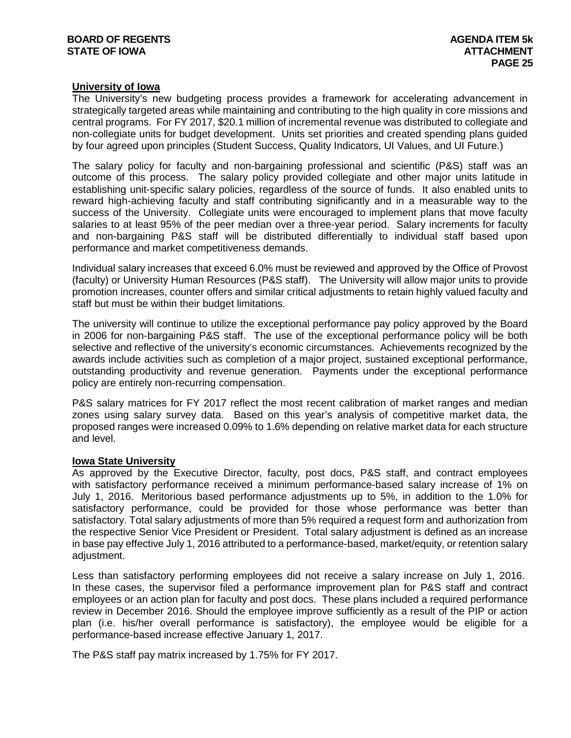**University of Iowa**

The University's new budgeting process provides a framework for accelerating advancement in strategically targeted areas while maintaining and contributing to the high quality in core missions and central programs. For FY 2017, $20.1 million of incremental revenue was distributed to collegiate and non-collegiate units for budget development. Units set priorities and created spending plans guided by four agreed upon principles (Student Success, Quality Indicators, UI Values, and UI Future.)

The salary policy for faculty and non-bargaining professional and scientific (P&S) staff was an outcome of this process. The salary policy provided collegiate and other major units latitude in establishing unit-specific salary policies, regardless of the source of funds. It also enabled units to reward high-achieving faculty and staff contributing significantly and in a measurable way to the success of the University. Collegiate units were encouraged to implement plans that move faculty salaries to at least 95% of the peer median over a three-year period. Salary increments for faculty and non-bargaining P&S staff will be distributed differentially to individual staff based upon performance and market competitiveness demands.

Individual salary increases that exceed 6.0% must be reviewed and approved by the Office of Provost (faculty) or University Human Resources (P&S staff). The University will allow major units to provide promotion increases, counter offers and similar critical adjustments to retain highly valued faculty and staff but must be within their budget limitations.

The university will continue to utilize the exceptional performance pay policy approved by the Board in 2006 for non-bargaining P&S staff. The use of the exceptional performance policy will be both selective and reflective of the university's economic circumstances. Achievements recognized by the awards include activities such as completion of a major project, sustained exceptional performance, outstanding productivity and revenue generation. Payments under the exceptional performance policy are entirely non-recurring compensation.

P&S salary matrices for FY 2017 reflect the most recent calibration of market ranges and median zones using salary survey data. Based on this year's analysis of competitive market data, the proposed ranges were increased 0.09% to 1.6% depending on relative market data for each structure and level.

**Iowa State University**

As approved by the Executive Director, faculty, post docs, P&S staff, and contract employees with satisfactory performance received a minimum performance-based salary increase of 1% on July 1, 2016. Meritorious based performance adjustments up to 5%, in addition to the 1.0% for satisfactory performance, could be provided for those whose performance was better than satisfactory. Total salary adjustments of more than 5% required a request form and authorization from the respective Senior Vice President or President. Total salary adjustment is defined as an increase in base pay effective July 1, 2016 attributed to a performance-based, market/equity, or retention salary adjustment.

Less than satisfactory performing employees did not receive a salary increase on July 1, 2016. In these cases, the supervisor filed a performance improvement plan for P&S staff and contract employees or an action plan for faculty and post docs. These plans included a required performance review in December 2016. Should the employee improve sufficiently as a result of the PIP or action plan (i.e. his/her overall performance is satisfactory), the employee would be eligible for a performance-based increase effective January 1, 2017.

The P&S staff pay matrix increased by 1.75% for FY 2017.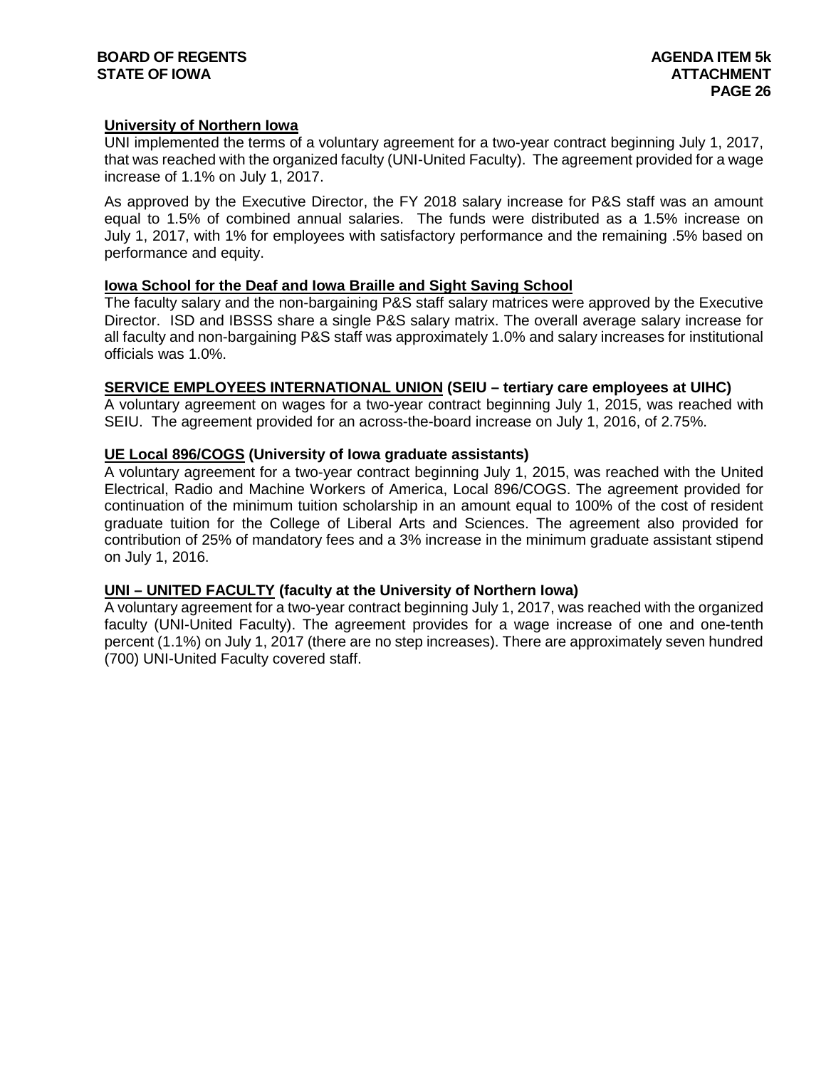**University of Northern Iowa**

UNI implemented the terms of a voluntary agreement for a two-year contract beginning July 1, 2017, that was reached with the organized faculty (UNI-United Faculty). The agreement provided for a wage increase of 1.1% on July 1, 2017.

As approved by the Executive Director, the FY 2018 salary increase for P&S staff was an amount equal to 1.5% of combined annual salaries. The funds were distributed as a 1.5% increase on July 1, 2017, with 1% for employees with satisfactory performance and the remaining .5% based on performance and equity.

**Iowa School for the Deaf and Iowa Braille and Sight Saving School**

The faculty salary and the non-bargaining P&S staff salary matrices were approved by the Executive Director. ISD and IBSSS share a single P&S salary matrix. The overall average salary increase for all faculty and non-bargaining P&S staff was approximately 1.0% and salary increases for institutional officials was 1.0%.

**SERVICE EMPLOYEES INTERNATIONAL UNION (SEIU – tertiary care employees at UIHC)**

A voluntary agreement on wages for a two-year contract beginning July 1, 2015, was reached with SEIU. The agreement provided for an across-the-board increase on July 1, 2016, of 2.75%.

**UE Local 896/COGS (University of Iowa graduate assistants)**

A voluntary agreement for a two-year contract beginning July 1, 2015, was reached with the United Electrical, Radio and Machine Workers of America, Local 896/COGS. The agreement provided for continuation of the minimum tuition scholarship in an amount equal to 100% of the cost of resident graduate tuition for the College of Liberal Arts and Sciences. The agreement also provided for contribution of 25% of mandatory fees and a 3% increase in the minimum graduate assistant stipend on July 1, 2016.

**UNI – UNITED FACULTY (faculty at the University of Northern Iowa)**

A voluntary agreement for a two-year contract beginning July 1, 2017, was reached with the organized faculty (UNI-United Faculty). The agreement provides for a wage increase of one and one-tenth percent (1.1%) on July 1, 2017 (there are no step increases). There are approximately seven hundred (700) UNI-United Faculty covered staff.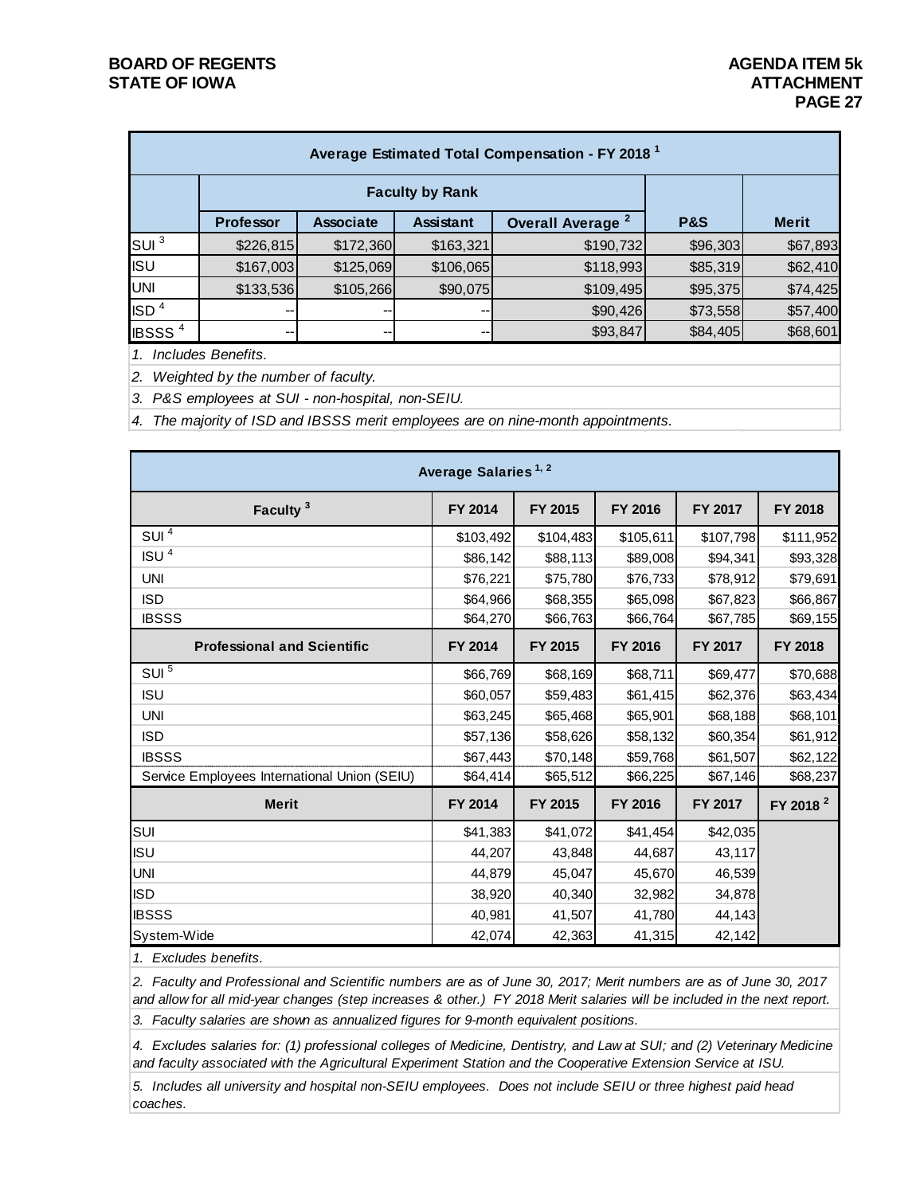| Average Estimated Total Compensation - FY 2018 [1] | | | | | | |
|---|---|---|---|---|---|---|
| | Faculty by Rank | | | | | |
| | Professor | Associate | Assistant | Overall Average [2] | P&S | Merit |
| SUI [3] | $226,815 | $172,360 | $163,321 | $190,732 | $96,303 | $67,893 |
| ISU | $167,003 | $125,069 | $106,065 | $118,993 | $85,319 | $62,410 |
| UNI | $133,536 | $105,266 | $90,075 | $109,495 | $95,375 | $74,425 |
| ISD [4] | -- | -- | -- | $90,426 | $73,558 | $57,400 |
| IBSSS [4] | -- | -- | -- | $93,847 | $84,405 | $68,601 |

*1. Includes Benefits.*

*2. Weighted by the number of faculty.*

*3. P&S employees at SUI - non-hospital, non-SEIU.*

*4. The majority of ISD and IBSSS merit employees are on nine-month appointments.*

| Average Salaries [1, 2] | | | | | |
|---|---|---|---|---|---|
| **Faculty [3]** | **FY 2014** | **FY 2015** | **FY 2016** | **FY 2017** | **FY 2018** |
| SUI [4] | $103,492 | $104,483 | $105,611 | $107,798 | $111,952 |
| ISU [4] | $86,142 | $88,113 | $89,008 | $94,341 | $93,328 |
| UNI | $76,221 | $75,780 | $76,733 | $78,912 | $79,691 |
| ISD | $64,966 | $68,355 | $65,098 | $67,823 | $66,867 |
| IBSSS | $64,270 | $66,763 | $66,764 | $67,785 | $69,155 |
| **Professional and Scientific** | **FY 2014** | **FY 2015** | **FY 2016** | **FY 2017** | **FY 2018** |
| SUI [5] | $66,769 | $68,169 | $68,711 | $69,477 | $70,688 |
| ISU | $60,057 | $59,483 | $61,415 | $62,376 | $63,434 |
| UNI | $63,245 | $65,468 | $65,901 | $68,188 | $68,101 |
| ISD | $57,136 | $58,626 | $58,132 | $60,354 | $61,912 |
| IBSSS | $67,443 | $70,148 | $59,768 | $61,507 | $62,122 |
| Service Employees International Union (SEIU) | $64,414 | $65,512 | $66,225 | $67,146 | $68,237 |
| **Merit** | **FY 2014** | **FY 2015** | **FY 2016** | **FY 2017** | **FY 2018 [2]** |
| SUI | $41,383 | $41,072 | $41,454 | $42,035 | |
| ISU | 44,207 | 43,848 | 44,687 | 43,117 | |
| UNI | 44,879 | 45,047 | 45,670 | 46,539 | |
| ISD | 38,920 | 40,340 | 32,982 | 34,878 | |
| IBSSS | 40,981 | 41,507 | 41,780 | 44,143 | |
| System-Wide | 42,074 | 42,363 | 41,315 | 42,142 | |

*1. Excludes benefits.*

*2. Faculty and Professional and Scientific numbers are as of June 30, 2017; Merit numbers are as of June 30, 2017 and allow for all mid-year changes (step increases & other.) FY 2018 Merit salaries will be included in the next report.*

*3. Faculty salaries are shown as annualized figures for 9-month equivalent positions.*

*4. Excludes salaries for: (1) professional colleges of Medicine, Dentistry, and Law at SUI; and (2) Veterinary Medicine and faculty associated with the Agricultural Experiment Station and the Cooperative Extension Service at ISU.*

*5. Includes all university and hospital non-SEIU employees. Does not include SEIU or three highest paid head coaches.*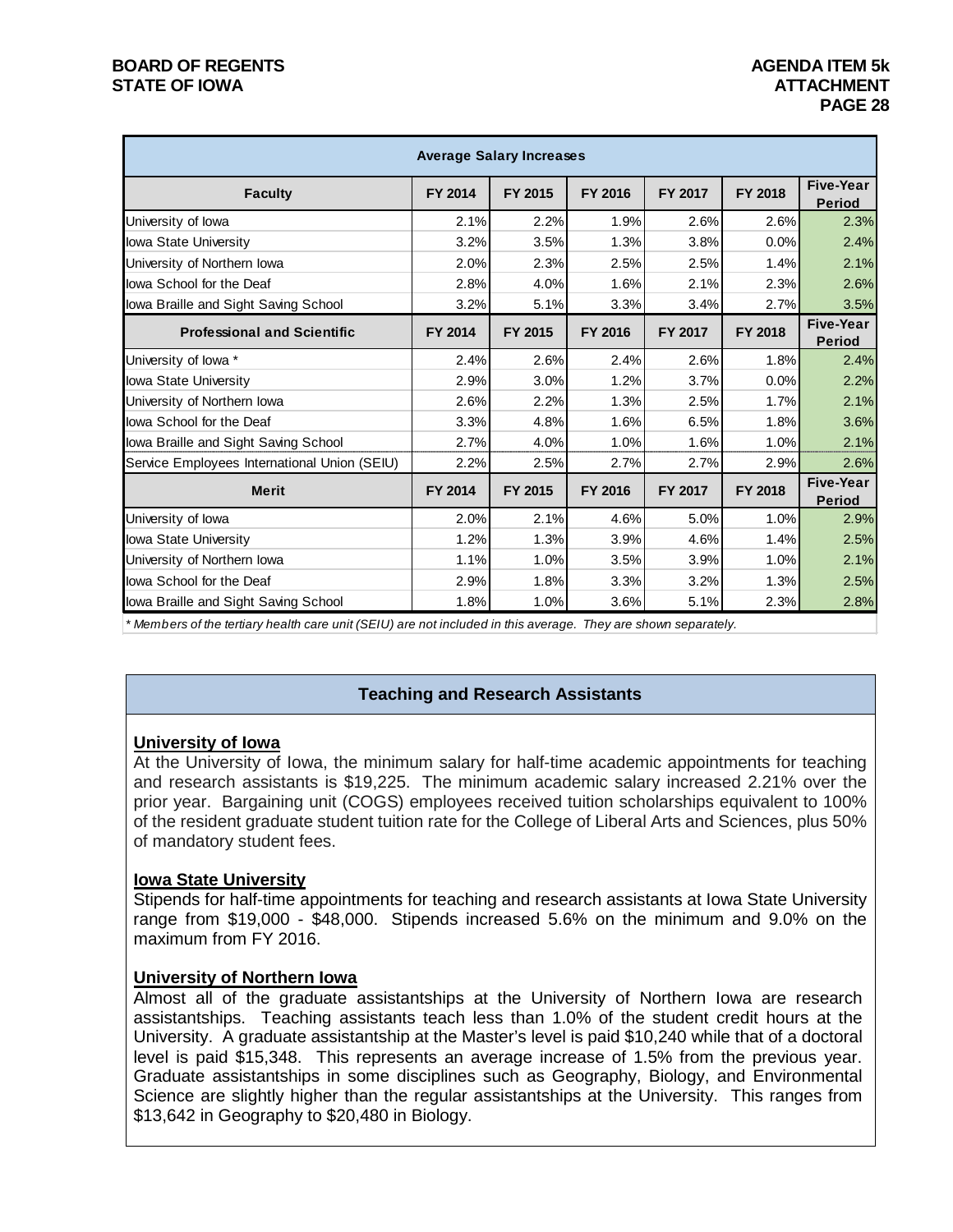| Average Salary Increases | | | | | | |
|---|---|---|---|---|---|---|
| **Faculty** | **FY 2014** | **FY 2015** | **FY 2016** | **FY 2017** | **FY 2018** | **Five-Year Period** |
| University of Iowa | 2.1% | 2.2% | 1.9% | 2.6% | 2.6% | 2.3% |
| Iowa State University | 3.2% | 3.5% | 1.3% | 3.8% | 0.0% | 2.4% |
| University of Northern Iowa | 2.0% | 2.3% | 2.5% | 2.5% | 1.4% | 2.1% |
| Iowa School for the Deaf | 2.8% | 4.0% | 1.6% | 2.1% | 2.3% | 2.6% |
| Iowa Braille and Sight Saving School | 3.2% | 5.1% | 3.3% | 3.4% | 2.7% | 3.5% |
| **Professional and Scientific** | **FY 2014** | **FY 2015** | **FY 2016** | **FY 2017** | **FY 2018** | **Five-Year Period** |
| University of Iowa * | 2.4% | 2.6% | 2.4% | 2.6% | 1.8% | 2.4% |
| Iowa State University | 2.9% | 3.0% | 1.2% | 3.7% | 0.0% | 2.2% |
| University of Northern Iowa | 2.6% | 2.2% | 1.3% | 2.5% | 1.7% | 2.1% |
| Iowa School for the Deaf | 3.3% | 4.8% | 1.6% | 6.5% | 1.8% | 3.6% |
| Iowa Braille and Sight Saving School | 2.7% | 4.0% | 1.0% | 1.6% | 1.0% | 2.1% |
| Service Employees International Union (SEIU) | 2.2% | 2.5% | 2.7% | 2.7% | 2.9% | 2.6% |
| **Merit** | **FY 2014** | **FY 2015** | **FY 2016** | **FY 2017** | **FY 2018** | **Five-Year Period** |
| University of Iowa | 2.0% | 2.1% | 4.6% | 5.0% | 1.0% | 2.9% |
| Iowa State University | 1.2% | 1.3% | 3.9% | 4.6% | 1.4% | 2.5% |
| University of Northern Iowa | 1.1% | 1.0% | 3.5% | 3.9% | 1.0% | 2.1% |
| Iowa School for the Deaf | 2.9% | 1.8% | 3.3% | 3.2% | 1.3% | 2.5% |
| Iowa Braille and Sight Saving School | 1.8% | 1.0% | 3.6% | 5.1% | 2.3% | 2.8% |

*\* Members of the tertiary health care unit (SEIU) are not included in this average. They are shown separately.*

## Teaching and Research Assistants

### University of Iowa

At the University of Iowa, the minimum salary for half-time academic appointments for teaching and research assistants is $19,225. The minimum academic salary increased 2.21% over the prior year. Bargaining unit (COGS) employees received tuition scholarships equivalent to 100% of the resident graduate student tuition rate for the College of Liberal Arts and Sciences, plus 50% of mandatory student fees.

### Iowa State University

Stipends for half-time appointments for teaching and research assistants at Iowa State University range from $19,000 - $48,000. Stipends increased 5.6% on the minimum and 9.0% on the maximum from FY 2016.

### University of Northern Iowa

Almost all of the graduate assistantships at the University of Northern Iowa are research assistantships. Teaching assistants teach less than 1.0% of the student credit hours at the University. A graduate assistantship at the Master's level is paid $10,240 while that of a doctoral level is paid $15,348. This represents an average increase of 1.5% from the previous year. Graduate assistantships in some disciplines such as Geography, Biology, and Environmental Science are slightly higher than the regular assistantships at the University. This ranges from $13,642 in Geography to $20,480 in Biology.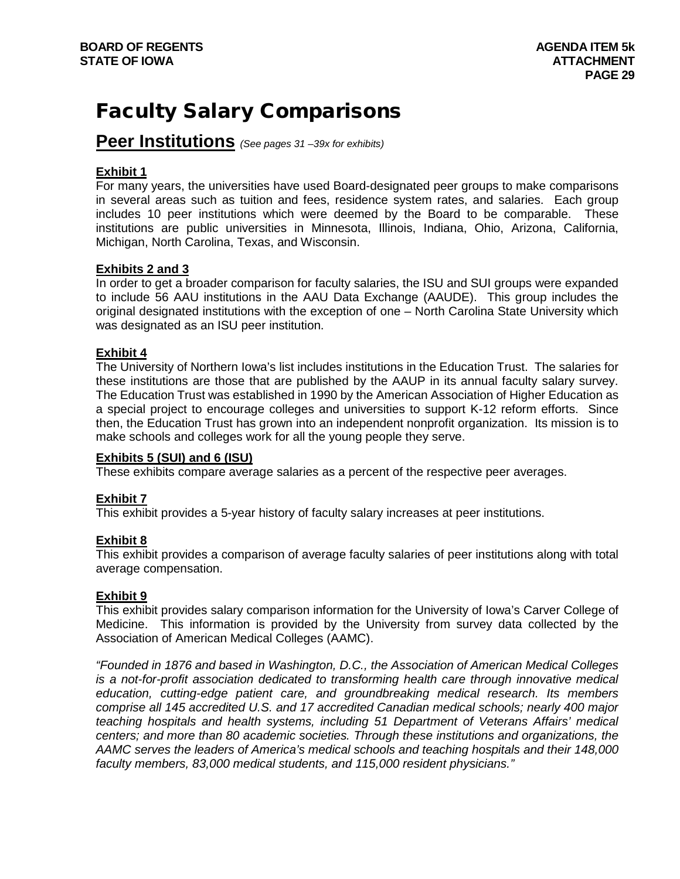# Faculty Salary Comparisons

## Peer Institutions *(See pages 31 –39x for exhibits)*

**Exhibit 1**

For many years, the universities have used Board-designated peer groups to make comparisons in several areas such as tuition and fees, residence system rates, and salaries. Each group includes 10 peer institutions which were deemed by the Board to be comparable. These institutions are public universities in Minnesota, Illinois, Indiana, Ohio, Arizona, California, Michigan, North Carolina, Texas, and Wisconsin.

**Exhibits 2 and 3**

In order to get a broader comparison for faculty salaries, the ISU and SUI groups were expanded to include 56 AAU institutions in the AAU Data Exchange (AAUDE). This group includes the original designated institutions with the exception of one – North Carolina State University which was designated as an ISU peer institution.

**Exhibit 4**

The University of Northern Iowa's list includes institutions in the Education Trust. The salaries for these institutions are those that are published by the AAUP in its annual faculty salary survey. The Education Trust was established in 1990 by the American Association of Higher Education as a special project to encourage colleges and universities to support K-12 reform efforts. Since then, the Education Trust has grown into an independent nonprofit organization. Its mission is to make schools and colleges work for all the young people they serve.

**Exhibits 5 (SUI) and 6 (ISU)**

These exhibits compare average salaries as a percent of the respective peer averages.

**Exhibit 7**

This exhibit provides a 5-year history of faculty salary increases at peer institutions.

**Exhibit 8**

This exhibit provides a comparison of average faculty salaries of peer institutions along with total average compensation.

**Exhibit 9**

This exhibit provides salary comparison information for the University of Iowa's Carver College of Medicine. This information is provided by the University from survey data collected by the Association of American Medical Colleges (AAMC).

*"Founded in 1876 and based in Washington, D.C., the Association of American Medical Colleges is a not-for-profit association dedicated to transforming health care through innovative medical education, cutting-edge patient care, and groundbreaking medical research. Its members comprise all 145 accredited U.S. and 17 accredited Canadian medical schools; nearly 400 major teaching hospitals and health systems, including 51 Department of Veterans Affairs' medical centers; and more than 80 academic societies. Through these institutions and organizations, the AAMC serves the leaders of America's medical schools and teaching hospitals and their 148,000 faculty members, 83,000 medical students, and 115,000 resident physicians."*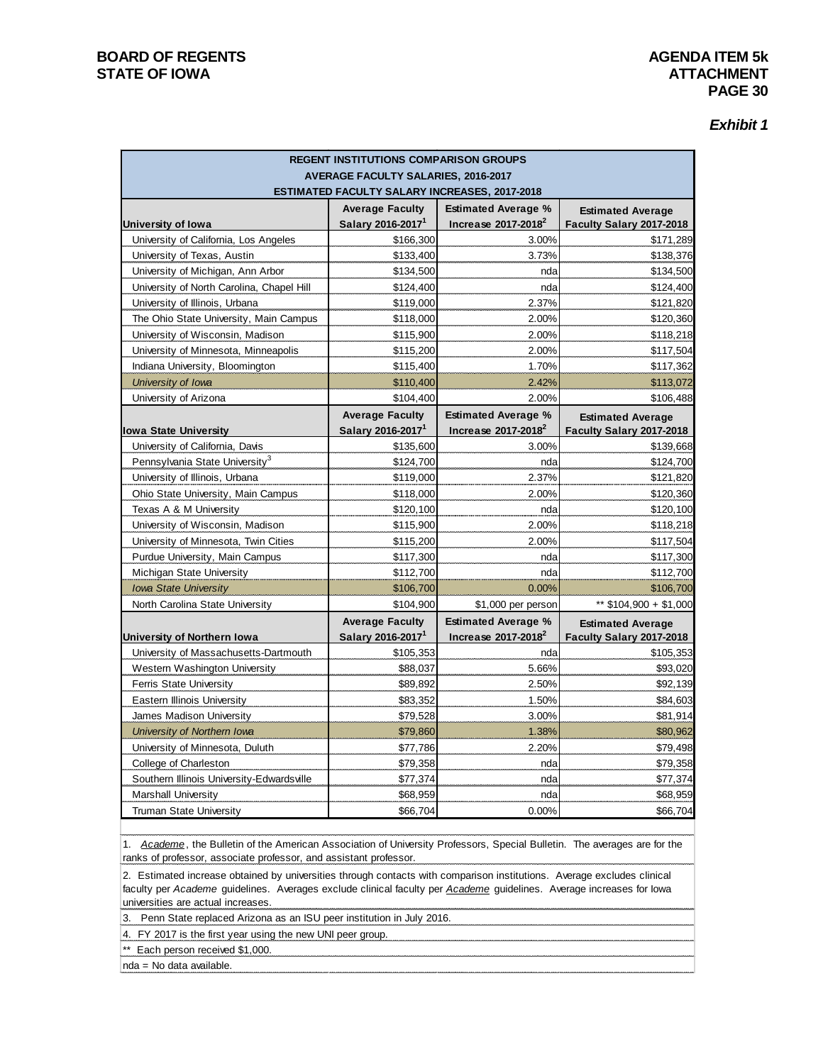### Exhibit 1

| REGENT INSTITUTIONS COMPARISON GROUPS<br>AVERAGE FACULTY SALARIES, 2016-2017<br>ESTIMATED FACULTY SALARY INCREASES, 2017-2018 | | | |
|---|---|---|---|
| **University of Iowa** | **Average Faculty Salary 2016-2017[1]** | **Estimated Average % Increase 2017-2018[2]** | **Estimated Average Faculty Salary 2017-2018** |
| University of California, Los Angeles | $166,300 | 3.00% | $171,289 |
| University of Texas, Austin | $133,400 | 3.73% | $138,376 |
| University of Michigan, Ann Arbor | $134,500 | nda | $134,500 |
| University of North Carolina, Chapel Hill | $124,400 | nda | $124,400 |
| University of Illinois, Urbana | $119,000 | 2.37% | $121,820 |
| The Ohio State University, Main Campus | $118,000 | 2.00% | $120,360 |
| University of Wisconsin, Madison | $115,900 | 2.00% | $118,218 |
| University of Minnesota, Minneapolis | $115,200 | 2.00% | $117,504 |
| Indiana University, Bloomington | $115,400 | 1.70% | $117,362 |
| *University of Iowa* | $110,400 | 2.42% | $113,072 |
| University of Arizona | $104,400 | 2.00% | $106,488 |
| **Iowa State University** | **Average Faculty Salary 2016-2017[1]** | **Estimated Average % Increase 2017-2018[2]** | **Estimated Average Faculty Salary 2017-2018** |
| University of California, Davis | $135,600 | 3.00% | $139,668 |
| Pennsylvania State University[3] | $124,700 | nda | $124,700 |
| University of Illinois, Urbana | $119,000 | 2.37% | $121,820 |
| Ohio State University, Main Campus | $118,000 | 2.00% | $120,360 |
| Texas A & M University | $120,100 | nda | $120,100 |
| University of Wisconsin, Madison | $115,900 | 2.00% | $118,218 |
| University of Minnesota, Twin Cities | $115,200 | 2.00% | $117,504 |
| Purdue University, Main Campus | $117,300 | nda | $117,300 |
| Michigan State University | $112,700 | nda | $112,700 |
| *Iowa State University* | $106,700 | 0.00% | $106,700 |
| North Carolina State University | $104,900 | $1,000 per person | ** $104,900 + $1,000 |
| **University of Northern Iowa** | **Average Faculty Salary 2016-2017[1]** | **Estimated Average % Increase 2017-2018[2]** | **Estimated Average Faculty Salary 2017-2018** |
| University of Massachusetts-Dartmouth | $105,353 | nda | $105,353 |
| Western Washington University | $88,037 | 5.66% | $93,020 |
| Ferris State University | $89,892 | 2.50% | $92,139 |
| Eastern Illinois University | $83,352 | 1.50% | $84,603 |
| James Madison University | $79,528 | 3.00% | $81,914 |
| *University of Northern Iowa* | $79,860 | 1.38% | $80,962 |
| University of Minnesota, Duluth | $77,786 | 2.20% | $79,498 |
| College of Charleston | $79,358 | nda | $79,358 |
| Southern Illinois University-Edwardsville | $77,374 | nda | $77,374 |
| Marshall University | $68,959 | nda | $68,959 |
| Truman State University | $66,704 | 0.00% | $66,704 |

1. *Academe*, the Bulletin of the American Association of University Professors, Special Bulletin. The averages are for the ranks of professor, associate professor, and assistant professor.

2. Estimated increase obtained by universities through contacts with comparison institutions. Average excludes clinical faculty per *Academe* guidelines. Averages exclude clinical faculty per *Academe* guidelines. Average increases for Iowa universities are actual increases.

3. Penn State replaced Arizona as an ISU peer institution in July 2016.

4. FY 2017 is the first year using the new UNI peer group.

** Each person received $1,000.

nda = No data available.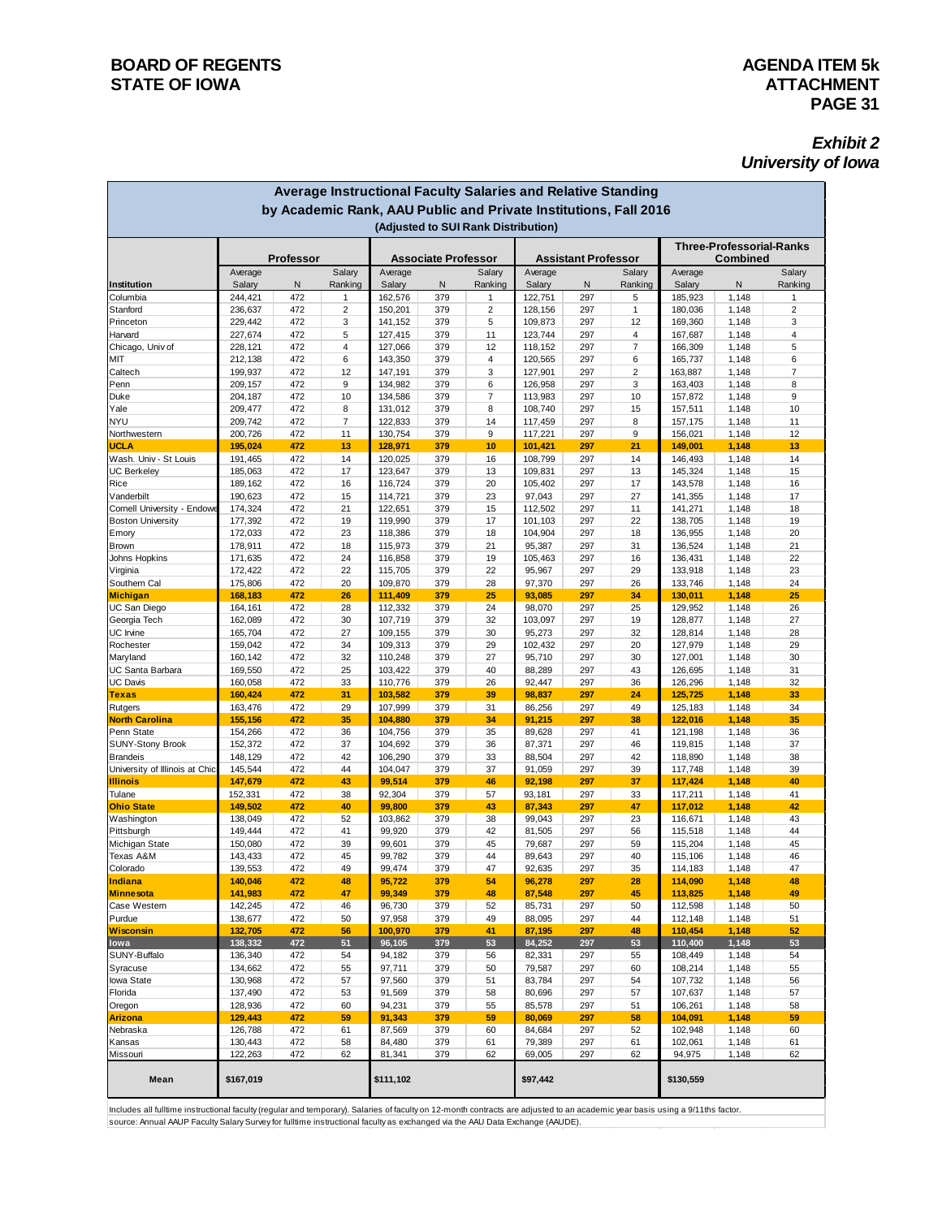**BOARD OF REGENTS**
**STATE OF IOWA**

**AGENDA ITEM 5k**
**ATTACHMENT**

***Exhibit 2***
***University of Iowa***

## Average Instructional Faculty Salaries and Relative Standing by Academic Rank, AAU Public and Private Institutions, Fall 2016

**(Adjusted to SUI Rank Distribution)**

| | Professor | | | Associate Professor | | | Assistant Professor | | | Three-Professorial-Ranks Combined | | |
|---|---|---|---|---|---|---|---|---|---|---|---|---|
| Institution | Average Salary | N | Salary Ranking | Average Salary | N | Salary Ranking | Average Salary | N | Salary Ranking | Average Salary | N | Salary Ranking |
| Columbia | 244,421 | 472 | 1 | 162,576 | 379 | 1 | 122,751 | 297 | 5 | 185,923 | 1,148 | 1 |
| Stanford | 236,637 | 472 | 2 | 150,201 | 379 | 2 | 128,156 | 297 | 1 | 180,036 | 1,148 | 2 |
| Princeton | 229,442 | 472 | 3 | 141,152 | 379 | 5 | 109,873 | 297 | 12 | 169,360 | 1,148 | 3 |
| Harvard | 227,674 | 472 | 5 | 127,415 | 379 | 11 | 123,744 | 297 | 4 | 167,687 | 1,148 | 4 |
| Chicago, Univ of | 228,121 | 472 | 4 | 127,066 | 379 | 12 | 118,152 | 297 | 7 | 166,309 | 1,148 | 5 |
| MIT | 212,138 | 472 | 6 | 143,350 | 379 | 4 | 120,565 | 297 | 6 | 165,737 | 1,148 | 6 |
| Caltech | 199,937 | 472 | 12 | 147,191 | 379 | 3 | 127,901 | 297 | 2 | 163,887 | 1,148 | 7 |
| Penn | 209,157 | 472 | 9 | 134,982 | 379 | 6 | 126,958 | 297 | 3 | 163,403 | 1,148 | 8 |
| Duke | 204,187 | 472 | 10 | 134,586 | 379 | 7 | 113,983 | 297 | 10 | 157,872 | 1,148 | 9 |
| Yale | 209,477 | 472 | 8 | 131,012 | 379 | 8 | 108,740 | 297 | 15 | 157,511 | 1,148 | 10 |
| NYU | 209,742 | 472 | 7 | 122,833 | 379 | 14 | 117,459 | 297 | 8 | 157,175 | 1,148 | 11 |
| Northwestern | 200,726 | 472 | 11 | 130,754 | 379 | 9 | 117,221 | 297 | 9 | 156,021 | 1,148 | 12 |
| **UCLA** | **195,024** | **472** | **13** | **128,971** | **379** | **10** | **101,421** | **297** | **21** | **149,001** | **1,148** | **13** |
| Wash. Univ - St Louis | 191,465 | 472 | 14 | 120,025 | 379 | 16 | 108,799 | 297 | 14 | 146,493 | 1,148 | 14 |
| UC Berkeley | 185,063 | 472 | 17 | 123,647 | 379 | 13 | 109,831 | 297 | 13 | 145,324 | 1,148 | 15 |
| Rice | 189,162 | 472 | 16 | 116,724 | 379 | 20 | 105,402 | 297 | 17 | 143,578 | 1,148 | 16 |
| Vanderbilt | 190,623 | 472 | 15 | 114,721 | 379 | 23 | 97,043 | 297 | 27 | 141,355 | 1,148 | 17 |
| Cornell University - Endowe | 174,324 | 472 | 21 | 122,651 | 379 | 15 | 112,502 | 297 | 11 | 141,271 | 1,148 | 18 |
| Boston University | 177,392 | 472 | 19 | 119,990 | 379 | 17 | 101,103 | 297 | 22 | 138,705 | 1,148 | 19 |
| Emory | 172,033 | 472 | 23 | 118,386 | 379 | 18 | 104,904 | 297 | 18 | 136,955 | 1,148 | 20 |
| Brown | 178,911 | 472 | 18 | 115,973 | 379 | 21 | 95,387 | 297 | 31 | 136,524 | 1,148 | 21 |
| Johns Hopkins | 171,635 | 472 | 24 | 116,858 | 379 | 19 | 105,463 | 297 | 16 | 136,431 | 1,148 | 22 |
| Virginia | 172,422 | 472 | 22 | 115,705 | 379 | 22 | 95,967 | 297 | 29 | 133,918 | 1,148 | 23 |
| Southern Cal | 175,806 | 472 | 20 | 109,870 | 379 | 28 | 97,370 | 297 | 26 | 133,746 | 1,148 | 24 |
| **Michigan** | **168,183** | **472** | **26** | **111,409** | **379** | **25** | **93,085** | **297** | **34** | **130,011** | **1,148** | **25** |
| UC San Diego | 164,161 | 472 | 28 | 112,332 | 379 | 24 | 98,070 | 297 | 25 | 129,952 | 1,148 | 26 |
| Georgia Tech | 162,089 | 472 | 30 | 107,719 | 379 | 32 | 103,097 | 297 | 19 | 128,877 | 1,148 | 27 |
| UC Irvine | 165,704 | 472 | 27 | 109,155 | 379 | 30 | 95,273 | 297 | 32 | 128,814 | 1,148 | 28 |
| Rochester | 159,042 | 472 | 34 | 109,313 | 379 | 29 | 102,432 | 297 | 20 | 127,979 | 1,148 | 29 |
| Maryland | 160,142 | 472 | 32 | 110,248 | 379 | 27 | 95,710 | 297 | 30 | 127,001 | 1,148 | 30 |
| UC Santa Barbara | 169,550 | 472 | 25 | 103,422 | 379 | 40 | 88,289 | 297 | 43 | 126,695 | 1,148 | 31 |
| UC Davis | 160,058 | 472 | 33 | 110,776 | 379 | 26 | 92,447 | 297 | 36 | 126,296 | 1,148 | 32 |
| **Texas** | **160,424** | **472** | **31** | **103,582** | **379** | **39** | **98,837** | **297** | **24** | **125,725** | **1,148** | **33** |
| Rutgers | 163,476 | 472 | 29 | 107,999 | 379 | 31 | 86,256 | 297 | 49 | 125,183 | 1,148 | 34 |
| **North Carolina** | **155,156** | **472** | **35** | **104,880** | **379** | **34** | **91,215** | **297** | **38** | **122,016** | **1,148** | **35** |
| Penn State | 154,266 | 472 | 36 | 104,756 | 379 | 35 | 89,628 | 297 | 41 | 121,198 | 1,148 | 36 |
| SUNY-Stony Brook | 152,372 | 472 | 37 | 104,692 | 379 | 36 | 87,371 | 297 | 46 | 119,815 | 1,148 | 37 |
| Brandeis | 148,129 | 472 | 42 | 106,290 | 379 | 33 | 88,504 | 297 | 42 | 118,890 | 1,148 | 38 |
| University of Illinois at Chic | 145,544 | 472 | 44 | 104,047 | 379 | 37 | 91,059 | 297 | 39 | 117,748 | 1,148 | 39 |
| **Illinois** | **147,679** | **472** | **43** | **99,514** | **379** | **46** | **92,198** | **297** | **37** | **117,424** | **1,148** | **40** |
| Tulane | 152,331 | 472 | 38 | 92,304 | 379 | 57 | 93,181 | 297 | 33 | 117,211 | 1,148 | 41 |
| **Ohio State** | **149,502** | **472** | **40** | **99,800** | **379** | **43** | **87,343** | **297** | **47** | **117,012** | **1,148** | **42** |
| Washington | 138,049 | 472 | 52 | 103,862 | 379 | 38 | 99,043 | 297 | 23 | 116,671 | 1,148 | 43 |
| Pittsburgh | 149,444 | 472 | 41 | 99,920 | 379 | 42 | 81,505 | 297 | 56 | 115,518 | 1,148 | 44 |
| Michigan State | 150,080 | 472 | 39 | 99,601 | 379 | 45 | 79,687 | 297 | 59 | 115,204 | 1,148 | 45 |
| Texas A&M | 143,433 | 472 | 45 | 99,782 | 379 | 44 | 89,643 | 297 | 40 | 115,106 | 1,148 | 46 |
| Colorado | 139,553 | 472 | 49 | 99,474 | 379 | 47 | 92,635 | 297 | 35 | 114,183 | 1,148 | 47 |
| **Indiana** | **140,046** | **472** | **48** | **95,722** | **379** | **54** | **96,278** | **297** | **28** | **114,090** | **1,148** | **48** |
| **Minnesota** | **141,983** | **472** | **47** | **99,349** | **379** | **48** | **87,548** | **297** | **45** | **113,825** | **1,148** | **49** |
| Case Western | 142,245 | 472 | 46 | 96,730 | 379 | 52 | 85,731 | 297 | 50 | 112,598 | 1,148 | 50 |
| Purdue | 138,677 | 472 | 50 | 97,958 | 379 | 49 | 88,095 | 297 | 44 | 112,148 | 1,148 | 51 |
| **Wisconsin** | **132,705** | **472** | **56** | **100,970** | **379** | **41** | **87,195** | **297** | **48** | **110,454** | **1,148** | **52** |
| **Iowa** | **138,332** | **472** | **51** | **96,105** | **379** | **53** | **84,252** | **297** | **53** | **110,400** | **1,148** | **53** |
| SUNY-Buffalo | 136,340 | 472 | 54 | 94,182 | 379 | 56 | 82,331 | 297 | 55 | 108,449 | 1,148 | 54 |
| Syracuse | 134,662 | 472 | 55 | 97,711 | 379 | 50 | 79,587 | 297 | 60 | 108,214 | 1,148 | 55 |
| Iowa State | 130,968 | 472 | 57 | 97,560 | 379 | 51 | 83,784 | 297 | 54 | 107,732 | 1,148 | 56 |
| Florida | 137,490 | 472 | 53 | 91,569 | 379 | 58 | 80,696 | 297 | 57 | 107,637 | 1,148 | 57 |
| Oregon | 128,936 | 472 | 60 | 94,231 | 379 | 55 | 85,578 | 297 | 51 | 106,261 | 1,148 | 58 |
| **Arizona** | **129,443** | **472** | **59** | **91,343** | **379** | **59** | **80,069** | **297** | **58** | **104,091** | **1,148** | **59** |
| Nebraska | 126,788 | 472 | 61 | 87,569 | 379 | 60 | 84,684 | 297 | 52 | 102,948 | 1,148 | 60 |
| Kansas | 130,443 | 472 | 58 | 84,480 | 379 | 61 | 79,389 | 297 | 61 | 102,061 | 1,148 | 61 |
| Missouri | 122,263 | 472 | 62 | 81,341 | 379 | 62 | 69,005 | 297 | 62 | 94,975 | 1,148 | 62 |
| **Mean** | **$167,019** | | | **$111,102** | | | **$97,442** | | | **$130,559** | | |

Includes all fulltime instructional faculty (regular and temporary). Salaries of faculty on 12-month contracts are adjusted to an academic year basis using a 9/11ths factor.
source: Annual AAUP Faculty Salary Survey for fulltime instructional faculty as exchanged via the AAU Data Exchange (AAUDE).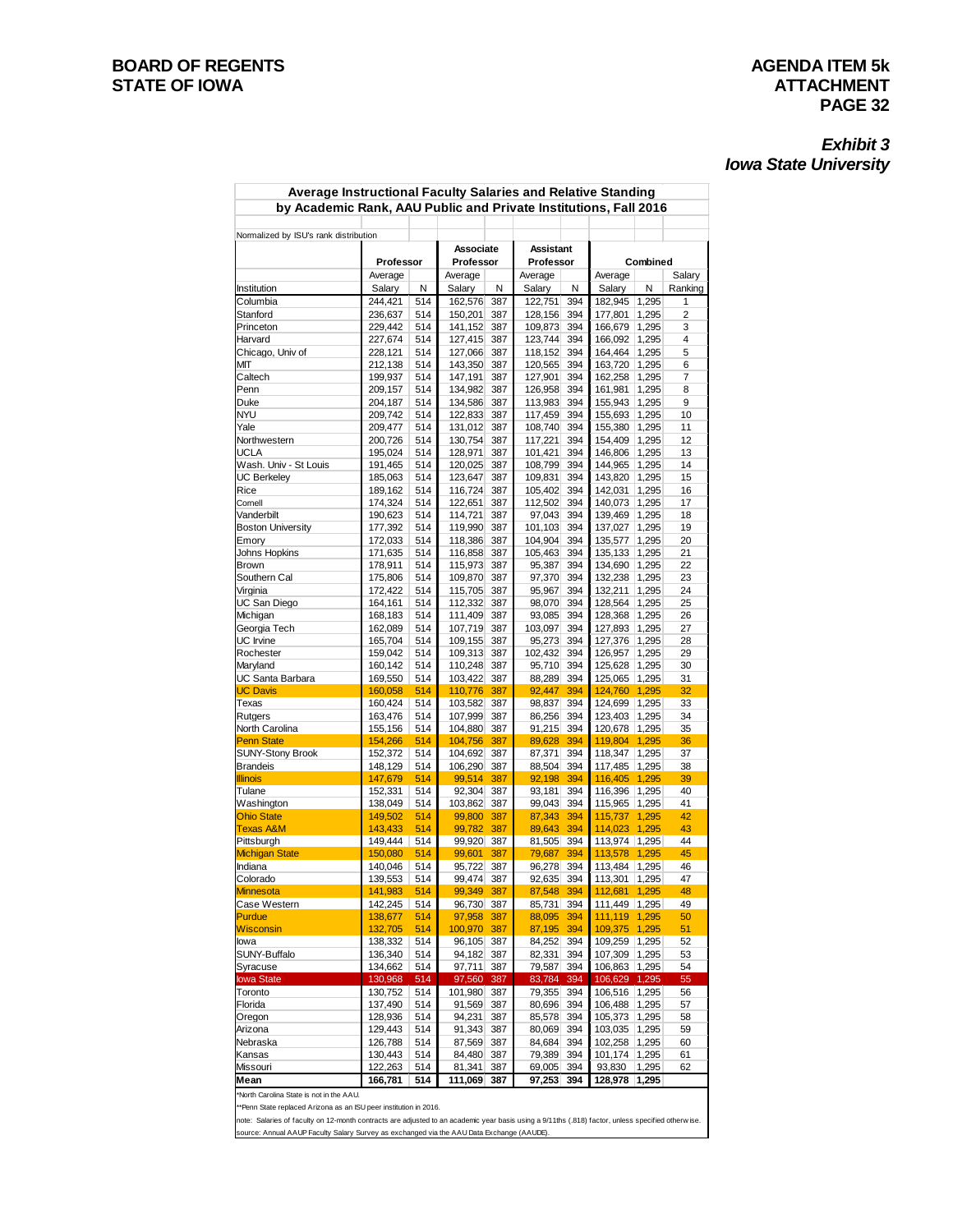**BOARD OF REGENTS**
**STATE OF IOWA**

**AGENDA ITEM 5k**
**ATTACHMENT**

***Exhibit 3***
***Iowa State University***

**Average Instructional Faculty Salaries and Relative Standing by Academic Rank, AAU Public and Private Institutions, Fall 2016**

Normalized by ISU's rank distribution

| | Professor | | Associate Professor | | Assistant Professor | | Combined | | |
|---|---|---|---|---|---|---|---|---|---|
| Institution | Average Salary | N | Average Salary | N | Average Salary | N | Average Salary | N | Salary Ranking |
| Columbia | 244,421 | 514 | 162,576 | 387 | 122,751 | 394 | 182,945 | 1,295 | 1 |
| Stanford | 236,637 | 514 | 150,201 | 387 | 128,156 | 394 | 177,801 | 1,295 | 2 |
| Princeton | 229,442 | 514 | 141,152 | 387 | 109,873 | 394 | 166,679 | 1,295 | 3 |
| Harvard | 227,674 | 514 | 127,415 | 387 | 123,744 | 394 | 166,092 | 1,295 | 4 |
| Chicago, Univ of | 228,121 | 514 | 127,066 | 387 | 118,152 | 394 | 164,464 | 1,295 | 5 |
| MIT | 212,138 | 514 | 143,350 | 387 | 120,565 | 394 | 163,720 | 1,295 | 6 |
| Caltech | 199,937 | 514 | 147,191 | 387 | 127,901 | 394 | 162,258 | 1,295 | 7 |
| Penn | 209,157 | 514 | 134,982 | 387 | 126,958 | 394 | 161,981 | 1,295 | 8 |
| Duke | 204,187 | 514 | 134,586 | 387 | 113,983 | 394 | 155,943 | 1,295 | 9 |
| NYU | 209,742 | 514 | 122,833 | 387 | 117,459 | 394 | 155,693 | 1,295 | 10 |
| Yale | 209,477 | 514 | 131,012 | 387 | 108,740 | 394 | 155,380 | 1,295 | 11 |
| Northwestern | 200,726 | 514 | 130,754 | 387 | 117,221 | 394 | 154,409 | 1,295 | 12 |
| UCLA | 195,024 | 514 | 128,971 | 387 | 101,421 | 394 | 146,806 | 1,295 | 13 |
| Wash. Univ - St Louis | 191,465 | 514 | 120,025 | 387 | 108,799 | 394 | 144,965 | 1,295 | 14 |
| UC Berkeley | 185,063 | 514 | 123,647 | 387 | 109,831 | 394 | 143,820 | 1,295 | 15 |
| Rice | 189,162 | 514 | 116,724 | 387 | 105,402 | 394 | 142,031 | 1,295 | 16 |
| Cornell | 174,324 | 514 | 122,651 | 387 | 112,502 | 394 | 140,073 | 1,295 | 17 |
| Vanderbilt | 190,623 | 514 | 114,721 | 387 | 97,043 | 394 | 139,469 | 1,295 | 18 |
| Boston University | 177,392 | 514 | 119,990 | 387 | 101,103 | 394 | 137,027 | 1,295 | 19 |
| Emory | 172,033 | 514 | 118,386 | 387 | 104,904 | 394 | 135,577 | 1,295 | 20 |
| Johns Hopkins | 171,635 | 514 | 116,858 | 387 | 105,463 | 394 | 135,133 | 1,295 | 21 |
| Brown | 178,911 | 514 | 115,973 | 387 | 95,387 | 394 | 134,690 | 1,295 | 22 |
| Southern Cal | 175,806 | 514 | 109,870 | 387 | 97,370 | 394 | 132,238 | 1,295 | 23 |
| Virginia | 172,422 | 514 | 115,705 | 387 | 95,967 | 394 | 132,211 | 1,295 | 24 |
| UC San Diego | 164,161 | 514 | 112,332 | 387 | 98,070 | 394 | 128,564 | 1,295 | 25 |
| Michigan | 168,183 | 514 | 111,409 | 387 | 93,085 | 394 | 128,368 | 1,295 | 26 |
| Georgia Tech | 162,089 | 514 | 107,719 | 387 | 103,097 | 394 | 127,893 | 1,295 | 27 |
| UC Irvine | 165,704 | 514 | 109,155 | 387 | 95,273 | 394 | 127,376 | 1,295 | 28 |
| Rochester | 159,042 | 514 | 109,313 | 387 | 102,432 | 394 | 126,957 | 1,295 | 29 |
| Maryland | 160,142 | 514 | 110,248 | 387 | 95,710 | 394 | 125,628 | 1,295 | 30 |
| UC Santa Barbara | 169,550 | 514 | 103,422 | 387 | 88,289 | 394 | 125,065 | 1,295 | 31 |
| UC Davis | 160,058 | 514 | 110,776 | 387 | 92,447 | 394 | 124,760 | 1,295 | 32 |
| Texas | 160,424 | 514 | 103,582 | 387 | 98,837 | 394 | 124,699 | 1,295 | 33 |
| Rutgers | 163,476 | 514 | 107,999 | 387 | 86,256 | 394 | 123,403 | 1,295 | 34 |
| North Carolina | 155,156 | 514 | 104,880 | 387 | 91,215 | 394 | 120,678 | 1,295 | 35 |
| Penn State | 154,266 | 514 | 104,756 | 387 | 89,628 | 394 | 119,804 | 1,295 | 36 |
| SUNY-Stony Brook | 152,372 | 514 | 104,692 | 387 | 87,371 | 394 | 118,347 | 1,295 | 37 |
| Brandeis | 148,129 | 514 | 106,290 | 387 | 88,504 | 394 | 117,485 | 1,295 | 38 |
| Illinois | 147,679 | 514 | 99,514 | 387 | 92,198 | 394 | 116,405 | 1,295 | 39 |
| Tulane | 152,331 | 514 | 92,304 | 387 | 93,181 | 394 | 116,396 | 1,295 | 40 |
| Washington | 138,049 | 514 | 103,862 | 387 | 99,043 | 394 | 115,965 | 1,295 | 41 |
| Ohio State | 149,502 | 514 | 99,800 | 387 | 87,343 | 394 | 115,737 | 1,295 | 42 |
| Texas A&M | 143,433 | 514 | 99,782 | 387 | 89,643 | 394 | 114,023 | 1,295 | 43 |
| Pittsburgh | 149,444 | 514 | 99,920 | 387 | 81,505 | 394 | 113,974 | 1,295 | 44 |
| Michigan State | 150,080 | 514 | 99,601 | 387 | 79,687 | 394 | 113,578 | 1,295 | 45 |
| Indiana | 140,046 | 514 | 95,722 | 387 | 96,278 | 394 | 113,484 | 1,295 | 46 |
| Colorado | 139,553 | 514 | 99,474 | 387 | 92,635 | 394 | 113,301 | 1,295 | 47 |
| Minnesota | 141,983 | 514 | 99,349 | 387 | 87,548 | 394 | 112,681 | 1,295 | 48 |
| Case Western | 142,245 | 514 | 96,730 | 387 | 85,731 | 394 | 111,449 | 1,295 | 49 |
| Purdue | 138,677 | 514 | 97,958 | 387 | 88,095 | 394 | 111,119 | 1,295 | 50 |
| Wisconsin | 132,705 | 514 | 100,970 | 387 | 87,195 | 394 | 109,375 | 1,295 | 51 |
| Iowa | 138,332 | 514 | 96,105 | 387 | 84,252 | 394 | 109,259 | 1,295 | 52 |
| SUNY-Buffalo | 136,340 | 514 | 94,182 | 387 | 82,331 | 394 | 107,309 | 1,295 | 53 |
| Syracuse | 134,662 | 514 | 97,711 | 387 | 79,587 | 394 | 106,863 | 1,295 | 54 |
| Iowa State | 130,968 | 514 | 97,560 | 387 | 83,784 | 394 | 106,629 | 1,295 | 55 |
| Toronto | 130,752 | 514 | 101,980 | 387 | 79,355 | 394 | 106,516 | 1,295 | 56 |
| Florida | 137,490 | 514 | 91,569 | 387 | 80,696 | 394 | 106,488 | 1,295 | 57 |
| Oregon | 128,936 | 514 | 94,231 | 387 | 85,578 | 394 | 105,373 | 1,295 | 58 |
| Arizona | 129,443 | 514 | 91,343 | 387 | 80,069 | 394 | 103,035 | 1,295 | 59 |
| Nebraska | 126,788 | 514 | 87,569 | 387 | 84,684 | 394 | 102,258 | 1,295 | 60 |
| Kansas | 130,443 | 514 | 84,480 | 387 | 79,389 | 394 | 101,174 | 1,295 | 61 |
| Missouri | 122,263 | 514 | 81,341 | 387 | 69,005 | 394 | 93,830 | 1,295 | 62 |
| **Mean** | **166,781** | **514** | **111,069** | **387** | **97,253** | **394** | **128,978** | **1,295** | |

*North Carolina State is not in the AAU.

**Penn State replaced Arizona as an ISU peer institution in 2016.

note: Salaries of faculty on 12-month contracts are adjusted to an academic year basis using a 9/11ths (.818) factor, unless specified otherwise.

source: Annual AAUP Faculty Salary Survey as exchanged via the AAU Data Exchange (AAUDE).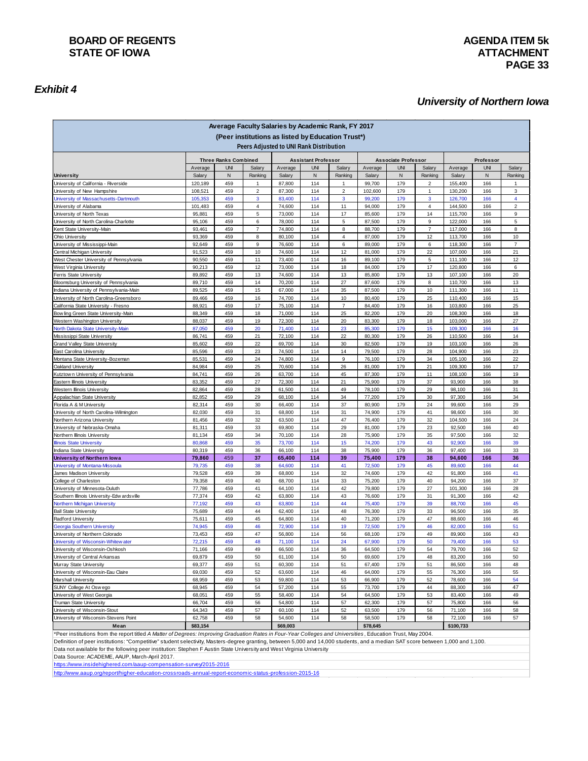# BOARD OF REGENTS STATE OF IOWA

**AGENDA ITEM 5k ATTACHMENT**

## *Exhibit 4*

## *University of Northern Iowa*

**Average Faculty Salaries by Academic Rank, FY 2017**
**(Peer institutions as listed by Education Trust*)**
**Peers Adjusted to UNI Rank Distribution**

| | Three Ranks Combined | | | Assistant Professor | | | Associate Professor | | | Professor | | |
|---|---|---|---|---|---|---|---|---|---|---|---|---|
| **University** | Average Salary | UNI N | Salary Ranking | Average Salary | UNI N | Salary Ranking | Average Salary | UNI N | Salary Ranking | Average Salary | UNI N | Salary Ranking |
| University of California - Riverside | 120,189 | 459 | 1 | 87,800 | 114 | 1 | 99,700 | 179 | 2 | 155,400 | 166 | 1 |
| University of New Hampshire | 108,521 | 459 | 2 | 87,300 | 114 | 2 | 102,600 | 179 | 1 | 130,200 | 166 | 3 |
| University of Massachusetts-Dartmouth | 105,353 | 459 | 3 | 83,400 | 114 | 3 | 99,200 | 179 | 3 | 126,700 | 166 | 4 |
| University of Alabama | 101,483 | 459 | 4 | 74,600 | 114 | 11 | 94,000 | 179 | 4 | 144,500 | 166 | 2 |
| University of North Texas | 95,881 | 459 | 5 | 73,000 | 114 | 17 | 85,600 | 179 | 14 | 115,700 | 166 | 9 |
| University of North Carolina-Charlotte | 95,106 | 459 | 6 | 78,000 | 114 | 5 | 87,500 | 179 | 9 | 122,000 | 166 | 5 |
| Kent State University-Main | 93,461 | 459 | 7 | 74,800 | 114 | 8 | 88,700 | 179 | 7 | 117,000 | 166 | 8 |
| Ohio University | 93,369 | 459 | 8 | 80,100 | 114 | 4 | 87,000 | 179 | 12 | 113,700 | 166 | 10 |
| University of Mississippi-Main | 92,649 | 459 | 9 | 76,600 | 114 | 6 | 89,000 | 179 | 6 | 118,300 | 166 | 7 |
| Central Michigan University | 91,523 | 459 | 10 | 74,600 | 114 | 12 | 81,000 | 179 | 22 | 107,000 | 166 | 21 |
| West Chester University of Pennsylvania | 90,550 | 459 | 11 | 73,400 | 114 | 16 | 89,100 | 179 | 5 | 111,100 | 166 | 12 |
| West Virginia University | 90,213 | 459 | 12 | 73,000 | 114 | 18 | 84,000 | 179 | 17 | 120,800 | 166 | 6 |
| Ferris State University | 89,892 | 459 | 13 | 74,600 | 114 | 13 | 85,800 | 179 | 13 | 107,100 | 166 | 20 |
| Bloomsburg University of Pennsylvania | 89,710 | 459 | 14 | 70,200 | 114 | 27 | 87,600 | 179 | 8 | 110,700 | 166 | 13 |
| Indiana University of Pennsylvania-Main | 89,525 | 459 | 15 | 67,000 | 114 | 35 | 87,500 | 179 | 10 | 111,300 | 166 | 11 |
| University of North Carolina-Greensboro | 89,466 | 459 | 16 | 74,700 | 114 | 10 | 80,400 | 179 | 25 | 110,400 | 166 | 15 |
| California State University - Fresno | 88,921 | 459 | 17 | 75,100 | 114 | 7 | 84,400 | 179 | 16 | 103,800 | 166 | 25 |
| Bowling Green State University-Main | 88,349 | 459 | 18 | 71,000 | 114 | 25 | 82,200 | 179 | 20 | 108,300 | 166 | 18 |
| Western Washington University | 88,037 | 459 | 19 | 72,300 | 114 | 20 | 83,300 | 179 | 18 | 103,000 | 166 | 27 |
| North Dakota State University-Main | 87,050 | 459 | 20 | 71,400 | 114 | 23 | 85,300 | 179 | 15 | 109,300 | 166 | 16 |
| Mississippi State University | 86,741 | 459 | 21 | 72,100 | 114 | 22 | 80,300 | 179 | 26 | 110,500 | 166 | 14 |
| Grand Valley State University | 85,602 | 459 | 22 | 69,700 | 114 | 30 | 82,500 | 179 | 19 | 103,100 | 166 | 26 |
| East Carolina University | 85,596 | 459 | 23 | 74,500 | 114 | 14 | 79,500 | 179 | 28 | 104,900 | 166 | 23 |
| Montana State University-Bozeman | 85,531 | 459 | 24 | 74,800 | 114 | 9 | 76,100 | 179 | 34 | 105,100 | 166 | 22 |
| Oakland University | 84,984 | 459 | 25 | 70,600 | 114 | 26 | 81,000 | 179 | 21 | 109,300 | 166 | 17 |
| Kutztown University of Pennsylvania | 84,741 | 459 | 26 | 63,700 | 114 | 45 | 87,300 | 179 | 11 | 108,100 | 166 | 19 |
| Eastern Illinois University | 83,352 | 459 | 27 | 72,300 | 114 | 21 | 75,900 | 179 | 37 | 93,900 | 166 | 38 |
| Western Illinois University | 82,864 | 459 | 28 | 61,500 | 114 | 49 | 78,100 | 179 | 29 | 98,100 | 166 | 31 |
| Appalachian State University | 82,852 | 459 | 29 | 68,100 | 114 | 34 | 77,200 | 179 | 30 | 97,300 | 166 | 34 |
| Florida A & M University | 82,314 | 459 | 30 | 66,400 | 114 | 37 | 80,900 | 179 | 24 | 99,600 | 166 | 29 |
| University of North Carolina-Wilmington | 82,030 | 459 | 31 | 68,800 | 114 | 31 | 74,900 | 179 | 41 | 98,600 | 166 | 30 |
| Northern Arizona University | 81,456 | 459 | 32 | 63,500 | 114 | 47 | 76,400 | 179 | 32 | 104,500 | 166 | 24 |
| University of Nebraska-Omaha | 81,311 | 459 | 33 | 69,800 | 114 | 29 | 81,000 | 179 | 23 | 92,500 | 166 | 40 |
| Northern Illinois University | 81,134 | 459 | 34 | 70,100 | 114 | 28 | 75,900 | 179 | 35 | 97,500 | 166 | 32 |
| Illinois State University | 80,868 | 459 | 35 | 73,700 | 114 | 15 | 74,200 | 179 | 43 | 92,900 | 166 | 39 |
| Indiana State University | 80,319 | 459 | 36 | 66,100 | 114 | 38 | 75,900 | 179 | 36 | 97,400 | 166 | 33 |
| **University of Northern Iowa** | **79,860** | 459 | **37** | **65,400** | **114** | **39** | **75,400** | **179** | **38** | **94,600** | **166** | **36** |
| University of Montana-Missoula | 79,735 | 459 | 38 | 64,600 | 114 | 41 | 72,500 | 179 | 45 | 89,600 | 166 | 44 |
| James Madison University | 79,528 | 459 | 39 | 68,800 | 114 | 32 | 74,600 | 179 | 42 | 91,800 | 166 | 41 |
| College of Charleston | 79,358 | 459 | 40 | 68,700 | 114 | 33 | 75,200 | 179 | 40 | 94,200 | 166 | 37 |
| University of Minnesota-Duluth | 77,786 | 459 | 41 | 64,100 | 114 | 42 | 79,800 | 179 | 27 | 101,300 | 166 | 28 |
| Southern Illinois University-Edwardsville | 77,374 | 459 | 42 | 63,800 | 114 | 43 | 76,600 | 179 | 31 | 91,300 | 166 | 42 |
| Northern Michigan University | 77,192 | 459 | 43 | 63,800 | 114 | 44 | 75,400 | 179 | 39 | 88,700 | 166 | 45 |
| Ball State University | 75,689 | 459 | 44 | 62,400 | 114 | 48 | 76,300 | 179 | 33 | 96,500 | 166 | 35 |
| Radford University | 75,611 | 459 | 45 | 64,800 | 114 | 40 | 71,200 | 179 | 47 | 88,600 | 166 | 46 |
| Georgia Southern University | 74,945 | 459 | 46 | 72,900 | 114 | 19 | 72,500 | 179 | 46 | 82,000 | 166 | 51 |
| University of Northern Colorado | 73,453 | 459 | 47 | 56,800 | 114 | 56 | 68,100 | 179 | 49 | 89,900 | 166 | 43 |
| University of Wisconsin-Whitewater | 72,215 | 459 | 48 | 71,100 | 114 | 24 | 67,900 | 179 | 50 | 79,400 | 166 | 53 |
| University of Wisconsin-Oshkosh | 71,166 | 459 | 49 | 66,500 | 114 | 36 | 64,500 | 179 | 54 | 79,700 | 166 | 52 |
| University of Central Arkansas | 69,879 | 459 | 50 | 61,100 | 114 | 50 | 69,600 | 179 | 48 | 83,200 | 166 | 50 |
| Murray State University | 69,377 | 459 | 51 | 60,300 | 114 | 51 | 67,400 | 179 | 51 | 86,500 | 166 | 48 |
| University of Wisconsin-Eau Claire | 69,030 | 459 | 52 | 63,600 | 114 | 46 | 64,000 | 179 | 55 | 76,300 | 166 | 55 |
| Marshall University | 68,959 | 459 | 53 | 59,800 | 114 | 53 | 66,900 | 179 | 52 | 78,600 | 166 | 54 |
| SUNY College At Oswego | 68,945 | 459 | 54 | 57,200 | 114 | 55 | 73,700 | 179 | 44 | 88,300 | 166 | 47 |
| University of West Georgia | 68,051 | 459 | 55 | 58,400 | 114 | 54 | 64,500 | 179 | 53 | 83,400 | 166 | 49 |
| Truman State University | 66,704 | 459 | 56 | 54,800 | 114 | 57 | 62,300 | 179 | 57 | 75,800 | 166 | 56 |
| University of Wisconsin-Stout | 64,343 | 459 | 57 | 60,100 | 114 | 52 | 63,500 | 179 | 56 | 71,100 | 166 | 58 |
| University of Wisconsin-Stevens Point | 62,758 | 459 | 58 | 54,600 | 114 | 58 | 58,500 | 179 | 58 | 72,100 | 166 | 57 |
| **Mean** | **$83,154** | | | **$69,003** | | | **$78,645** | | | **$100,733** | | |

*Peer institutions from the report titled *A Matter of Degrees: Improving Graduation Rates in Four-Year Colleges and Universities*, Education Trust, May 2004.

Definition of peer institutions: "Competitive" student selectivity, Masters-degree granting, between 5,000 and 14,000 students, and a median SAT score between 1,000 and 1,100.

Data not available for the following peer institution: Stephen F Austin State University and West Virginia University

Data Source: ACADEME, AAUP, March-April 2017.

https://www.insidehighered.com/aaup-compensation-survey/2015-2016

http://www.aaup.org/report/higher-education-crossroads-annual-report-economic-status-profession-2015-16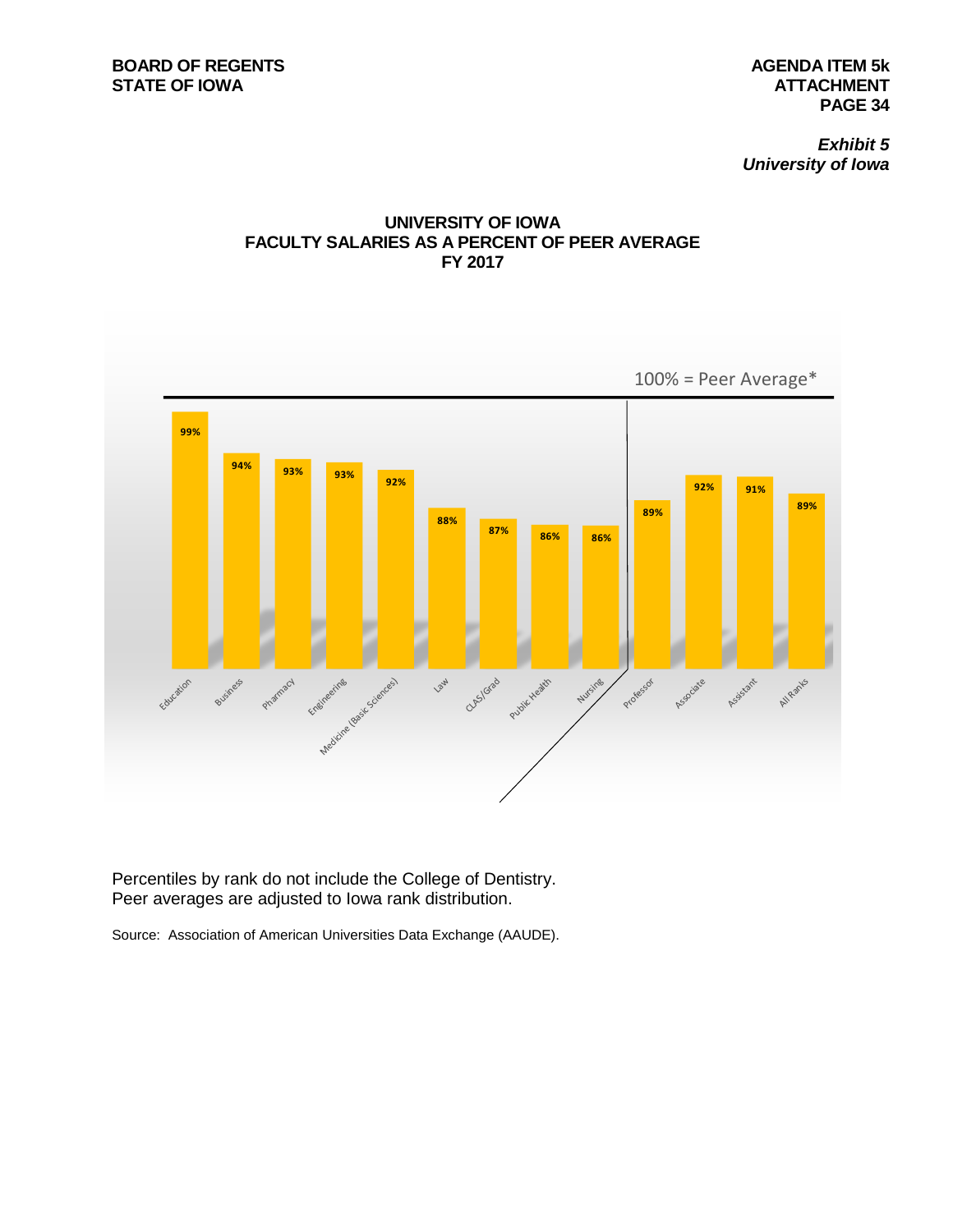**BOARD OF REGENTS**
**STATE OF IOWA**

**AGENDA ITEM 5k**
**ATTACHMENT**

***Exhibit 5***
***University of Iowa***

### UNIVERSITY OF IOWA
### FACULTY SALARIES AS A PERCENT OF PEER AVERAGE
### FY 2017

100% = Peer Average*

| Category | Percent of Peer Average |
|---|---|
| Education | 99% |
| Business | 94% |
| Pharmacy | 93% |
| Engineering | 93% |
| Medicine (Basic Sciences) | 92% |
| Law | 88% |
| CLAS/Grad | 87% |
| Public Health | 86% |
| Nursing | 86% |
| Professor | 89% |
| Associate | 92% |
| Assistant | 91% |
| All Ranks | 89% |

Percentiles by rank do not include the College of Dentistry.
Peer averages are adjusted to Iowa rank distribution.

Source: Association of American Universities Data Exchange (AAUDE).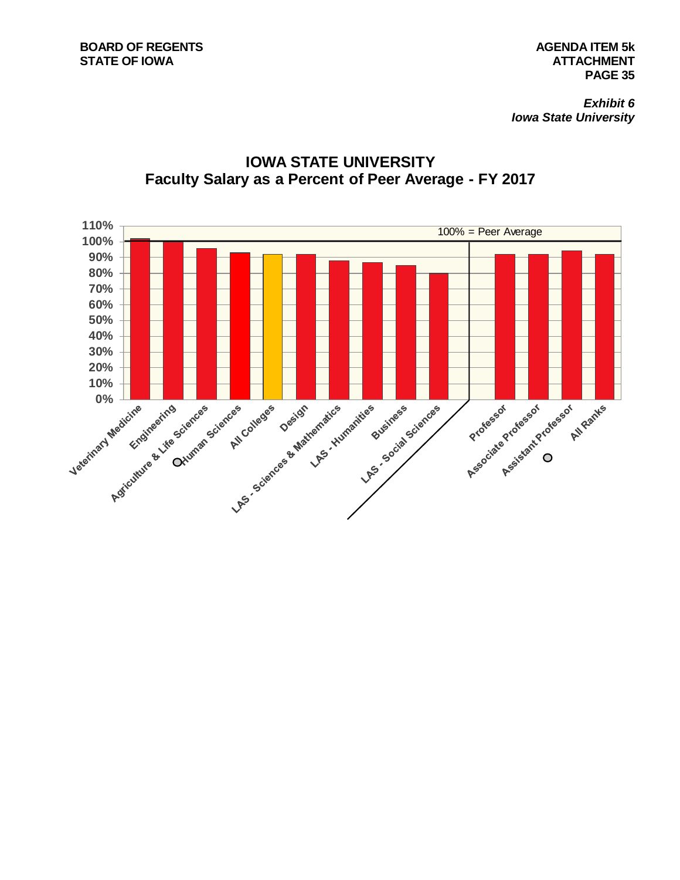***Exhibit 6***
***Iowa State University***

## IOWA STATE UNIVERSITY
## Faculty Salary as a Percent of Peer Average - FY 2017

100% = Peer Average

| Category | Percent of Peer Average (approx.) |
|---|---|
| Veterinary Medicine | 102% |
| Engineering | 100% |
| Agriculture & Life Sciences | 96% |
| Human Sciences | 93% |
| All Colleges | 92% |
| Design | 92% |
| LAS - Sciences & Mathematics | 88% |
| LAS - Humanities | 87% |
| Business | 85% |
| LAS - Social Sciences | 80% |
| Professor | 92% |
| Associate Professor | 92% |
| Assistant Professor | 94% |
| All Ranks | 92% |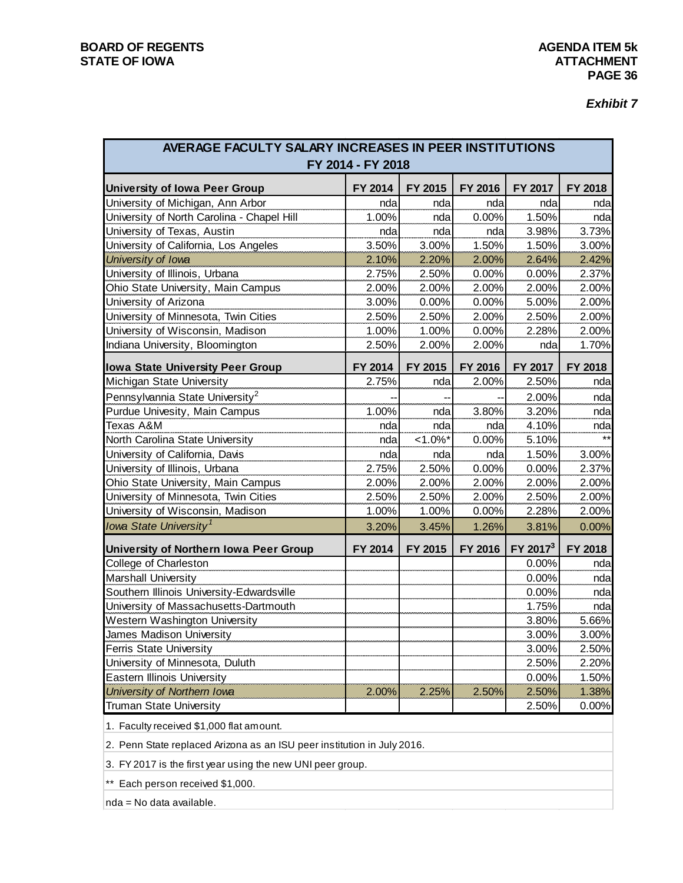*Exhibit 7*

| AVERAGE FACULTY SALARY INCREASES IN PEER INSTITUTIONS FY 2014 - FY 2018 | | | | | |
|---|---|---|---|---|---|
| **University of Iowa Peer Group** | **FY 2014** | **FY 2015** | **FY 2016** | **FY 2017** | **FY 2018** |
| University of Michigan, Ann Arbor | nda | nda | nda | nda | nda |
| University of North Carolina - Chapel Hill | 1.00% | nda | 0.00% | 1.50% | nda |
| University of Texas, Austin | nda | nda | nda | 3.98% | 3.73% |
| University of California, Los Angeles | 3.50% | 3.00% | 1.50% | 1.50% | 3.00% |
| *University of Iowa* | 2.10% | 2.20% | 2.00% | 2.64% | 2.42% |
| University of Illinois, Urbana | 2.75% | 2.50% | 0.00% | 0.00% | 2.37% |
| Ohio State University, Main Campus | 2.00% | 2.00% | 2.00% | 2.00% | 2.00% |
| University of Arizona | 3.00% | 0.00% | 0.00% | 5.00% | 2.00% |
| University of Minnesota, Twin Cities | 2.50% | 2.50% | 2.00% | 2.50% | 2.00% |
| University of Wisconsin, Madison | 1.00% | 1.00% | 0.00% | 2.28% | 2.00% |
| Indiana University, Bloomington | 2.50% | 2.00% | 2.00% | nda | 1.70% |
| **Iowa State University Peer Group** | **FY 2014** | **FY 2015** | **FY 2016** | **FY 2017** | **FY 2018** |
| Michigan State University | 2.75% | nda | 2.00% | 2.50% | nda |
| Pennsylvannia State University[2] | -- | -- | -- | 2.00% | nda |
| Purdue Univesity, Main Campus | 1.00% | nda | 3.80% | 3.20% | nda |
| Texas A&M | nda | nda | nda | 4.10% | nda |
| North Carolina State University | nda | <1.0%* | 0.00% | 5.10% | ** |
| University of California, Davis | nda | nda | nda | 1.50% | 3.00% |
| University of Illinois, Urbana | 2.75% | 2.50% | 0.00% | 0.00% | 2.37% |
| Ohio State University, Main Campus | 2.00% | 2.00% | 2.00% | 2.00% | 2.00% |
| University of Minnesota, Twin Cities | 2.50% | 2.50% | 2.00% | 2.50% | 2.00% |
| University of Wisconsin, Madison | 1.00% | 1.00% | 0.00% | 2.28% | 2.00% |
| *Iowa State University[1]* | 3.20% | 3.45% | 1.26% | 3.81% | 0.00% |
| **University of Northern Iowa Peer Group** | **FY 2014** | **FY 2015** | **FY 2016** | **FY 2017[3]** | **FY 2018** |
| College of Charleston | | | | 0.00% | nda |
| Marshall University | | | | 0.00% | nda |
| Southern Illinois University-Edwardsville | | | | 0.00% | nda |
| University of Massachusetts-Dartmouth | | | | 1.75% | nda |
| Western Washington University | | | | 3.80% | 5.66% |
| James Madison University | | | | 3.00% | 3.00% |
| Ferris State University | | | | 3.00% | 2.50% |
| University of Minnesota, Duluth | | | | 2.50% | 2.20% |
| Eastern Illinois University | | | | 0.00% | 1.50% |
| *University of Northern Iowa* | 2.00% | 2.25% | 2.50% | 2.50% | 1.38% |
| Truman State University | | | | 2.50% | 0.00% |

1. Faculty received $1,000 flat amount.

2. Penn State replaced Arizona as an ISU peer institution in July 2016.

3. FY 2017 is the first year using the new UNI peer group.

** Each person received $1,000.

nda = No data available.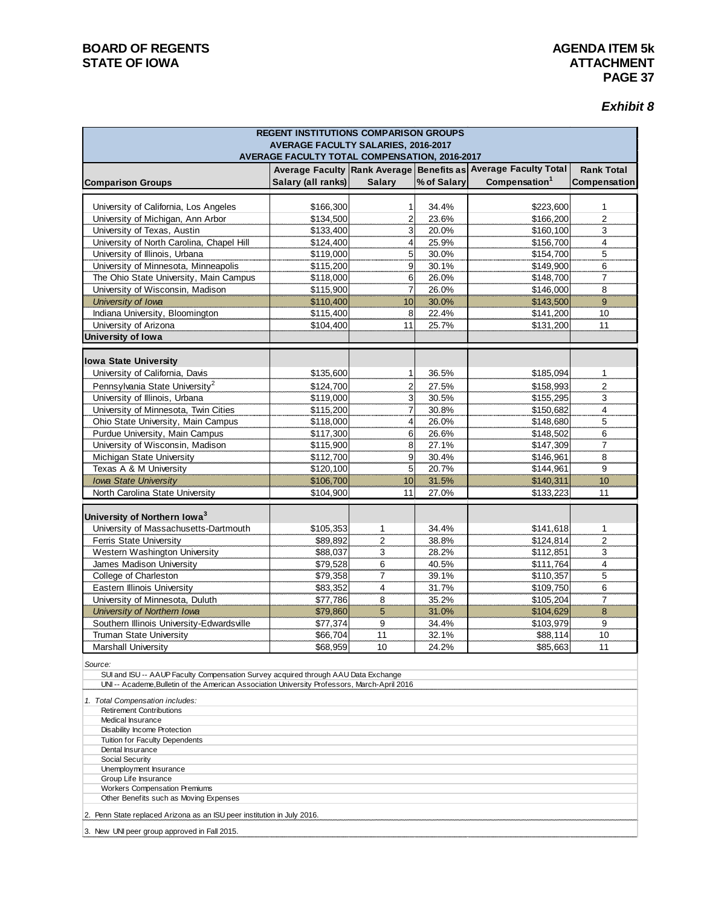# BOARD OF REGENTS
# STATE OF IOWA

**AGENDA ITEM 5k**
**ATTACHMENT**

***Exhibit 8***

**REGENT INSTITUTIONS COMPARISON GROUPS**
**AVERAGE FACULTY SALARIES, 2016-2017**
**AVERAGE FACULTY TOTAL COMPENSATION, 2016-2017**

| Comparison Groups | Average Faculty Salary (all ranks) | Rank Average Salary | Benefits as % of Salary | Average Faculty Total Compensation[1] | Rank Total Compensation |
|---|---|---|---|---|---|
| University of California, Los Angeles | $166,300 | 1 | 34.4% | $223,600 | 1 |
| University of Michigan, Ann Arbor | $134,500 | 2 | 23.6% | $166,200 | 2 |
| University of Texas, Austin | $133,400 | 3 | 20.0% | $160,100 | 3 |
| University of North Carolina, Chapel Hill | $124,400 | 4 | 25.9% | $156,700 | 4 |
| University of Illinois, Urbana | $119,000 | 5 | 30.0% | $154,700 | 5 |
| University of Minnesota, Minneapolis | $115,200 | 9 | 30.1% | $149,900 | 6 |
| The Ohio State University, Main Campus | $118,000 | 6 | 26.0% | $148,700 | 7 |
| University of Wisconsin, Madison | $115,900 | 7 | 26.0% | $146,000 | 8 |
| *University of Iowa* | $110,400 | 10 | 30.0% | $143,500 | 9 |
| Indiana University, Bloomington | $115,400 | 8 | 22.4% | $141,200 | 10 |
| University of Arizona | $104,400 | 11 | 25.7% | $131,200 | 11 |
| **University of Iowa** | | | | | |
| **Iowa State University** | | | | | |
| University of California, Davis | $135,600 | 1 | 36.5% | $185,094 | 1 |
| Pennsylvania State University[2] | $124,700 | 2 | 27.5% | $158,993 | 2 |
| University of Illinois, Urbana | $119,000 | 3 | 30.5% | $155,295 | 3 |
| University of Minnesota, Twin Cities | $115,200 | 7 | 30.8% | $150,682 | 4 |
| Ohio State University, Main Campus | $118,000 | 4 | 26.0% | $148,680 | 5 |
| Purdue University, Main Campus | $117,300 | 6 | 26.6% | $148,502 | 6 |
| University of Wisconsin, Madison | $115,900 | 8 | 27.1% | $147,309 | 7 |
| Michigan State University | $112,700 | 9 | 30.4% | $146,961 | 8 |
| Texas A & M University | $120,100 | 5 | 20.7% | $144,961 | 9 |
| *Iowa State University* | $106,700 | 10 | 31.5% | $140,311 | 10 |
| North Carolina State University | $104,900 | 11 | 27.0% | $133,223 | 11 |
| **University of Northern Iowa[3]** | | | | | |
| University of Massachusetts-Dartmouth | $105,353 | 1 | 34.4% | $141,618 | 1 |
| Ferris State University | $89,892 | 2 | 38.8% | $124,814 | 2 |
| Western Washington University | $88,037 | 3 | 28.2% | $112,851 | 3 |
| James Madison University | $79,528 | 6 | 40.5% | $111,764 | 4 |
| College of Charleston | $79,358 | 7 | 39.1% | $110,357 | 5 |
| Eastern Illinois University | $83,352 | 4 | 31.7% | $109,750 | 6 |
| University of Minnesota, Duluth | $77,786 | 8 | 35.2% | $105,204 | 7 |
| *University of Northern Iowa* | $79,860 | 5 | 31.0% | $104,629 | 8 |
| Southern Illinois University-Edwardsville | $77,374 | 9 | 34.4% | $103,979 | 9 |
| Truman State University | $66,704 | 11 | 32.1% | $88,114 | 10 |
| Marshall University | $68,959 | 10 | 24.2% | $85,663 | 11 |

*Source:*
SUI and ISU -- AAUP Faculty Compensation Survey acquired through AAU Data Exchange
UNI -- Academe,Bulletin of the American Association University Professors, March-April 2016

*1. Total Compensation includes:*
- Retirement Contributions
- Medical Insurance
- Disability Income Protection
- Tuition for Faculty Dependents
- Dental Insurance
- Social Security
- Unemployment Insurance
- Group Life Insurance
- Workers Compensation Premiums
- Other Benefits such as Moving Expenses

2. Penn State replaced Arizona as an ISU peer institution in July 2016.

3. New UNI peer group approved in Fall 2015.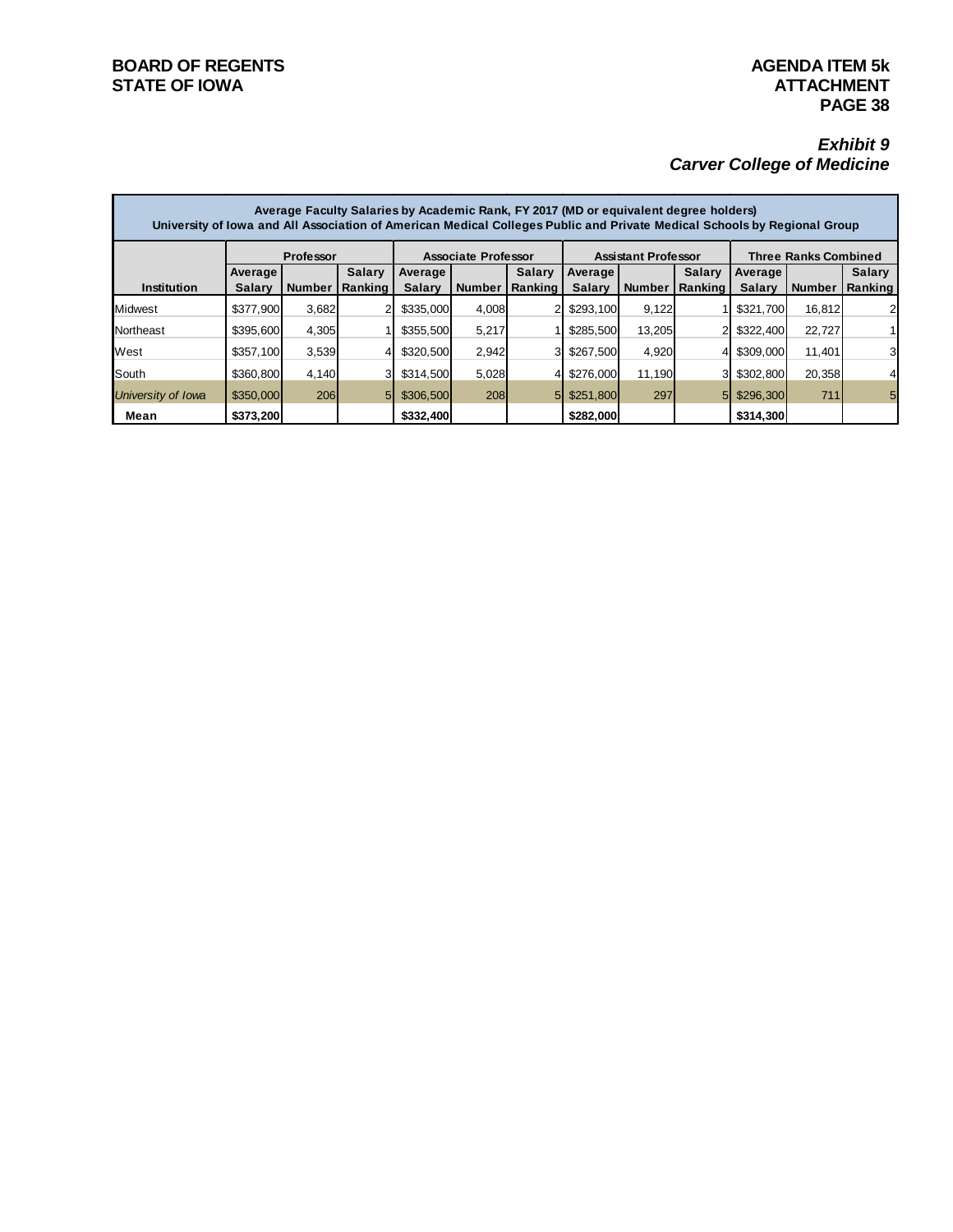## *Exhibit 9*
## *Carver College of Medicine*

**Average Faculty Salaries by Academic Rank, FY 2017 (MD or equivalent degree holders)**
**University of Iowa and All Association of American Medical Colleges Public and Private Medical Schools by Regional Group**

| | Professor | | | Associate Professor | | | Assistant Professor | | | Three Ranks Combined | | |
|---|---|---|---|---|---|---|---|---|---|---|---|---|
| **Institution** | **Average Salary** | **Number** | **Salary Ranking** | **Average Salary** | **Number** | **Salary Ranking** | **Average Salary** | **Number** | **Salary Ranking** | **Average Salary** | **Number** | **Salary Ranking** |
| Midwest | $377,900 | 3,682 | 2 | $335,000 | 4,008 | 2 | $293,100 | 9,122 | 1 | $321,700 | 16,812 | 2 |
| Northeast | $395,600 | 4,305 | 1 | $355,500 | 5,217 | 1 | $285,500 | 13,205 | 2 | $322,400 | 22,727 | 1 |
| West | $357,100 | 3,539 | 4 | $320,500 | 2,942 | 3 | $267,500 | 4,920 | 4 | $309,000 | 11,401 | 3 |
| South | $360,800 | 4,140 | 3 | $314,500 | 5,028 | 4 | $276,000 | 11,190 | 3 | $302,800 | 20,358 | 4 |
| *University of Iowa* | $350,000 | 206 | 5 | $306,500 | 208 | 5 | $251,800 | 297 | 5 | $296,300 | 711 | 5 |
| **Mean** | **$373,200** | | | **$332,400** | | | **$282,000** | | | **$314,300** | | |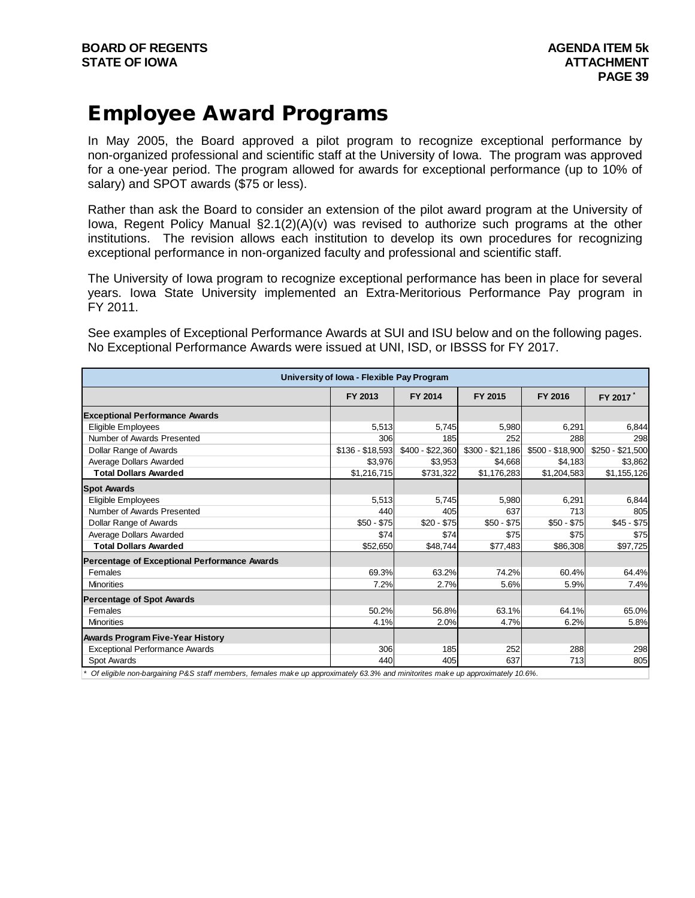# Employee Award Programs

In May 2005, the Board approved a pilot program to recognize exceptional performance by non-organized professional and scientific staff at the University of Iowa. The program was approved for a one-year period. The program allowed for awards for exceptional performance (up to 10% of salary) and SPOT awards ($75 or less).

Rather than ask the Board to consider an extension of the pilot award program at the University of Iowa, Regent Policy Manual §2.1(2)(A)(v) was revised to authorize such programs at the other institutions. The revision allows each institution to develop its own procedures for recognizing exceptional performance in non-organized faculty and professional and scientific staff.

The University of Iowa program to recognize exceptional performance has been in place for several years. Iowa State University implemented an Extra-Meritorious Performance Pay program in FY 2011.

See examples of Exceptional Performance Awards at SUI and ISU below and on the following pages. No Exceptional Performance Awards were issued at UNI, ISD, or IBSSS for FY 2017.

| University of Iowa - Flexible Pay Program | | | | | |
|---|---|---|---|---|---|
| | FY 2013 | FY 2014 | FY 2015 | FY 2016 | FY 2017 * |
| **Exceptional Performance Awards** | | | | | |
| Eligible Employees | 5,513 | 5,745 | 5,980 | 6,291 | 6,844 |
| Number of Awards Presented | 306 | 185 | 252 | 288 | 298 |
| Dollar Range of Awards | $136 - $18,593 | $400 - $22,360 | $300 - $21,186 | $500 - $18,900 | $250 - $21,500 |
| Average Dollars Awarded | $3,976 | $3,953 | $4,668 | $4,183 | $3,862 |
| **Total Dollars Awarded** | $1,216,715 | $731,322 | $1,176,283 | $1,204,583 | $1,155,126 |
| **Spot Awards** | | | | | |
| Eligible Employees | 5,513 | 5,745 | 5,980 | 6,291 | 6,844 |
| Number of Awards Presented | 440 | 405 | 637 | 713 | 805 |
| Dollar Range of Awards | $50 - $75 | $20 - $75 | $50 - $75 | $50 - $75 | $45 - $75 |
| Average Dollars Awarded | $74 | $74 | $75 | $75 | $75 |
| **Total Dollars Awarded** | $52,650 | $48,744 | $77,483 | $86,308 | $97,725 |
| **Percentage of Exceptional Performance Awards** | | | | | |
| Females | 69.3% | 63.2% | 74.2% | 60.4% | 64.4% |
| Minorities | 7.2% | 2.7% | 5.6% | 5.9% | 7.4% |
| **Percentage of Spot Awards** | | | | | |
| Females | 50.2% | 56.8% | 63.1% | 64.1% | 65.0% |
| Minorities | 4.1% | 2.0% | 4.7% | 6.2% | 5.8% |
| **Awards Program Five-Year History** | | | | | |
| Exceptional Performance Awards | 306 | 185 | 252 | 288 | 298 |
| Spot Awards | 440 | 405 | 637 | 713 | 805 |

*\* Of eligible non-bargaining P&S staff members, females make up approximately 63.3% and minitorites make up approximately 10.6%.*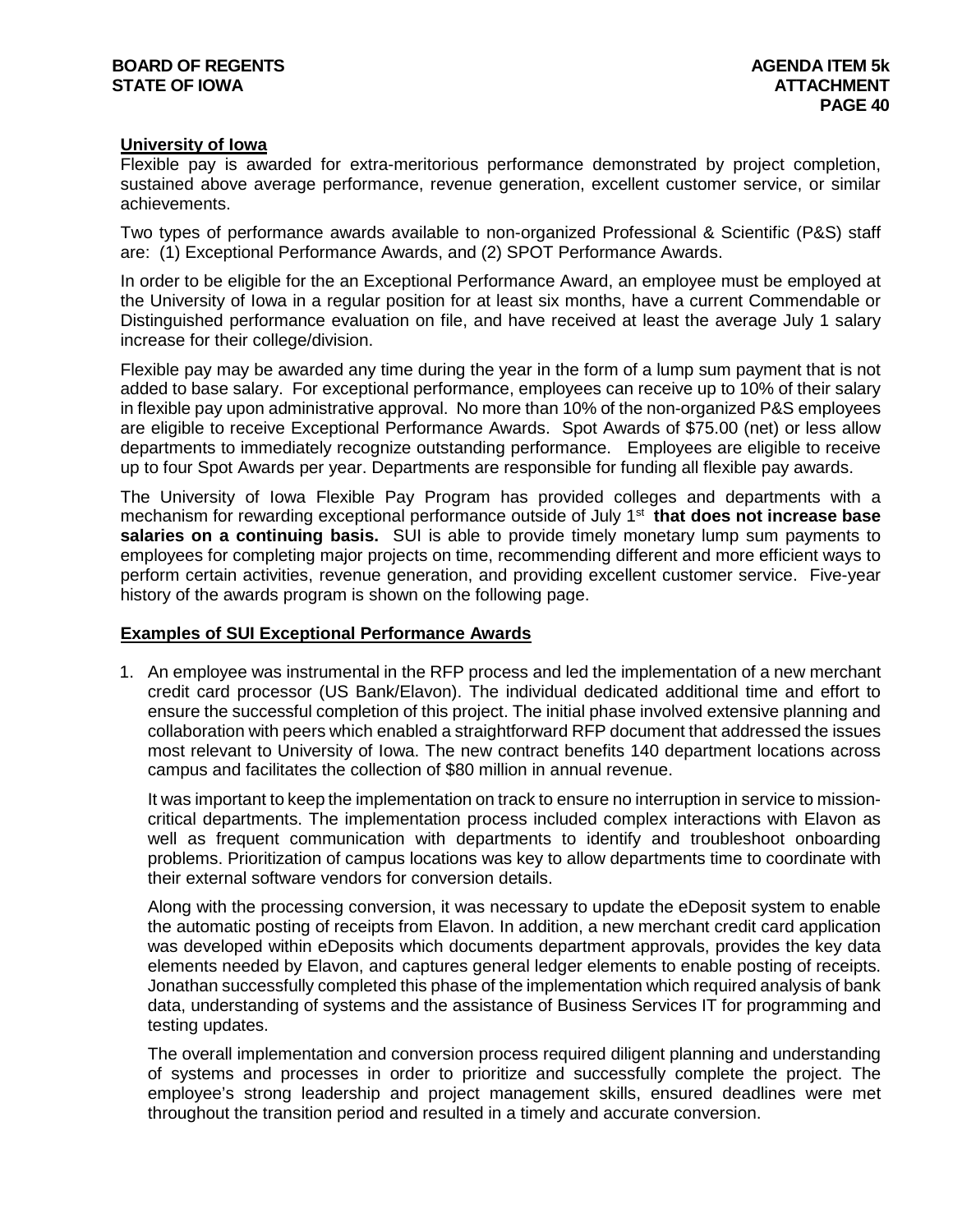**University of Iowa**

Flexible pay is awarded for extra-meritorious performance demonstrated by project completion, sustained above average performance, revenue generation, excellent customer service, or similar achievements.

Two types of performance awards available to non-organized Professional & Scientific (P&S) staff are: (1) Exceptional Performance Awards, and (2) SPOT Performance Awards.

In order to be eligible for the an Exceptional Performance Award, an employee must be employed at the University of Iowa in a regular position for at least six months, have a current Commendable or Distinguished performance evaluation on file, and have received at least the average July 1 salary increase for their college/division.

Flexible pay may be awarded any time during the year in the form of a lump sum payment that is not added to base salary. For exceptional performance, employees can receive up to 10% of their salary in flexible pay upon administrative approval. No more than 10% of the non-organized P&S employees are eligible to receive Exceptional Performance Awards. Spot Awards of $75.00 (net) or less allow departments to immediately recognize outstanding performance. Employees are eligible to receive up to four Spot Awards per year. Departments are responsible for funding all flexible pay awards.

The University of Iowa Flexible Pay Program has provided colleges and departments with a mechanism for rewarding exceptional performance outside of July 1st **that does not increase base salaries on a continuing basis.** SUI is able to provide timely monetary lump sum payments to employees for completing major projects on time, recommending different and more efficient ways to perform certain activities, revenue generation, and providing excellent customer service. Five-year history of the awards program is shown on the following page.

**Examples of SUI Exceptional Performance Awards**

1. An employee was instrumental in the RFP process and led the implementation of a new merchant credit card processor (US Bank/Elavon). The individual dedicated additional time and effort to ensure the successful completion of this project. The initial phase involved extensive planning and collaboration with peers which enabled a straightforward RFP document that addressed the issues most relevant to University of Iowa. The new contract benefits 140 department locations across campus and facilitates the collection of $80 million in annual revenue.

   It was important to keep the implementation on track to ensure no interruption in service to mission-critical departments. The implementation process included complex interactions with Elavon as well as frequent communication with departments to identify and troubleshoot onboarding problems. Prioritization of campus locations was key to allow departments time to coordinate with their external software vendors for conversion details.

   Along with the processing conversion, it was necessary to update the eDeposit system to enable the automatic posting of receipts from Elavon. In addition, a new merchant credit card application was developed within eDeposits which documents department approvals, provides the key data elements needed by Elavon, and captures general ledger elements to enable posting of receipts. Jonathan successfully completed this phase of the implementation which required analysis of bank data, understanding of systems and the assistance of Business Services IT for programming and testing updates.

   The overall implementation and conversion process required diligent planning and understanding of systems and processes in order to prioritize and successfully complete the project. The employee's strong leadership and project management skills, ensured deadlines were met throughout the transition period and resulted in a timely and accurate conversion.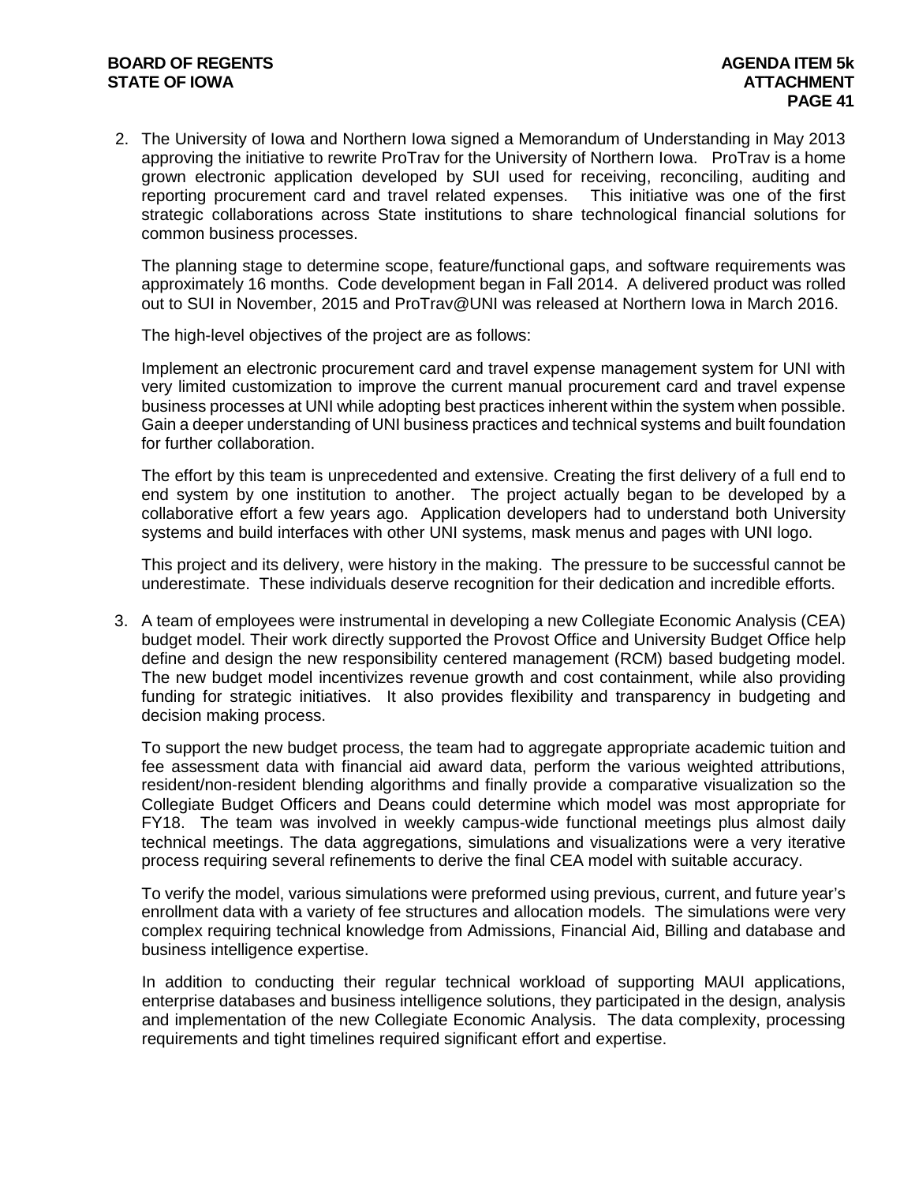2. The University of Iowa and Northern Iowa signed a Memorandum of Understanding in May 2013 approving the initiative to rewrite ProTrav for the University of Northern Iowa. ProTrav is a home grown electronic application developed by SUI used for receiving, reconciling, auditing and reporting procurement card and travel related expenses. This initiative was one of the first strategic collaborations across State institutions to share technological financial solutions for common business processes.

   The planning stage to determine scope, feature/functional gaps, and software requirements was approximately 16 months. Code development began in Fall 2014. A delivered product was rolled out to SUI in November, 2015 and ProTrav@UNI was released at Northern Iowa in March 2016.

   The high-level objectives of the project are as follows:

   Implement an electronic procurement card and travel expense management system for UNI with very limited customization to improve the current manual procurement card and travel expense business processes at UNI while adopting best practices inherent within the system when possible. Gain a deeper understanding of UNI business practices and technical systems and built foundation for further collaboration.

   The effort by this team is unprecedented and extensive. Creating the first delivery of a full end to end system by one institution to another. The project actually began to be developed by a collaborative effort a few years ago. Application developers had to understand both University systems and build interfaces with other UNI systems, mask menus and pages with UNI logo.

   This project and its delivery, were history in the making. The pressure to be successful cannot be underestimate. These individuals deserve recognition for their dedication and incredible efforts.

3. A team of employees were instrumental in developing a new Collegiate Economic Analysis (CEA) budget model. Their work directly supported the Provost Office and University Budget Office help define and design the new responsibility centered management (RCM) based budgeting model. The new budget model incentivizes revenue growth and cost containment, while also providing funding for strategic initiatives. It also provides flexibility and transparency in budgeting and decision making process.

   To support the new budget process, the team had to aggregate appropriate academic tuition and fee assessment data with financial aid award data, perform the various weighted attributions, resident/non-resident blending algorithms and finally provide a comparative visualization so the Collegiate Budget Officers and Deans could determine which model was most appropriate for FY18. The team was involved in weekly campus-wide functional meetings plus almost daily technical meetings. The data aggregations, simulations and visualizations were a very iterative process requiring several refinements to derive the final CEA model with suitable accuracy.

   To verify the model, various simulations were preformed using previous, current, and future year's enrollment data with a variety of fee structures and allocation models. The simulations were very complex requiring technical knowledge from Admissions, Financial Aid, Billing and database and business intelligence expertise.

   In addition to conducting their regular technical workload of supporting MAUI applications, enterprise databases and business intelligence solutions, they participated in the design, analysis and implementation of the new Collegiate Economic Analysis. The data complexity, processing requirements and tight timelines required significant effort and expertise.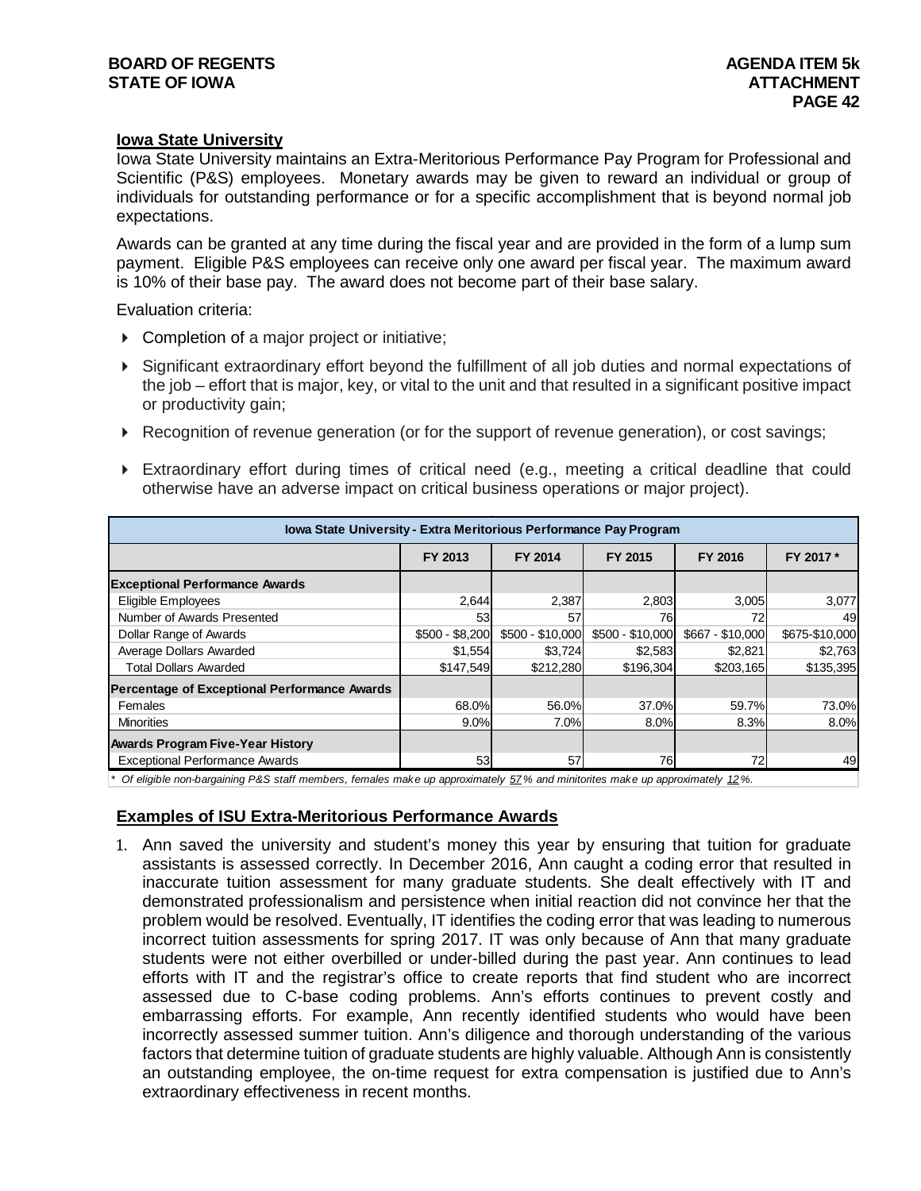**Iowa State University**

Iowa State University maintains an Extra-Meritorious Performance Pay Program for Professional and Scientific (P&S) employees. Monetary awards may be given to reward an individual or group of individuals for outstanding performance or for a specific accomplishment that is beyond normal job expectations.

Awards can be granted at any time during the fiscal year and are provided in the form of a lump sum payment. Eligible P&S employees can receive only one award per fiscal year. The maximum award is 10% of their base pay. The award does not become part of their base salary.

Evaluation criteria:

- Completion of a major project or initiative;
- Significant extraordinary effort beyond the fulfillment of all job duties and normal expectations of the job – effort that is major, key, or vital to the unit and that resulted in a significant positive impact or productivity gain;
- Recognition of revenue generation (or for the support of revenue generation), or cost savings;
- Extraordinary effort during times of critical need (e.g., meeting a critical deadline that could otherwise have an adverse impact on critical business operations or major project).

| Iowa State University - Extra Meritorious Performance Pay Program | | | | | |
|---|---|---|---|---|---|
| | FY 2013 | FY 2014 | FY 2015 | FY 2016 | FY 2017 * |
| **Exceptional Performance Awards** | | | | | |
| Eligible Employees | 2,644 | 2,387 | 2,803 | 3,005 | 3,077 |
| Number of Awards Presented | 53 | 57 | 76 | 72 | 49 |
| Dollar Range of Awards | $500 - $8,200 | $500 - $10,000 | $500 - $10,000 | $667 - $10,000 | $675-$10,000 |
| Average Dollars Awarded | $1,554 | $3,724 | $2,583 | $2,821 | $2,763 |
| Total Dollars Awarded | $147,549 | $212,280 | $196,304 | $203,165 | $135,395 |
| **Percentage of Exceptional Performance Awards** | | | | | |
| Females | 68.0% | 56.0% | 37.0% | 59.7% | 73.0% |
| Minorities | 9.0% | 7.0% | 8.0% | 8.3% | 8.0% |
| **Awards Program Five-Year History** | | | | | |
| Exceptional Performance Awards | 53 | 57 | 76 | 72 | 49 |

*\* Of eligible non-bargaining P&S staff members, females make up approximately 57% and minitorites make up approximately 12%.*

**Examples of ISU Extra-Meritorious Performance Awards**

1. Ann saved the university and student's money this year by ensuring that tuition for graduate assistants is assessed correctly. In December 2016, Ann caught a coding error that resulted in inaccurate tuition assessment for many graduate students. She dealt effectively with IT and demonstrated professionalism and persistence when initial reaction did not convince her that the problem would be resolved. Eventually, IT identifies the coding error that was leading to numerous incorrect tuition assessments for spring 2017. IT was only because of Ann that many graduate students were not either overbilled or under-billed during the past year. Ann continues to lead efforts with IT and the registrar's office to create reports that find student who are incorrect assessed due to C-base coding problems. Ann's efforts continues to prevent costly and embarrassing efforts. For example, Ann recently identified students who would have been incorrectly assessed summer tuition. Ann's diligence and thorough understanding of the various factors that determine tuition of graduate students are highly valuable. Although Ann is consistently an outstanding employee, the on-time request for extra compensation is justified due to Ann's extraordinary effectiveness in recent months.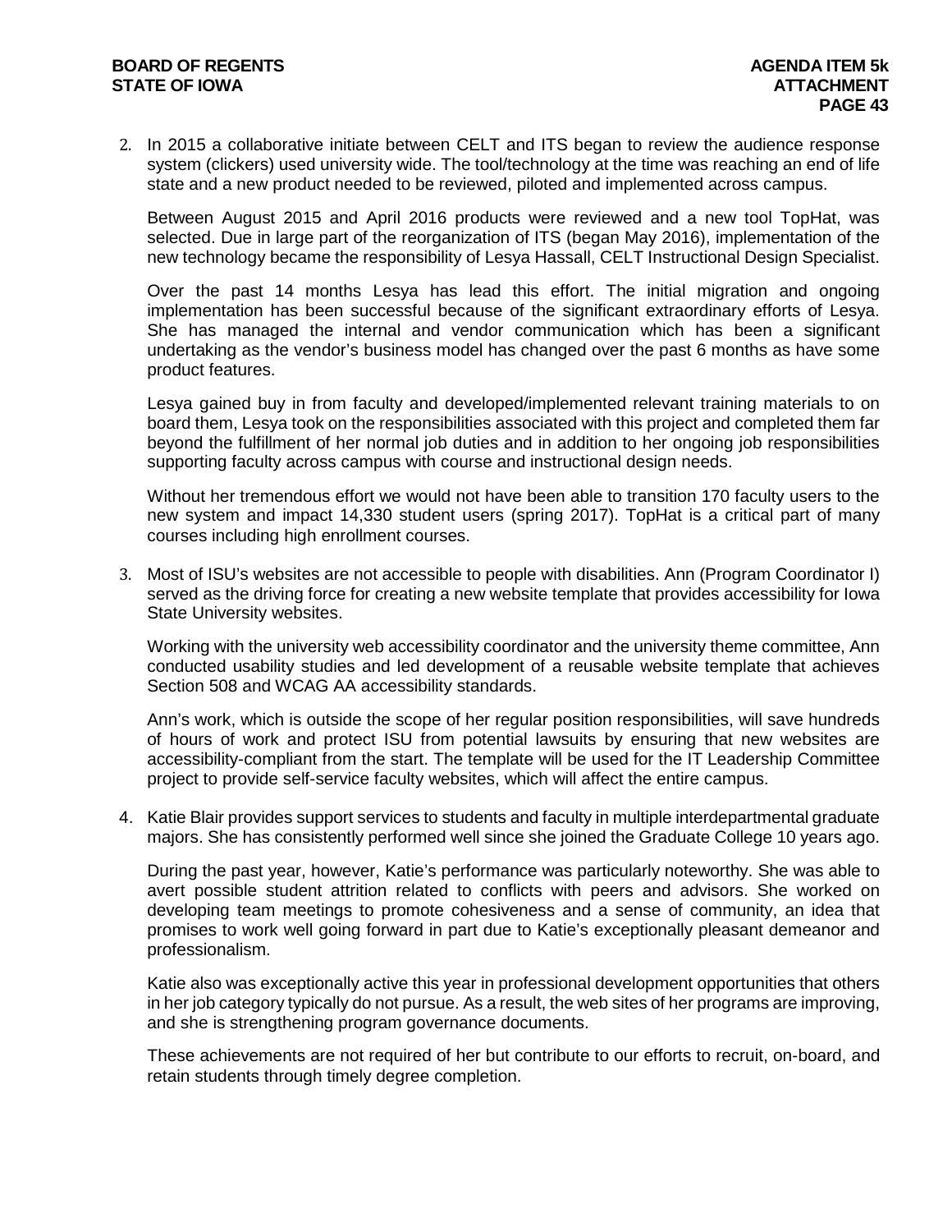2. In 2015 a collaborative initiate between CELT and ITS began to review the audience response system (clickers) used university wide. The tool/technology at the time was reaching an end of life state and a new product needed to be reviewed, piloted and implemented across campus.

   Between August 2015 and April 2016 products were reviewed and a new tool TopHat, was selected. Due in large part of the reorganization of ITS (began May 2016), implementation of the new technology became the responsibility of Lesya Hassall, CELT Instructional Design Specialist.

   Over the past 14 months Lesya has lead this effort. The initial migration and ongoing implementation has been successful because of the significant extraordinary efforts of Lesya. She has managed the internal and vendor communication which has been a significant undertaking as the vendor's business model has changed over the past 6 months as have some product features.

   Lesya gained buy in from faculty and developed/implemented relevant training materials to on board them, Lesya took on the responsibilities associated with this project and completed them far beyond the fulfillment of her normal job duties and in addition to her ongoing job responsibilities supporting faculty across campus with course and instructional design needs.

   Without her tremendous effort we would not have been able to transition 170 faculty users to the new system and impact 14,330 student users (spring 2017). TopHat is a critical part of many courses including high enrollment courses.

3. Most of ISU's websites are not accessible to people with disabilities. Ann (Program Coordinator I) served as the driving force for creating a new website template that provides accessibility for Iowa State University websites.

   Working with the university web accessibility coordinator and the university theme committee, Ann conducted usability studies and led development of a reusable website template that achieves Section 508 and WCAG AA accessibility standards.

   Ann's work, which is outside the scope of her regular position responsibilities, will save hundreds of hours of work and protect ISU from potential lawsuits by ensuring that new websites are accessibility-compliant from the start. The template will be used for the IT Leadership Committee project to provide self-service faculty websites, which will affect the entire campus.

4. Katie Blair provides support services to students and faculty in multiple interdepartmental graduate majors. She has consistently performed well since she joined the Graduate College 10 years ago.

   During the past year, however, Katie's performance was particularly noteworthy. She was able to avert possible student attrition related to conflicts with peers and advisors. She worked on developing team meetings to promote cohesiveness and a sense of community, an idea that promises to work well going forward in part due to Katie's exceptionally pleasant demeanor and professionalism.

   Katie also was exceptionally active this year in professional development opportunities that others in her job category typically do not pursue. As a result, the web sites of her programs are improving, and she is strengthening program governance documents.

   These achievements are not required of her but contribute to our efforts to recruit, on-board, and retain students through timely degree completion.